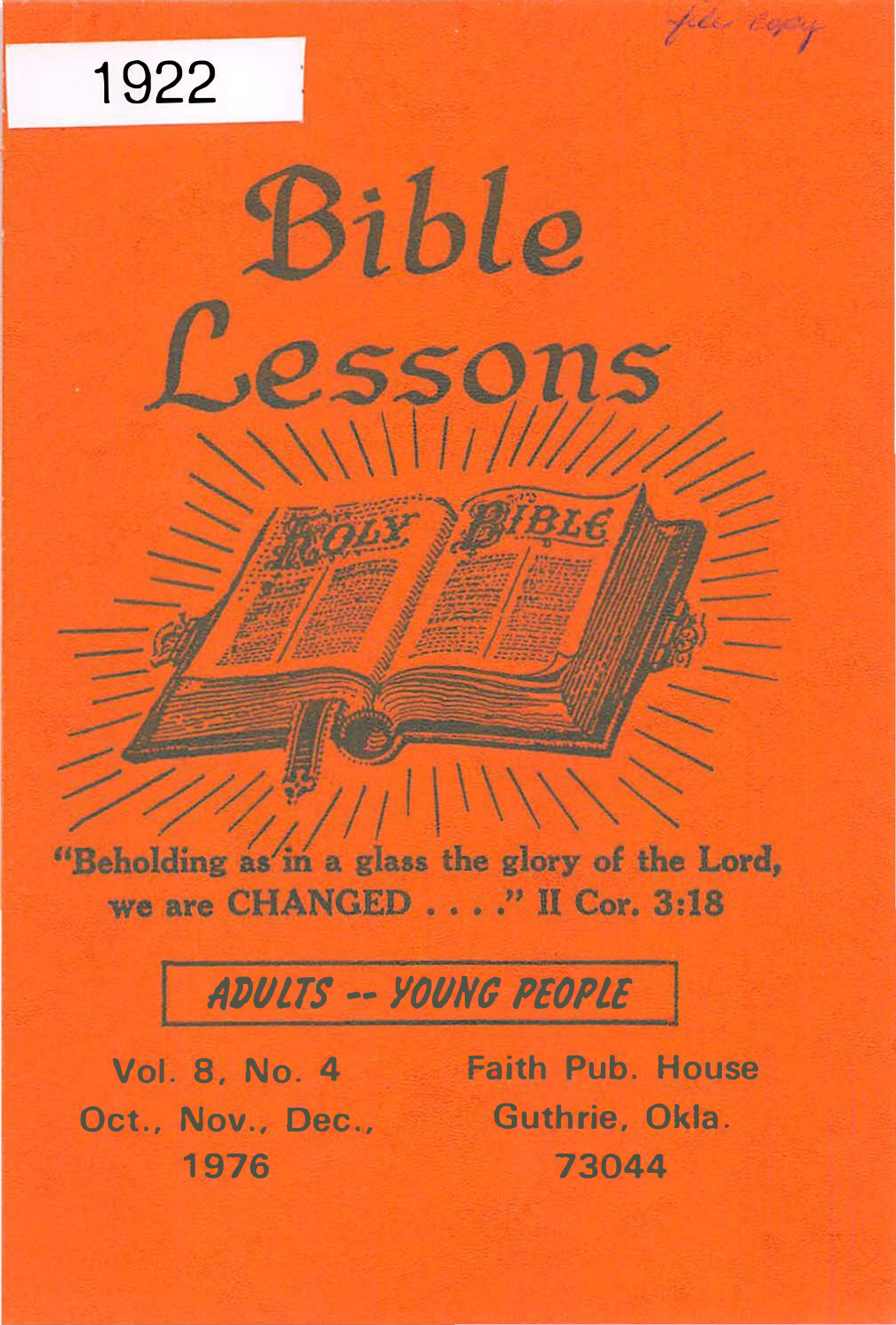1922

file copy

# Bible Lessons

"Beholding as in a glass the glory of the Lord, we are CHANGED . . . ." II Cor. 3:18

**ADULTS -- YOUNG PEOPLE**

Vol. 8, No. 4
Oct., Nov., Dec.,
1976

Faith Pub. House
Guthrie, Okla.
73044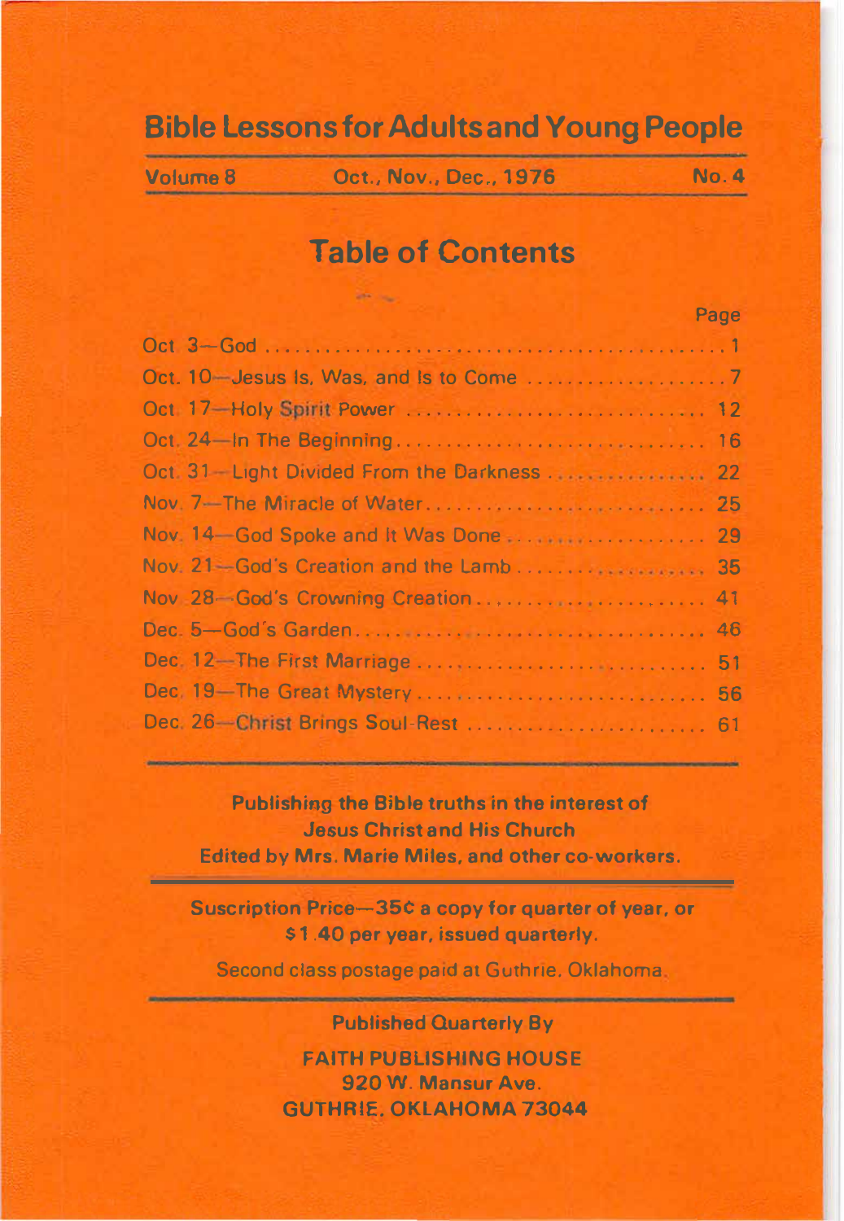# Bible Lessons for Adults and Young People

Volume 8 — Oct., Nov., Dec., 1976 — No. 4

## Table of Contents

| | Page |
|---|---|
| Oct. 3—God | 1 |
| Oct. 10—Jesus Is, Was, and Is to Come | 7 |
| Oct. 17—Holy Spirit Power | 12 |
| Oct. 24—In The Beginning | 16 |
| Oct. 31—Light Divided From the Darkness | 22 |
| Nov. 7—The Miracle of Water | 25 |
| Nov. 14—God Spoke and It Was Done | 29 |
| Nov. 21—God's Creation and the Lamb | 35 |
| Nov. 28—God's Crowning Creation | 41 |
| Dec. 5—God's Garden | 46 |
| Dec. 12—The First Marriage | 51 |
| Dec. 19—The Great Mystery | 56 |
| Dec. 26—Christ Brings Soul-Rest | 61 |

**Publishing the Bible truths in the interest of Jesus Christ and His Church**
**Edited by Mrs. Marie Miles, and other co-workers.**

**Suscription Price—35¢ a copy for quarter of year, or $1.40 per year, issued quarterly.**

Second class postage paid at Guthrie, Oklahoma.

**Published Quarterly By**

**FAITH PUBLISHING HOUSE**
**920 W. Mansur Ave.**
**GUTHRIE, OKLAHOMA 73044**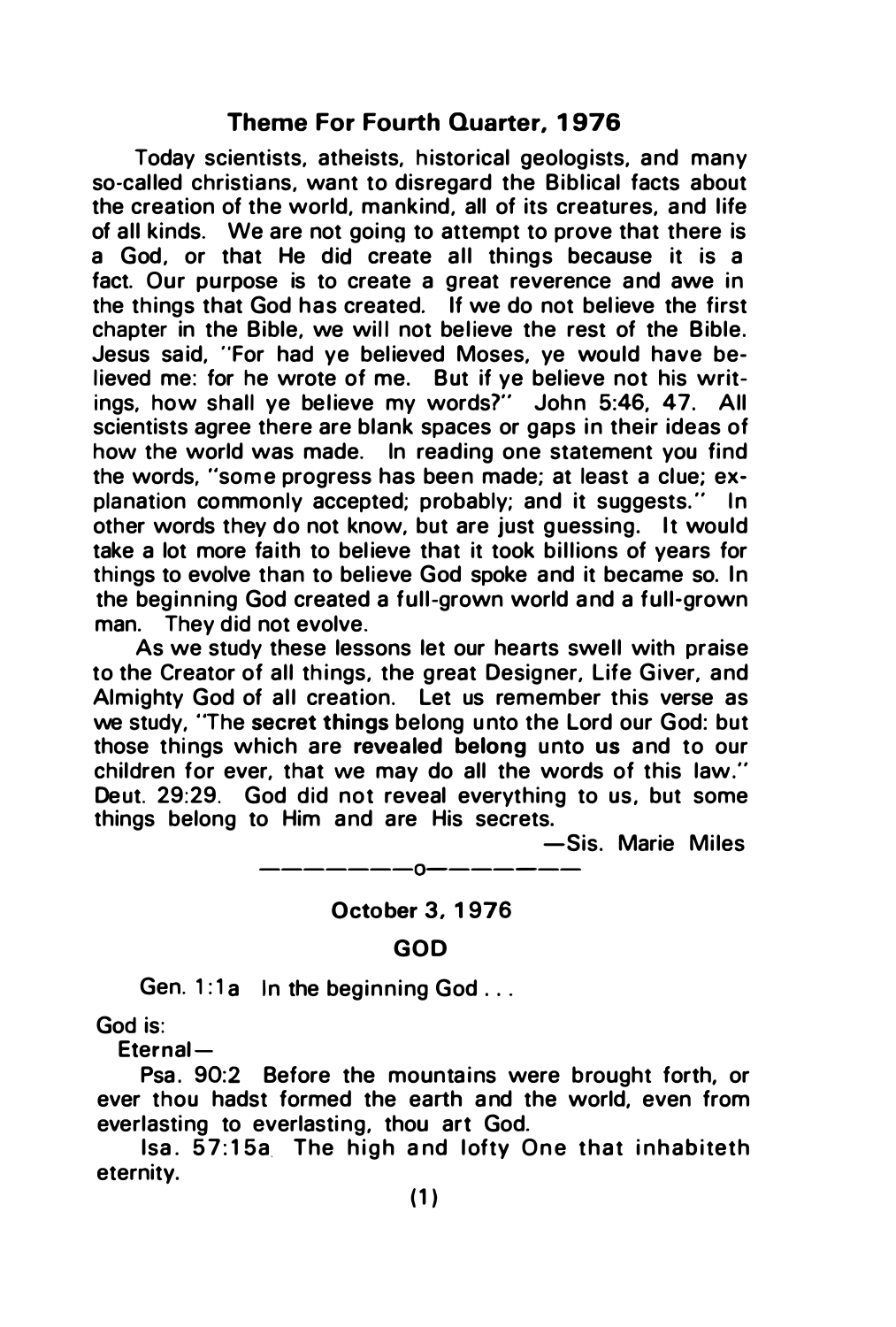## Theme For Fourth Quarter, 1976

Today scientists, atheists, historical geologists, and many so-called christians, want to disregard the Biblical facts about the creation of the world, mankind, all of its creatures, and life of all kinds. We are not going to attempt to prove that there is a God, or that He did create all things because it is a fact. Our purpose is to create a great reverence and awe in the things that God has created. If we do not believe the first chapter in the Bible, we will not believe the rest of the Bible. Jesus said, "For had ye believed Moses, ye would have believed me: for he wrote of me. But if ye believe not his writings, how shall ye believe my words?" John 5:46, 47. All scientists agree there are blank spaces or gaps in their ideas of how the world was made. In reading one statement you find the words, "some progress has been made; at least a clue; explanation commonly accepted; probably; and it suggests." In other words they do not know, but are just guessing. It would take a lot more faith to believe that it took billions of years for things to evolve than to believe God spoke and it became so. In the beginning God created a full-grown world and a full-grown man. They did not evolve.

As we study these lessons let our hearts swell with praise to the Creator of all things, the great Designer, Life Giver, and Almighty God of all creation. Let us remember this verse as we study, "The **secret things** belong unto the Lord our God: but those things which are **revealed belong** unto **us** and to our children for ever, that we may do all the words of this law." Deut. 29:29. God did not reveal everything to us, but some things belong to Him and are His secrets.

—Sis. Marie Miles

————————o————————

**October 3, 1976**

### GOD

Gen. 1:1a In the beginning God . . .

God is:

**Eternal—**

Psa. 90:2 Before the mountains were brought forth, or ever thou hadst formed the earth and the world, even from everlasting to everlasting, thou art God.

Isa. 57:15a The high and lofty One that inhabiteth eternity.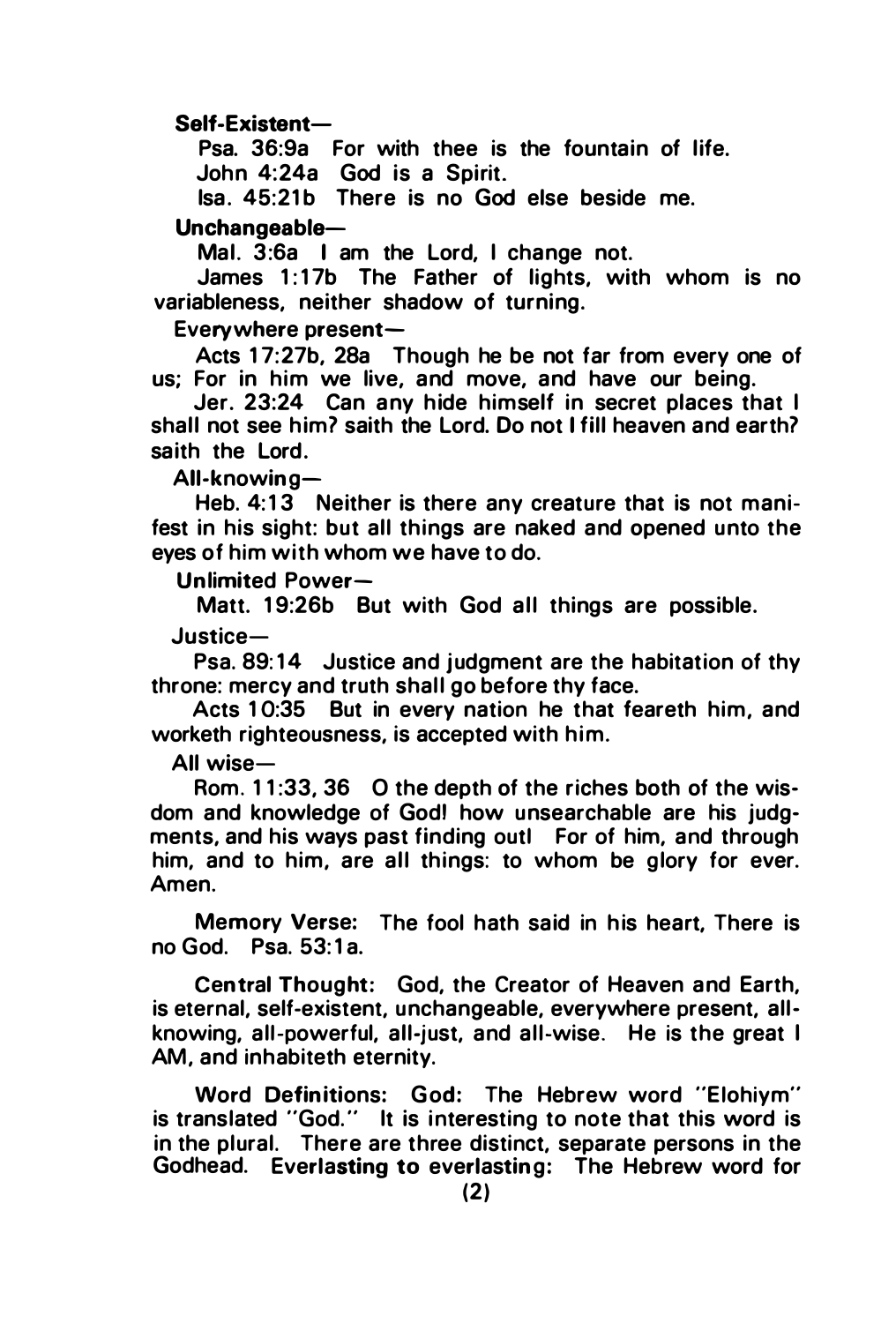**Self-Existent—**

Psa. 36:9a For with thee is the fountain of life.

John 4:24a God is a Spirit.

Isa. 45:21b There is no God else beside me.

**Unchangeable—**

Mal. 3:6a I am the Lord, I change not.

James 1:17b The Father of lights, with whom is no variableness, neither shadow of turning.

Everywhere present—

Acts 17:27b, 28a Though he be not far from every one of us; For in him we live, and move, and have our being.

Jer. 23:24 Can any hide himself in secret places that I shall not see him? saith the Lord. Do not I fill heaven and earth? saith the Lord.

All-knowing—

Heb. 4:13 Neither is there any creature that is not manifest in his sight: but all things are naked and opened unto the eyes of him with whom we have to do.

Unlimited Power—

Matt. 19:26b But with God all things are possible.

Justice—

Psa. 89:14 Justice and judgment are the habitation of thy throne: mercy and truth shall go before thy face.

Acts 10:35 But in every nation he that feareth him, and worketh righteousness, is accepted with him.

All wise—

Rom. 11:33, 36 O the depth of the riches both of the wisdom and knowledge of God! how unsearchable are his judgments, and his ways past finding out! For of him, and through him, and to him, are all things: to whom be glory for ever. Amen.

Memory Verse: The fool hath said in his heart, There is no God. Psa. 53:1a.

Central Thought: God, the Creator of Heaven and Earth, is eternal, self-existent, unchangeable, everywhere present, all-knowing, all-powerful, all-just, and all-wise. He is the great I AM, and inhabiteth eternity.

Word Definitions: God: The Hebrew word "Elohiym" is translated "God." It is interesting to note that this word is in the plural. There are three distinct, separate persons in the Godhead. **Everlasting to everlasting:** The Hebrew word for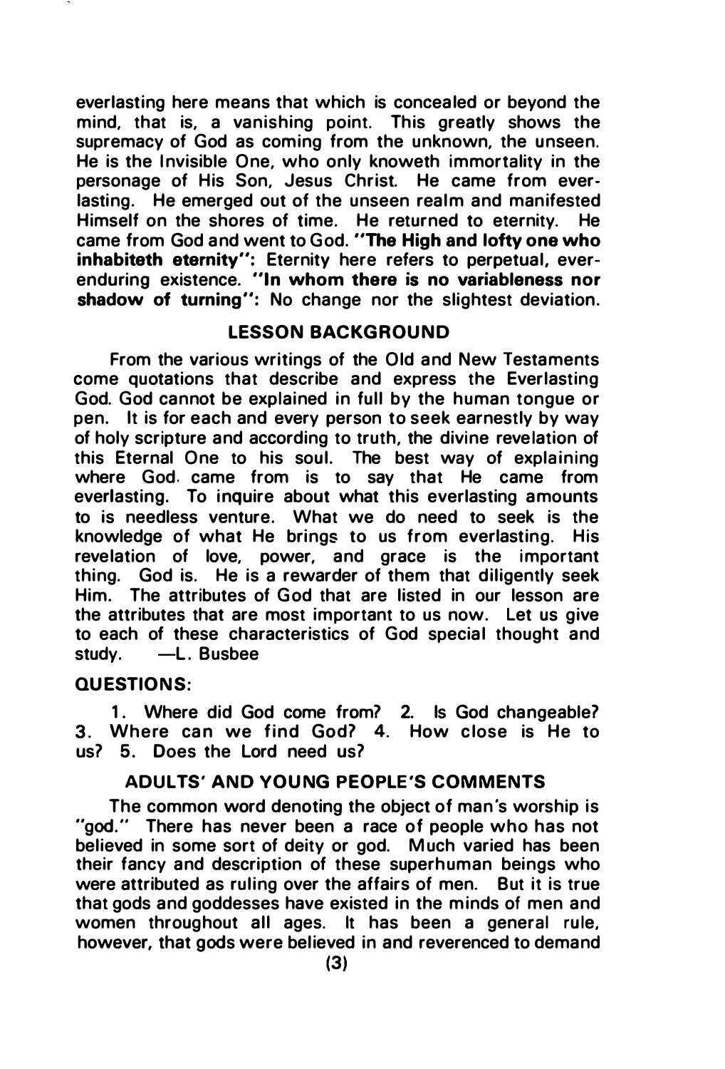everlasting here means that which is concealed or beyond the mind, that is, a vanishing point. This greatly shows the supremacy of God as coming from the unknown, the unseen. He is the Invisible One, who only knoweth immortality in the personage of His Son, Jesus Christ. He came from everlasting. He emerged out of the unseen realm and manifested Himself on the shores of time. He returned to eternity. He came from God and went to God. **"The High and lofty one who inhabiteth eternity":** Eternity here refers to perpetual, ever-enduring existence. **"In whom there is no variableness nor shadow of turning":** No change nor the slightest deviation.

## LESSON BACKGROUND

From the various writings of the Old and New Testaments come quotations that describe and express the Everlasting God. God cannot be explained in full by the human tongue or pen. It is for each and every person to seek earnestly by way of holy scripture and according to truth, the divine revelation of this Eternal One to his soul. The best way of explaining where God came from is to say that He came from everlasting. To inquire about what this everlasting amounts to is needless venture. What we do need to seek is the knowledge of what He brings to us from everlasting. His revelation of love, power, and grace is the important thing. God is. He is a rewarder of them that diligently seek Him. The attributes of God that are listed in our lesson are the attributes that are most important to us now. Let us give to each of these characteristics of God special thought and study. —L. Busbee

### QUESTIONS:

1. Where did God come from? 2. Is God changeable? 3. Where can we find God? 4. How close is He to us? 5. Does the Lord need us?

## ADULTS' AND YOUNG PEOPLE'S COMMENTS

The common word denoting the object of man's worship is "god." There has never been a race of people who has not believed in some sort of deity or god. Much varied has been their fancy and description of these superhuman beings who were attributed as ruling over the affairs of men. But it is true that gods and goddesses have existed in the minds of men and women throughout all ages. It has been a general rule, however, that gods were believed in and reverenced to demand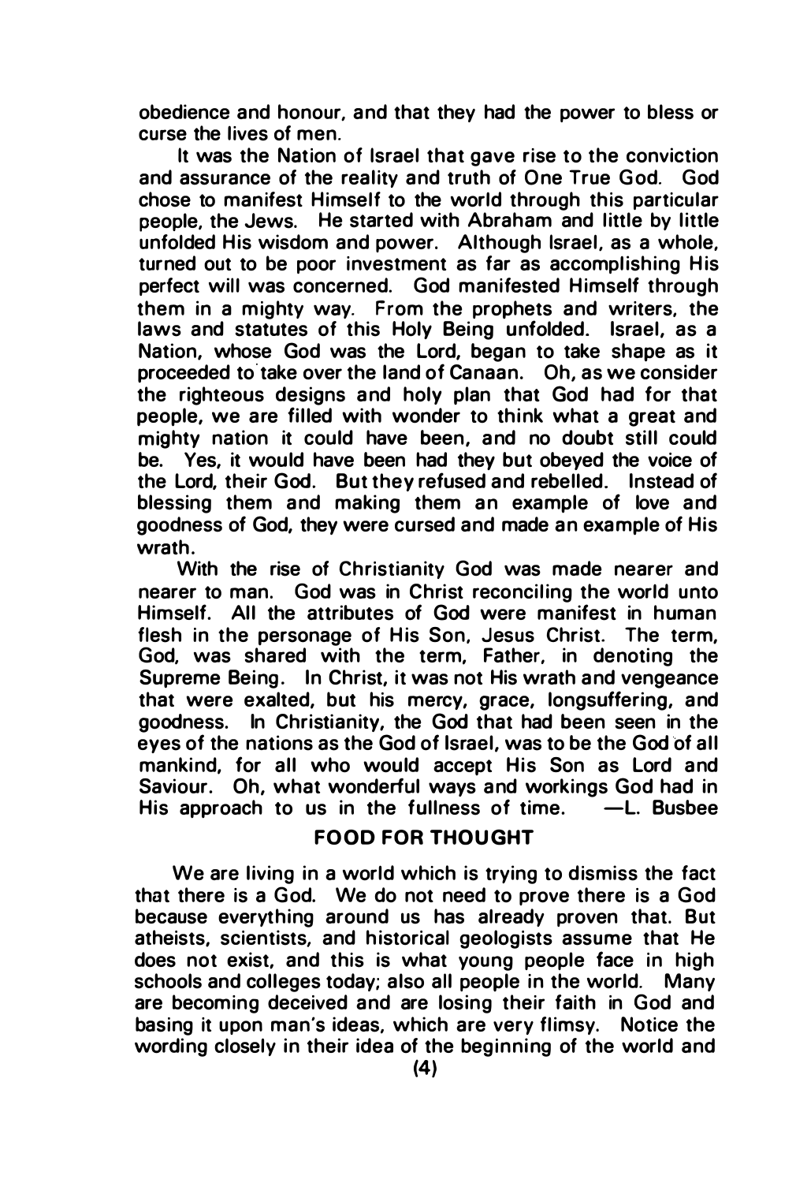obedience and honour, and that they had the power to bless or curse the lives of men.

It was the Nation of Israel that gave rise to the conviction and assurance of the reality and truth of One True God. God chose to manifest Himself to the world through this particular people, the Jews. He started with Abraham and little by little unfolded His wisdom and power. Although Israel, as a whole, turned out to be poor investment as far as accomplishing His perfect will was concerned. God manifested Himself through them in a mighty way. From the prophets and writers, the laws and statutes of this Holy Being unfolded. Israel, as a Nation, whose God was the Lord, began to take shape as it proceeded to take over the land of Canaan. Oh, as we consider the righteous designs and holy plan that God had for that people, we are filled with wonder to think what a great and mighty nation it could have been, and no doubt still could be. Yes, it would have been had they but obeyed the voice of the Lord, their God. But they refused and rebelled. Instead of blessing them and making them an example of love and goodness of God, they were cursed and made an example of His wrath.

With the rise of Christianity God was made nearer and nearer to man. God was in Christ reconciling the world unto Himself. All the attributes of God were manifest in human flesh in the personage of His Son, Jesus Christ. The term, God, was shared with the term, Father, in denoting the Supreme Being. In Christ, it was not His wrath and vengeance that were exalted, but his mercy, grace, longsuffering, and goodness. In Christianity, the God that had been seen in the eyes of the nations as the God of Israel, was to be the God of all mankind, for all who would accept His Son as Lord and Saviour. Oh, what wonderful ways and workings God had in His approach to us in the fullness of time. —L. Busbee

## FOOD FOR THOUGHT

We are living in a world which is trying to dismiss the fact that there is a God. We do not need to prove there is a God because everything around us has already proven that. But atheists, scientists, and historical geologists assume that He does not exist, and this is what young people face in high schools and colleges today; also all people in the world. Many are becoming deceived and are losing their faith in God and basing it upon man's ideas, which are very flimsy. Notice the wording closely in their idea of the beginning of the world and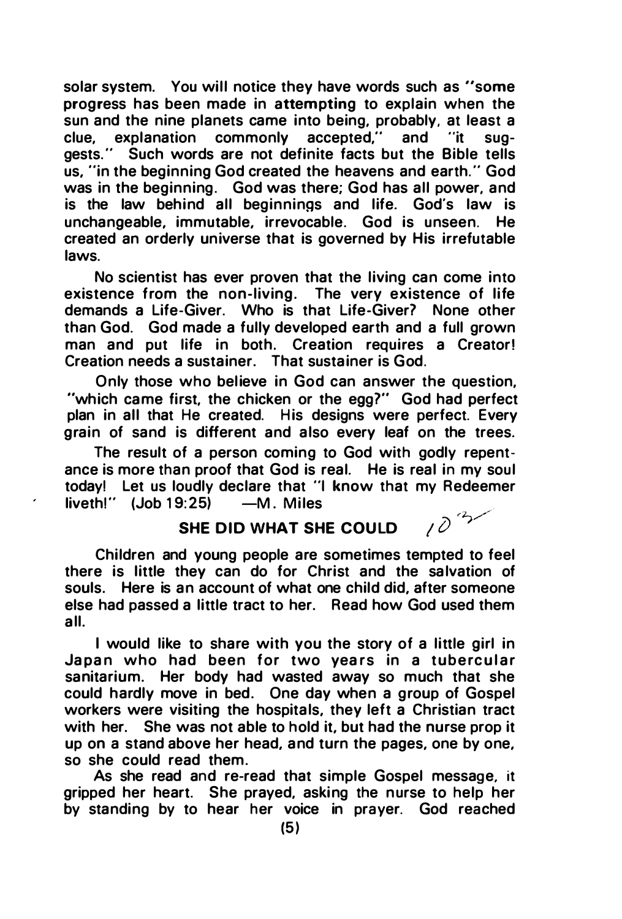solar system. You will notice they have words such as "some progress has been made in attempting to explain when the sun and the nine planets came into being, probably, at least a clue, explanation commonly accepted," and "it suggests." Such words are not definite facts but the Bible tells us, "in the beginning God created the heavens and earth." God was in the beginning. God was there; God has all power, and is the law behind all beginnings and life. God's law is unchangeable, immutable, irrevocable. God is unseen. He created an orderly universe that is governed by His irrefutable laws.

No scientist has ever proven that the living can come into existence from the non-living. The very existence of life demands a Life-Giver. Who is that Life-Giver? None other than God. God made a fully developed earth and a full grown man and put life in both. Creation requires a Creator! Creation needs a sustainer. That sustainer is God.

Only those who believe in God can answer the question, "which came first, the chicken or the egg?" God had perfect plan in all that He created. His designs were perfect. Every grain of sand is different and also every leaf on the trees.

The result of a person coming to God with godly repentance is more than proof that God is real. He is real in my soul today! Let us loudly declare that "I know that my Redeemer liveth!" (Job 19:25) —M. Miles

## SHE DID WHAT SHE COULD

Children and young people are sometimes tempted to feel there is little they can do for Christ and the salvation of souls. Here is an account of what one child did, after someone else had passed a little tract to her. Read how God used them all.

I would like to share with you the story of a little girl in Japan who had been for two years in a tubercular sanitarium. Her body had wasted away so much that she could hardly move in bed. One day when a group of Gospel workers were visiting the hospitals, they left a Christian tract with her. She was not able to hold it, but had the nurse prop it up on a stand above her head, and turn the pages, one by one, so she could read them.

As she read and re-read that simple Gospel message, it gripped her heart. She prayed, asking the nurse to help her by standing by to hear her voice in prayer. God reached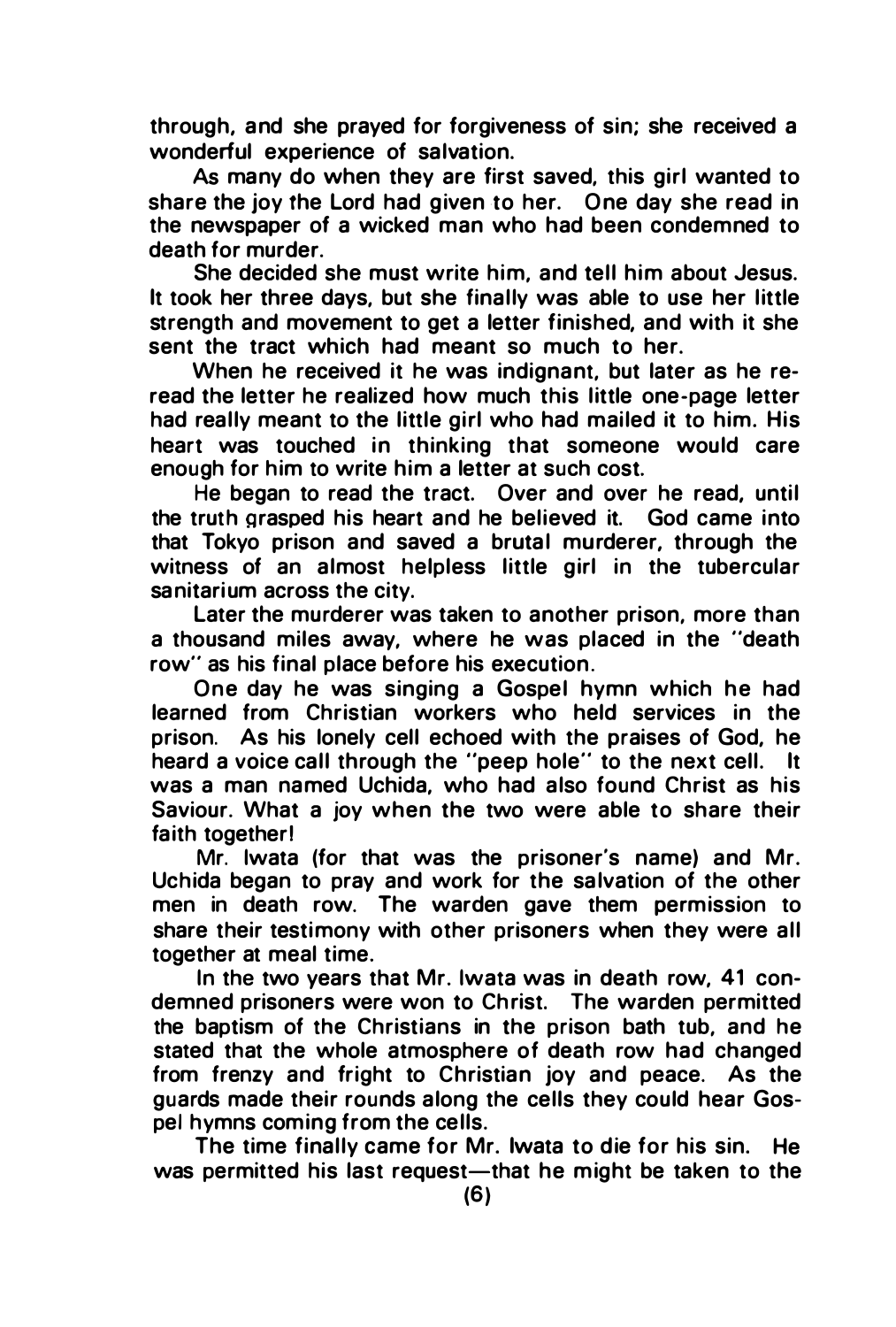through, and she prayed for forgiveness of sin; she received a wonderful experience of salvation.

As many do when they are first saved, this girl wanted to share the joy the Lord had given to her. One day she read in the newspaper of a wicked man who had been condemned to death for murder.

She decided she must write him, and tell him about Jesus. It took her three days, but she finally was able to use her little strength and movement to get a letter finished, and with it she sent the tract which had meant so much to her.

When he received it he was indignant, but later as he reread the letter he realized how much this little one-page letter had really meant to the little girl who had mailed it to him. His heart was touched in thinking that someone would care enough for him to write him a letter at such cost.

He began to read the tract. Over and over he read, until the truth grasped his heart and he believed it. God came into that Tokyo prison and saved a brutal murderer, through the witness of an almost helpless little girl in the tubercular sanitarium across the city.

Later the murderer was taken to another prison, more than a thousand miles away, where he was placed in the "death row" as his final place before his execution.

One day he was singing a Gospel hymn which he had learned from Christian workers who held services in the prison. As his lonely cell echoed with the praises of God, he heard a voice call through the "peep hole" to the next cell. It was a man named Uchida, who had also found Christ as his Saviour. What a joy when the two were able to share their faith together!

Mr. Iwata (for that was the prisoner's name) and Mr. Uchida began to pray and work for the salvation of the other men in death row. The warden gave them permission to share their testimony with other prisoners when they were all together at meal time.

In the two years that Mr. Iwata was in death row, 41 condemned prisoners were won to Christ. The warden permitted the baptism of the Christians in the prison bath tub, and he stated that the whole atmosphere of death row had changed from frenzy and fright to Christian joy and peace. As the guards made their rounds along the cells they could hear Gospel hymns coming from the cells.

The time finally came for Mr. Iwata to die for his sin. He was permitted his last request—that he might be taken to the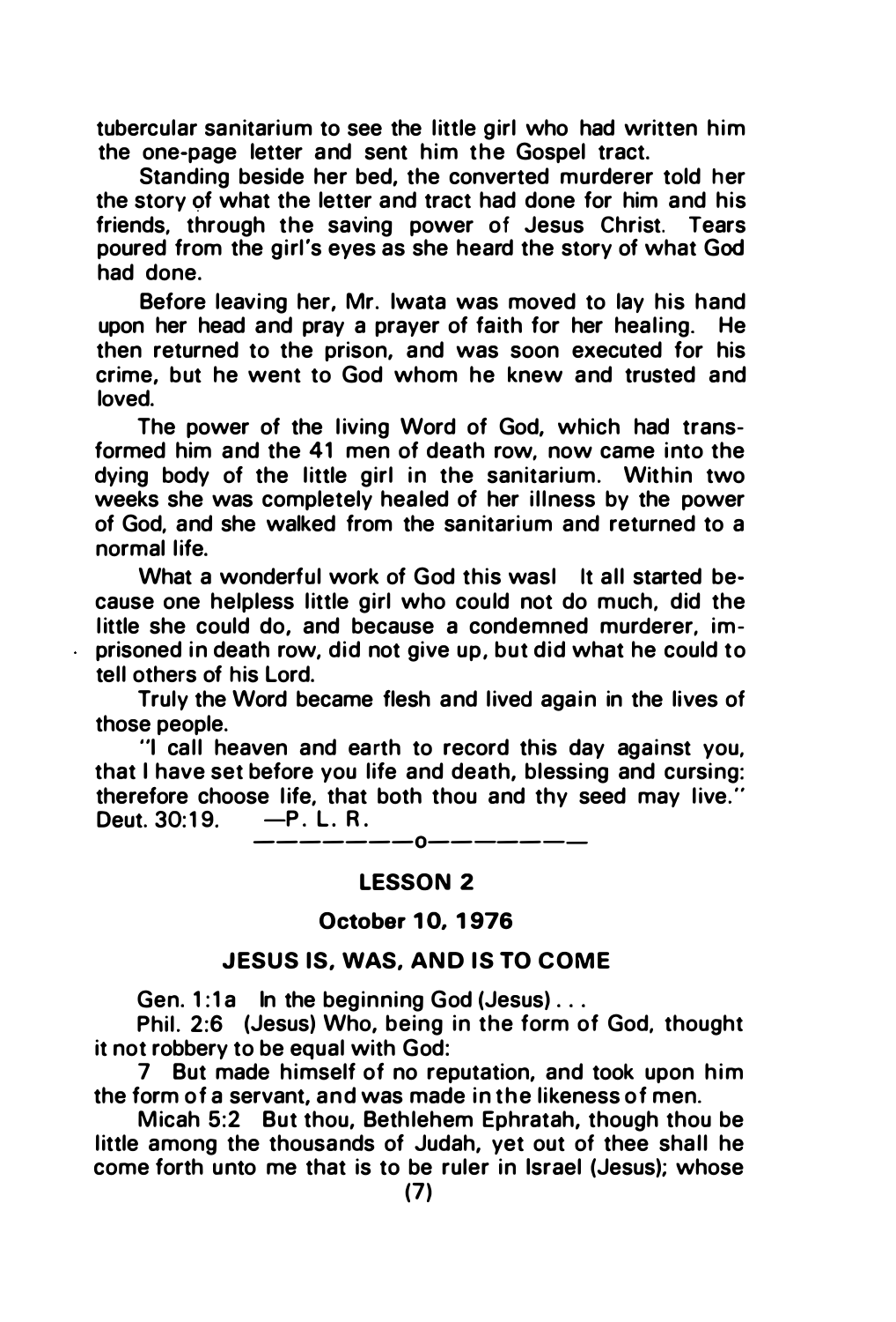tubercular sanitarium to see the little girl who had written him the one-page letter and sent him the Gospel tract.

Standing beside her bed, the converted murderer told her the story of what the letter and tract had done for him and his friends, through the saving power of Jesus Christ. Tears poured from the girl's eyes as she heard the story of what God had done.

Before leaving her, Mr. Iwata was moved to lay his hand upon her head and pray a prayer of faith for her healing. He then returned to the prison, and was soon executed for his crime, but he went to God whom he knew and trusted and loved.

The power of the living Word of God, which had transformed him and the 41 men of death row, now came into the dying body of the little girl in the sanitarium. Within two weeks she was completely healed of her illness by the power of God, and she walked from the sanitarium and returned to a normal life.

What a wonderful work of God this was! It all started because one helpless little girl who could not do much, did the little she could do, and because a condemned murderer, imprisoned in death row, did not give up, but did what he could to tell others of his Lord.

Truly the Word became flesh and lived again in the lives of those people.

"I call heaven and earth to record this day against you, that I have set before you life and death, blessing and cursing: therefore choose life, that both thou and thy seed may live." Deut. 30:19. —P. L. R.

————————o————————

## LESSON 2

### October 10, 1976

### JESUS IS, WAS, AND IS TO COME

Gen. 1:1a In the beginning God (Jesus) . . .

Phil. 2:6 (Jesus) Who, being in the form of God, thought it not robbery to be equal with God:

7 But made himself of no reputation, and took upon him the form of a servant, and was made in the likeness of men.

Micah 5:2 But thou, Bethlehem Ephratah, though thou be little among the thousands of Judah, yet out of thee shall he come forth unto me that is to be ruler in Israel (Jesus); whose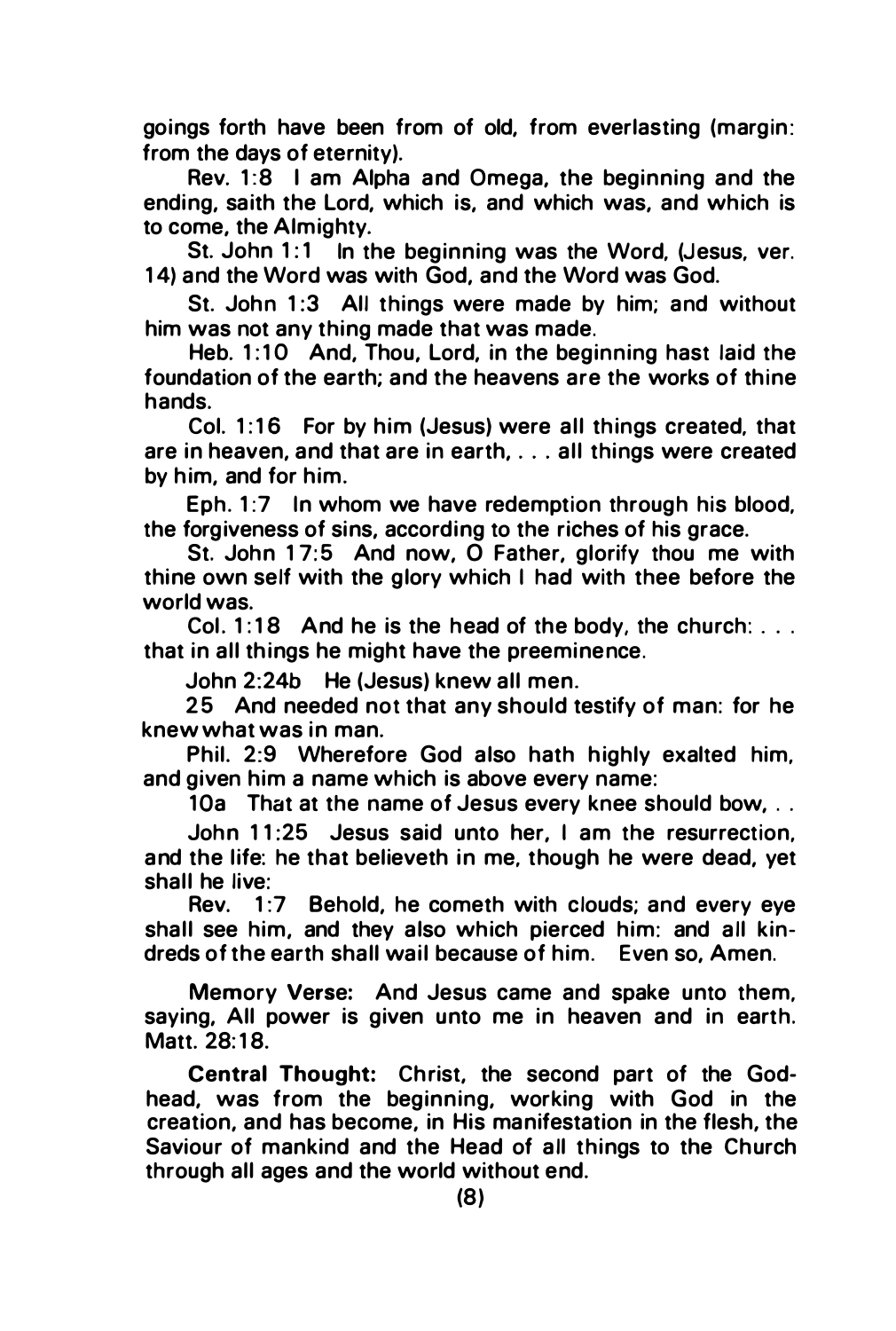goings forth have been from of old, from everlasting (margin: from the days of eternity).

Rev. 1:8 I am Alpha and Omega, the beginning and the ending, saith the Lord, which is, and which was, and which is to come, the Almighty.

St. John 1:1 In the beginning was the Word, (Jesus, ver. 14) and the Word was with God, and the Word was God.

St. John 1:3 All things were made by him; and without him was not any thing made that was made.

Heb. 1:10 And, Thou, Lord, in the beginning hast laid the foundation of the earth; and the heavens are the works of thine hands.

Col. 1:16 For by him (Jesus) were all things created, that are in heaven, and that are in earth, . . . all things were created by him, and for him.

Eph. 1:7 In whom we have redemption through his blood, the forgiveness of sins, according to the riches of his grace.

St. John 17:5 And now, O Father, glorify thou me with thine own self with the glory which I had with thee before the world was.

Col. 1:18 And he is the head of the body, the church: . . . that in all things he might have the preeminence.

John 2:24b He (Jesus) knew all men.

25 And needed not that any should testify of man: for he knew what was in man.

Phil. 2:9 Wherefore God also hath highly exalted him, and given him a name which is above every name:

10a That at the name of Jesus every knee should bow, . .

John 11:25 Jesus said unto her, I am the resurrection, and the life: he that believeth in me, though he were dead, yet shall he live:

Rev. 1:7 Behold, he cometh with clouds; and every eye shall see him, and they also which pierced him: and all kindreds of the earth shall wail because of him. Even so, Amen.

**Memory Verse:** And Jesus came and spake unto them, saying, All power is given unto me in heaven and in earth. Matt. 28:18.

**Central Thought:** Christ, the second part of the Godhead, was from the beginning, working with God in the creation, and has become, in His manifestation in the flesh, the Saviour of mankind and the Head of all things to the Church through all ages and the world without end.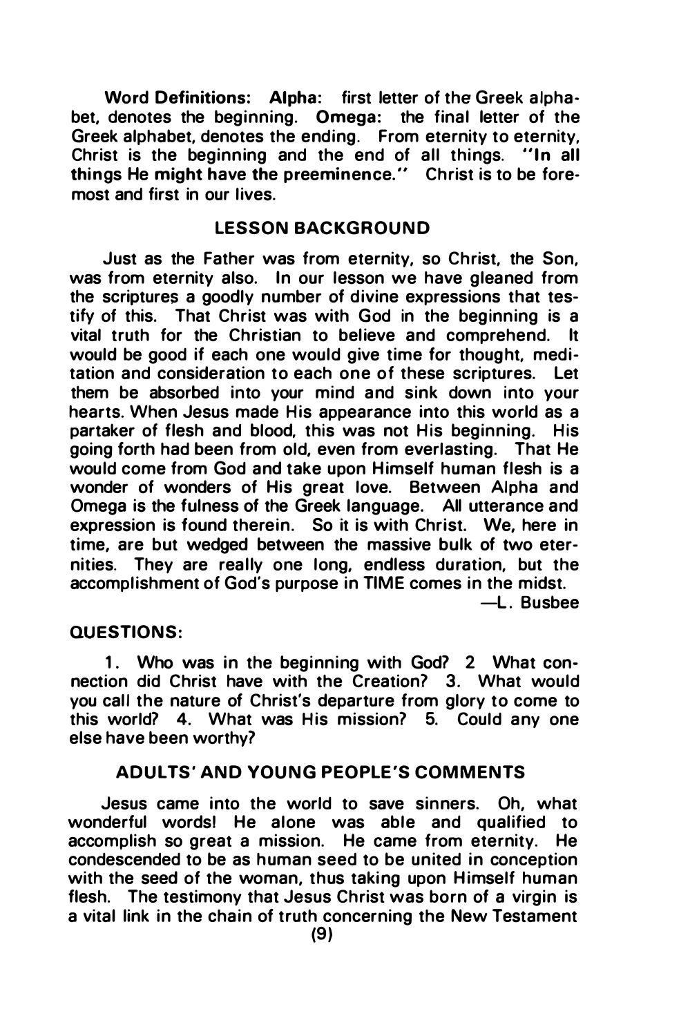**Word Definitions: Alpha:** first letter of the Greek alphabet, denotes the beginning. **Omega:** the final letter of the Greek alphabet, denotes the ending. From eternity to eternity, Christ is the beginning and the end of all things. **"In all things He might have the preeminence."** Christ is to be foremost and first in our lives.

## LESSON BACKGROUND

Just as the Father was from eternity, so Christ, the Son, was from eternity also. In our lesson we have gleaned from the scriptures a goodly number of divine expressions that testify of this. That Christ was with God in the beginning is a vital truth for the Christian to believe and comprehend. It would be good if each one would give time for thought, meditation and consideration to each one of these scriptures. Let them be absorbed into your mind and sink down into your hearts. When Jesus made His appearance into this world as a partaker of flesh and blood, this was not His beginning. His going forth had been from old, even from everlasting. That He would come from God and take upon Himself human flesh is a wonder of wonders of His great love. Between Alpha and Omega is the fulness of the Greek language. All utterance and expression is found therein. So it is with Christ. We, here in time, are but wedged between the massive bulk of two eternities. They are really one long, endless duration, but the accomplishment of God's purpose in TIME comes in the midst.

—L. Busbee

**QUESTIONS:**

1. Who was in the beginning with God? 2 What connection did Christ have with the Creation? 3. What would you call the nature of Christ's departure from glory to come to this world? 4. What was His mission? 5. Could any one else have been worthy?

## ADULTS' AND YOUNG PEOPLE'S COMMENTS

Jesus came into the world to save sinners. Oh, what wonderful words! He alone was able and qualified to accomplish so great a mission. He came from eternity. He condescended to be as human seed to be united in conception with the seed of the woman, thus taking upon Himself human flesh. The testimony that Jesus Christ was born of a virgin is a vital link in the chain of truth concerning the New Testament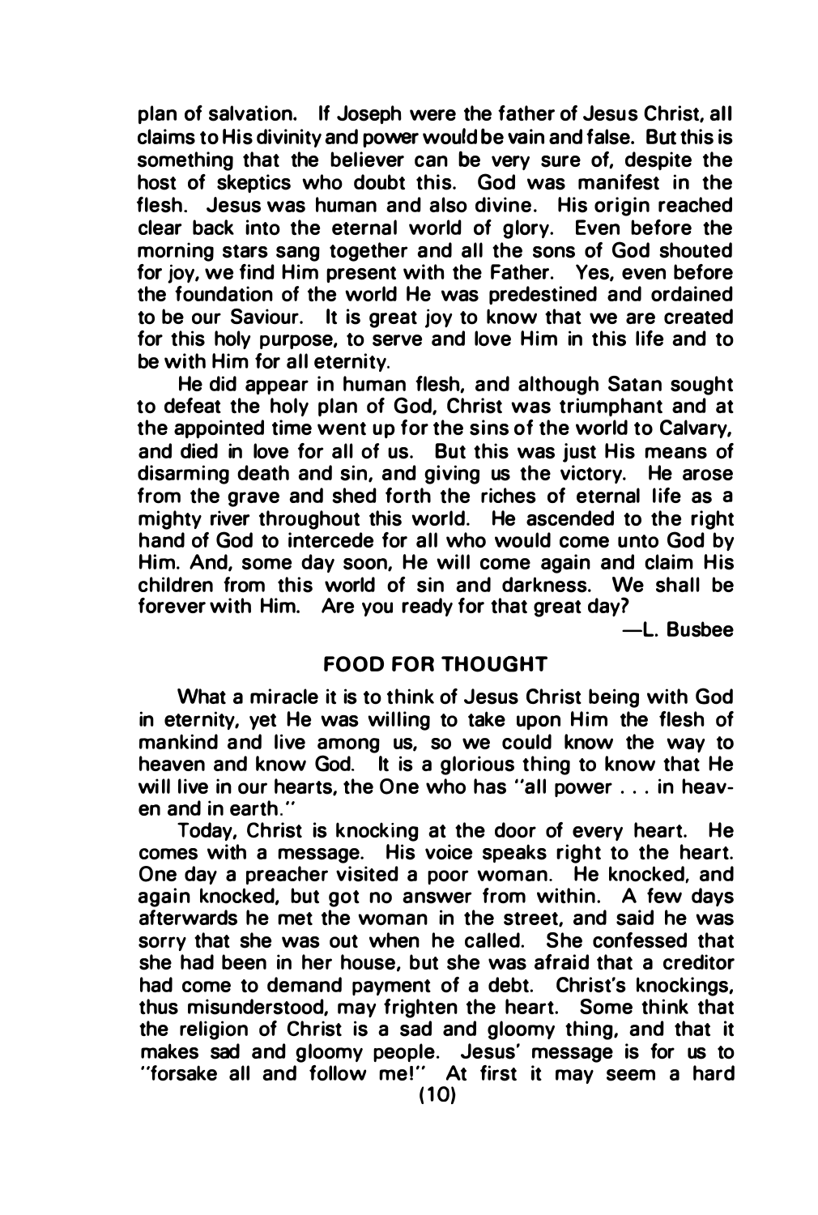plan of salvation. If Joseph were the father of Jesus Christ, all claims to His divinity and power would be vain and false. But this is something that the believer can be very sure of, despite the host of skeptics who doubt this. God was manifest in the flesh. Jesus was human and also divine. His origin reached clear back into the eternal world of glory. Even before the morning stars sang together and all the sons of God shouted for joy, we find Him present with the Father. Yes, even before the foundation of the world He was predestined and ordained to be our Saviour. It is great joy to know that we are created for this holy purpose, to serve and love Him in this life and to be with Him for all eternity.

He did appear in human flesh, and although Satan sought to defeat the holy plan of God, Christ was triumphant and at the appointed time went up for the sins of the world to Calvary, and died in love for all of us. But this was just His means of disarming death and sin, and giving us the victory. He arose from the grave and shed forth the riches of eternal life as a mighty river throughout this world. He ascended to the right hand of God to intercede for all who would come unto God by Him. And, some day soon, He will come again and claim His children from this world of sin and darkness. We shall be forever with Him. Are you ready for that great day?

—L. Busbee

## FOOD FOR THOUGHT

What a miracle it is to think of Jesus Christ being with God in eternity, yet He was willing to take upon Him the flesh of mankind and live among us, so we could know the way to heaven and know God. It is a glorious thing to know that He will live in our hearts, the One who has "all power . . . in heaven and in earth."

Today, Christ is knocking at the door of every heart. He comes with a message. His voice speaks right to the heart. One day a preacher visited a poor woman. He knocked, and again knocked, but got no answer from within. A few days afterwards he met the woman in the street, and said he was sorry that she was out when he called. She confessed that she had been in her house, but she was afraid that a creditor had come to demand payment of a debt. Christ's knockings, thus misunderstood, may frighten the heart. Some think that the religion of Christ is a sad and gloomy thing, and that it makes sad and gloomy people. Jesus' message is for us to "forsake all and follow me!" At first it may seem a hard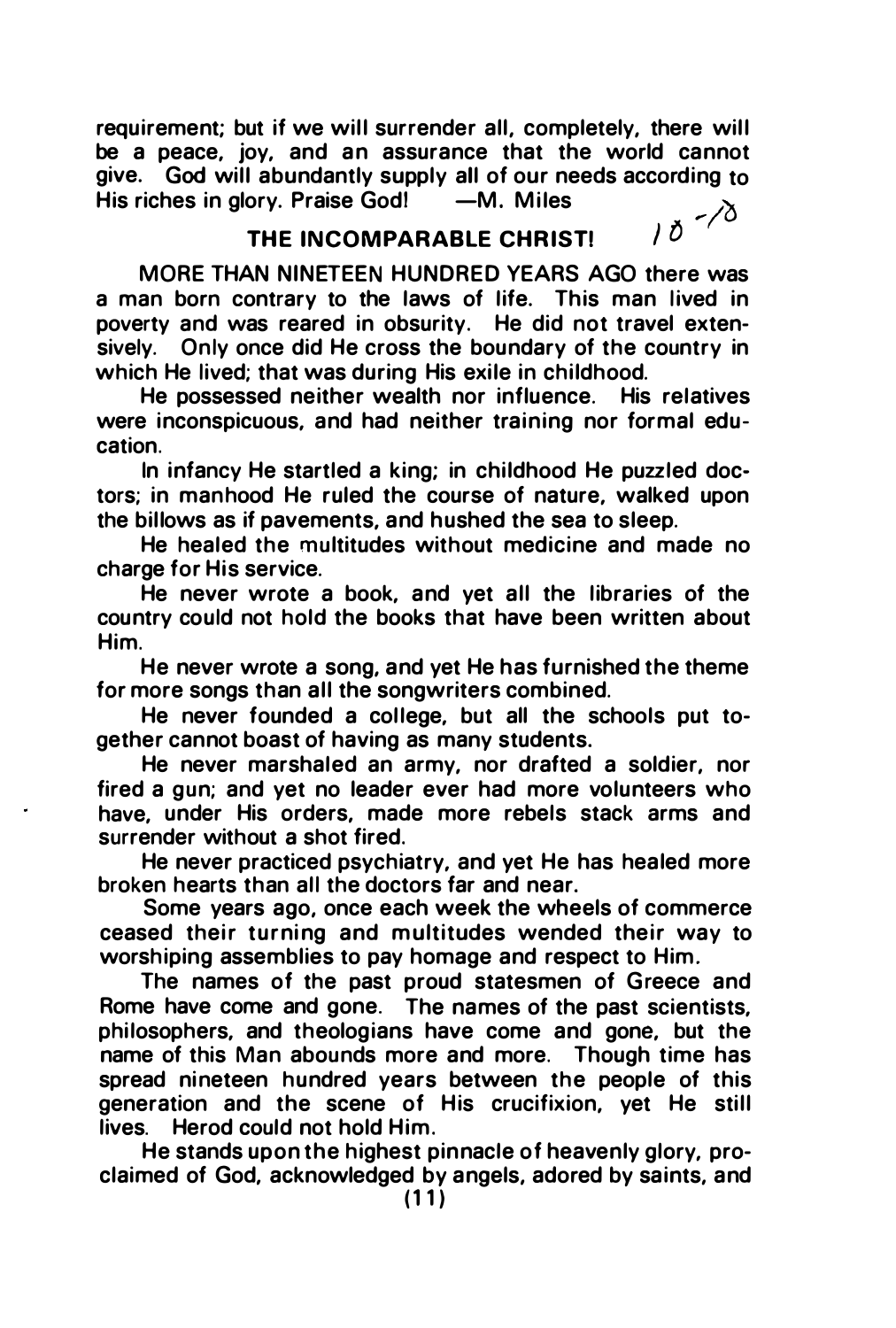requirement; but if we will surrender all, completely, there will be a peace, joy, and an assurance that the world cannot give. God will abundantly supply all of our needs according to His riches in glory. Praise God! —M. Miles

## THE INCOMPARABLE CHRIST!

10-78

MORE THAN NINETEEN HUNDRED YEARS AGO there was a man born contrary to the laws of life. This man lived in poverty and was reared in obsurity. He did not travel extensively. Only once did He cross the boundary of the country in which He lived; that was during His exile in childhood.

He possessed neither wealth nor influence. His relatives were inconspicuous, and had neither training nor formal education.

In infancy He startled a king; in childhood He puzzled doctors; in manhood He ruled the course of nature, walked upon the billows as if pavements, and hushed the sea to sleep.

He healed the multitudes without medicine and made no charge for His service.

He never wrote a book, and yet all the libraries of the country could not hold the books that have been written about Him.

He never wrote a song, and yet He has furnished the theme for more songs than all the songwriters combined.

He never founded a college, but all the schools put together cannot boast of having as many students.

He never marshaled an army, nor drafted a soldier, nor fired a gun; and yet no leader ever had more volunteers who have, under His orders, made more rebels stack arms and surrender without a shot fired.

He never practiced psychiatry, and yet He has healed more broken hearts than all the doctors far and near.

Some years ago, once each week the wheels of commerce ceased their turning and multitudes wended their way to worshiping assemblies to pay homage and respect to Him.

The names of the past proud statesmen of Greece and Rome have come and gone. The names of the past scientists, philosophers, and theologians have come and gone, but the name of this Man abounds more and more. Though time has spread nineteen hundred years between the people of this generation and the scene of His crucifixion, yet He still lives. Herod could not hold Him.

He stands upon the highest pinnacle of heavenly glory, proclaimed of God, acknowledged by angels, adored by saints, and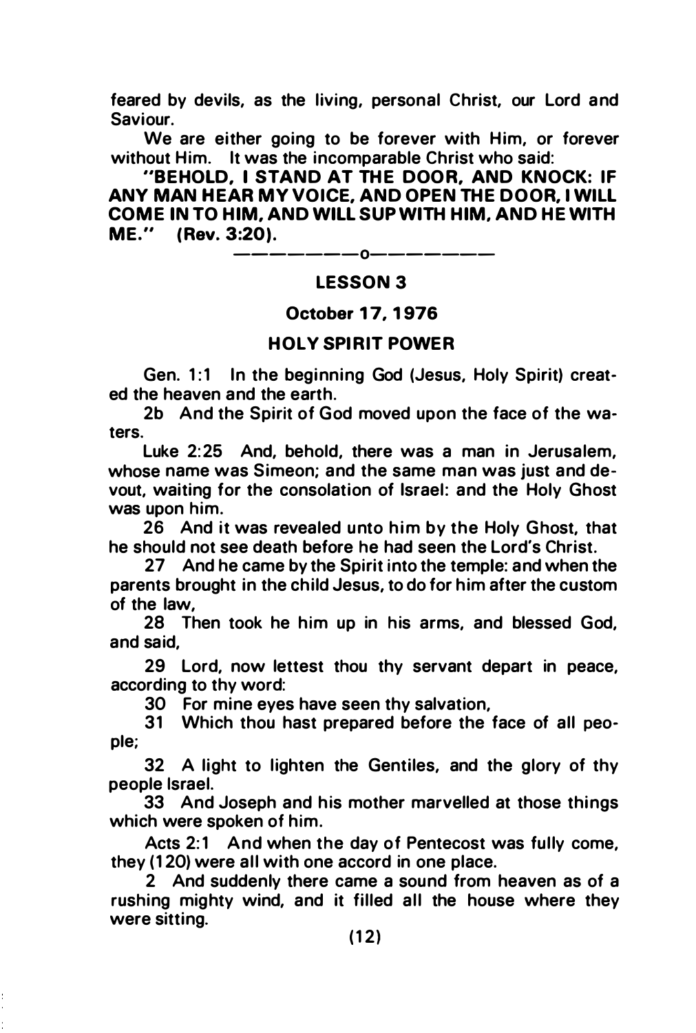feared by devils, as the living, personal Christ, our Lord and Saviour.

We are either going to be forever with Him, or forever without Him. It was the incomparable Christ who said:

**"BEHOLD, I STAND AT THE DOOR, AND KNOCK: IF ANY MAN HEAR MY VOICE, AND OPEN THE DOOR, I WILL COME IN TO HIM, AND WILL SUP WITH HIM, AND HE WITH ME." (Rev. 3:20).**

—————————o—————————

## LESSON 3

### October 17, 1976

### HOLY SPIRIT POWER

Gen. 1:1 In the beginning God (Jesus, Holy Spirit) created the heaven and the earth.

2b And the Spirit of God moved upon the face of the waters.

Luke 2:25 And, behold, there was a man in Jerusalem, whose name was Simeon; and the same man was just and devout, waiting for the consolation of Israel: and the Holy Ghost was upon him.

26 And it was revealed unto him by the Holy Ghost, that he should not see death before he had seen the Lord's Christ.

27 And he came by the Spirit into the temple: and when the parents brought in the child Jesus, to do for him after the custom of the law,

28 Then took he him up in his arms, and blessed God, and said,

29 Lord, now lettest thou thy servant depart in peace, according to thy word:

30 For mine eyes have seen thy salvation,

31 Which thou hast prepared before the face of all people;

32 A light to lighten the Gentiles, and the glory of thy people Israel.

33 And Joseph and his mother marvelled at those things which were spoken of him.

Acts 2:1 And when the day of Pentecost was fully come, they (120) were all with one accord in one place.

2 And suddenly there came a sound from heaven as of a rushing mighty wind, and it filled all the house where they were sitting.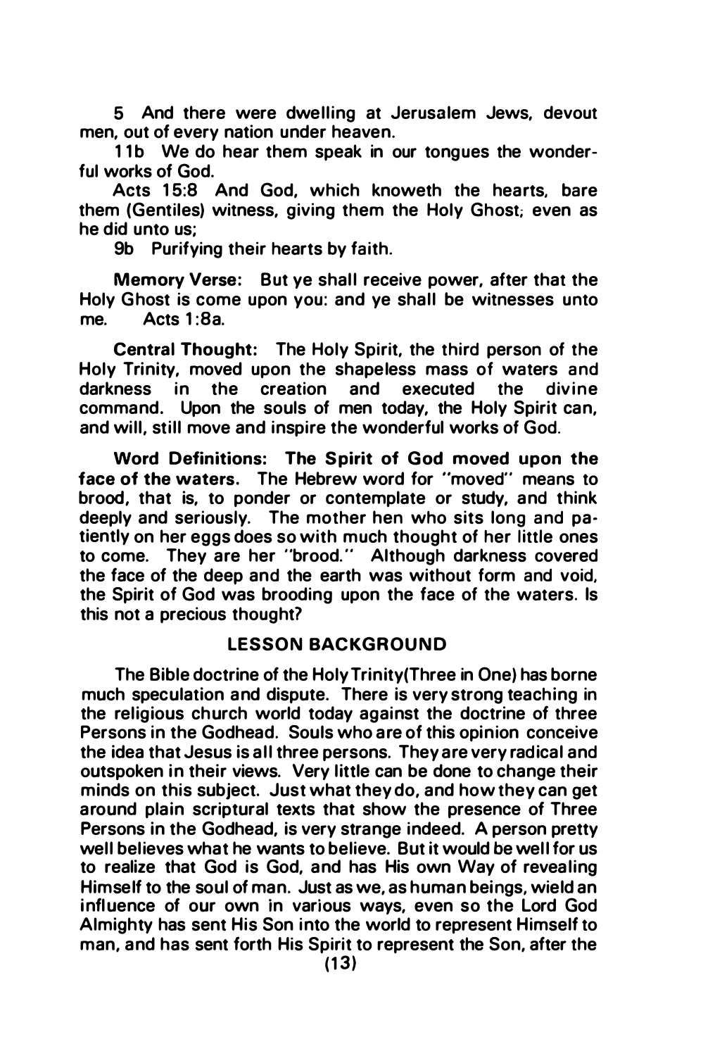5 And there were dwelling at Jerusalem Jews, devout men, out of every nation under heaven.

11b We do hear them speak in our tongues the wonderful works of God.

Acts 15:8 And God, which knoweth the hearts, bare them (Gentiles) witness, giving them the Holy Ghost; even as he did unto us;

9b Purifying their hearts by faith.

**Memory Verse:** But ye shall receive power, after that the Holy Ghost is come upon you: and ye shall be witnesses unto me. Acts 1:8a.

**Central Thought:** The Holy Spirit, the third person of the Holy Trinity, moved upon the shapeless mass of waters and darkness in the creation and executed the divine command. Upon the souls of men today, the Holy Spirit can, and will, still move and inspire the wonderful works of God.

**Word Definitions: The Spirit of God moved upon the face of the waters.** The Hebrew word for "moved" means to brood, that is, to ponder or contemplate or study, and think deeply and seriously. The mother hen who sits long and patiently on her eggs does so with much thought of her little ones to come. They are her "brood." Although darkness covered the face of the deep and the earth was without form and void, the Spirit of God was brooding upon the face of the waters. Is this not a precious thought?

## LESSON BACKGROUND

The Bible doctrine of the Holy Trinity(Three in One) has borne much speculation and dispute. There is very strong teaching in the religious church world today against the doctrine of three Persons in the Godhead. Souls who are of this opinion conceive the idea that Jesus is all three persons. They are very radical and outspoken in their views. Very little can be done to change their minds on this subject. Just what they do, and how they can get around plain scriptural texts that show the presence of Three Persons in the Godhead, is very strange indeed. A person pretty well believes what he wants to believe. But it would be well for us to realize that God is God, and has His own Way of revealing Himself to the soul of man. Just as we, as human beings, wield an influence of our own in various ways, even so the Lord God Almighty has sent His Son into the world to represent Himself to man, and has sent forth His Spirit to represent the Son, after the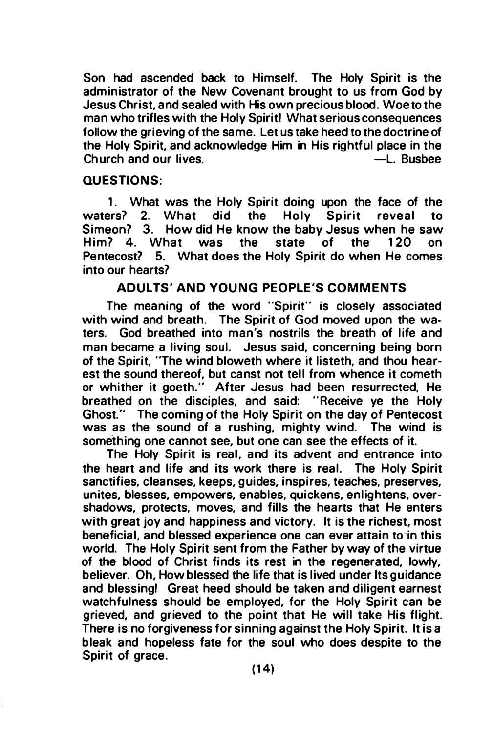Son had ascended back to Himself. The Holy Spirit is the administrator of the New Covenant brought to us from God by Jesus Christ, and sealed with His own precious blood. Woe to the man who trifles with the Holy Spirit! What serious consequences follow the grieving of the same. Let us take heed to the doctrine of the Holy Spirit, and acknowledge Him in His rightful place in the Church and our lives. —L. Busbee

**QUESTIONS:**

1. What was the Holy Spirit doing upon the face of the waters? 2. What did the Holy Spirit reveal to Simeon? 3. How did He know the baby Jesus when he saw Him? 4. What was the state of the 120 on Pentecost? 5. What does the Holy Spirit do when He comes into our hearts?

## ADULTS' AND YOUNG PEOPLE'S COMMENTS

The meaning of the word "Spirit" is closely associated with wind and breath. The Spirit of God moved upon the waters. God breathed into man's nostrils the breath of life and man became a living soul. Jesus said, concerning being born of the Spirit, "The wind bloweth where it listeth, and thou hearest the sound thereof, but canst not tell from whence it cometh or whither it goeth." After Jesus had been resurrected, He breathed on the disciples, and said: "Receive ye the Holy Ghost." The coming of the Holy Spirit on the day of Pentecost was as the sound of a rushing, mighty wind. The wind is something one cannot see, but one can see the effects of it.

The Holy Spirit is real, and its advent and entrance into the heart and life and its work there is real. The Holy Spirit sanctifies, cleanses, keeps, guides, inspires, teaches, preserves, unites, blesses, empowers, enables, quickens, enlightens, overshadows, protects, moves, and fills the hearts that He enters with great joy and happiness and victory. It is the richest, most beneficial, and blessed experience one can ever attain to in this world. The Holy Spirit sent from the Father by way of the virtue of the blood of Christ finds its rest in the regenerated, lowly, believer. Oh, How blessed the life that is lived under Its guidance and blessing! Great heed should be taken and diligent earnest watchfulness should be employed, for the Holy Spirit can be grieved, and grieved to the point that He will take His flight. There is no forgiveness for sinning against the Holy Spirit. It is a bleak and hopeless fate for the soul who does despite to the Spirit of grace.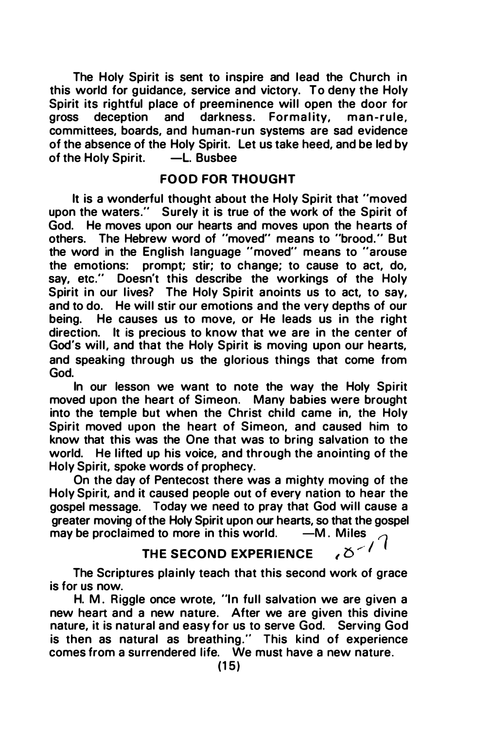The Holy Spirit is sent to inspire and lead the Church in this world for guidance, service and victory. To deny the Holy Spirit its rightful place of preeminence will open the door for gross deception and darkness. Formality, man-rule, committees, boards, and human-run systems are sad evidence of the absence of the Holy Spirit. Let us take heed, and be led by of the Holy Spirit. —L. Busbee

## FOOD FOR THOUGHT

It is a wonderful thought about the Holy Spirit that "moved upon the waters." Surely it is true of the work of the Spirit of God. He moves upon our hearts and moves upon the hearts of others. The Hebrew word of "moved" means to "brood." But the word in the English language "moved" means to "arouse the emotions: prompt; stir; to change; to cause to act, do, say, etc." Doesn't this describe the workings of the Holy Spirit in our lives? The Holy Spirit anoints us to act, to say, and to do. He will stir our emotions and the very depths of our being. He causes us to move, or He leads us in the right direction. It is precious to know that we are in the center of God's will, and that the Holy Spirit is moving upon our hearts, and speaking through us the glorious things that come from God.

In our lesson we want to note the way the Holy Spirit moved upon the heart of Simeon. Many babies were brought into the temple but when the Christ child came in, the Holy Spirit moved upon the heart of Simeon, and caused him to know that this was the One that was to bring salvation to the world. He lifted up his voice, and through the anointing of the Holy Spirit, spoke words of prophecy.

On the day of Pentecost there was a mighty moving of the Holy Spirit, and it caused people out of every nation to hear the gospel message. Today we need to pray that God will cause a greater moving of the Holy Spirit upon our hearts, so that the gospel may be proclaimed to more in this world. —M. Miles

## THE SECOND EXPERIENCE

,8-17

The Scriptures plainly teach that this second work of grace is for us now.

H. M. Riggle once wrote, "In full salvation we are given a new heart and a new nature. After we are given this divine nature, it is natural and easy for us to serve God. Serving God is then as natural as breathing." This kind of experience comes from a surrendered life. We must have a new nature.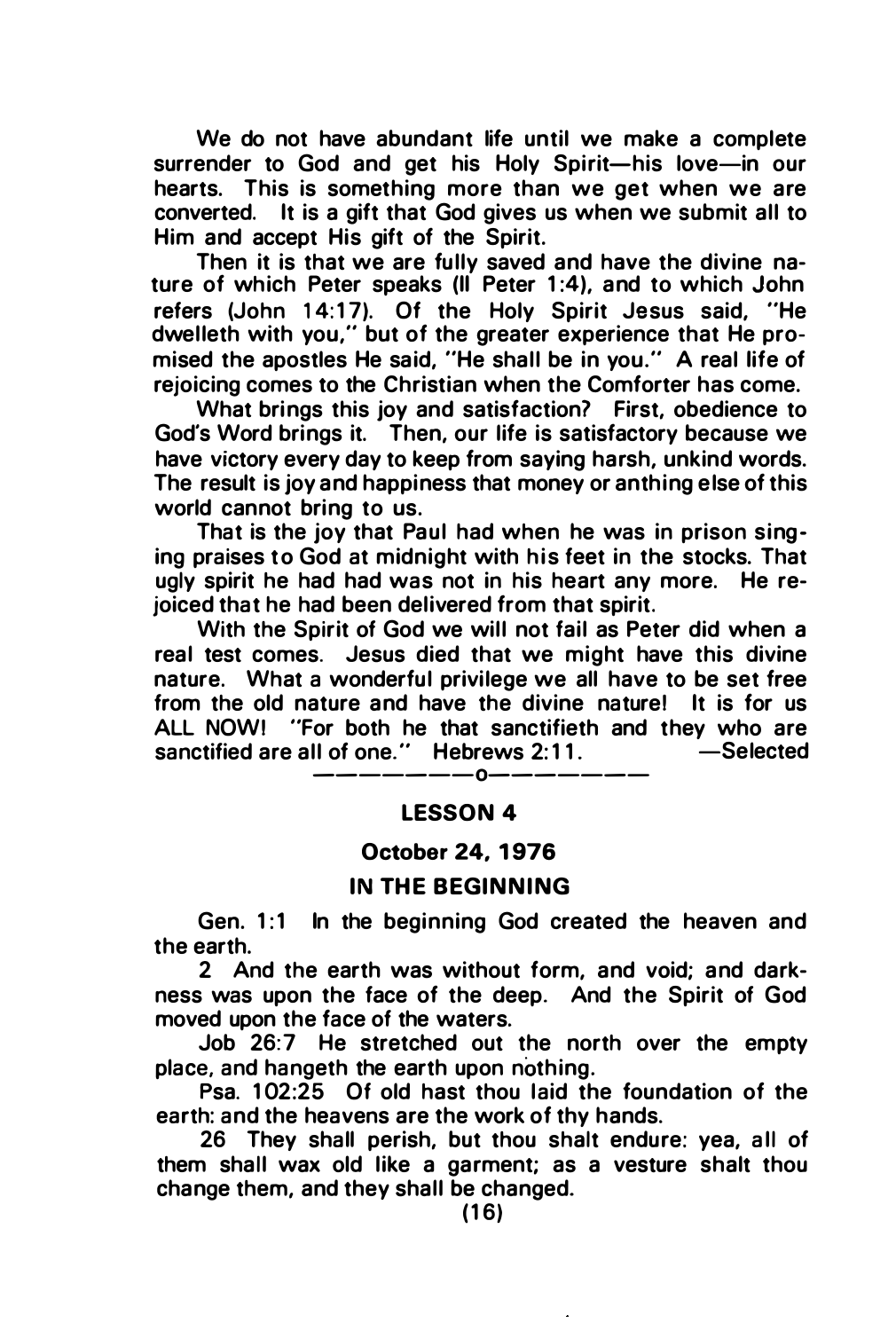We do not have abundant life until we make a complete surrender to God and get his Holy Spirit—his love—in our hearts. This is something more than we get when we are converted. It is a gift that God gives us when we submit all to Him and accept His gift of the Spirit.

Then it is that we are fully saved and have the divine nature of which Peter speaks (II Peter 1:4), and to which John refers (John 14:17). Of the Holy Spirit Jesus said, "He dwelleth with you," but of the greater experience that He promised the apostles He said, "He shall be in you." A real life of rejoicing comes to the Christian when the Comforter has come.

What brings this joy and satisfaction? First, obedience to God's Word brings it. Then, our life is satisfactory because we have victory every day to keep from saying harsh, unkind words. The result is joy and happiness that money or anthing else of this world cannot bring to us.

That is the joy that Paul had when he was in prison singing praises to God at midnight with his feet in the stocks. That ugly spirit he had had was not in his heart any more. He rejoiced that he had been delivered from that spirit.

With the Spirit of God we will not fail as Peter did when a real test comes. Jesus died that we might have this divine nature. What a wonderful privilege we all have to be set free from the old nature and have the divine nature! It is for us ALL NOW! "For both he that sanctifieth and they who are sanctified are all of one." Hebrews 2:11. —Selected

————————o————————

## LESSON 4

### October 24, 1976

### IN THE BEGINNING

Gen. 1:1 In the beginning God created the heaven and the earth.

2 And the earth was without form, and void; and darkness was upon the face of the deep. And the Spirit of God moved upon the face of the waters.

Job 26:7 He stretched out the north over the empty place, and hangeth the earth upon nothing.

Psa. 102:25 Of old hast thou laid the foundation of the earth: and the heavens are the work of thy hands.

26 They shall perish, but thou shalt endure: yea, all of them shall wax old like a garment; as a vesture shalt thou change them, and they shall be changed.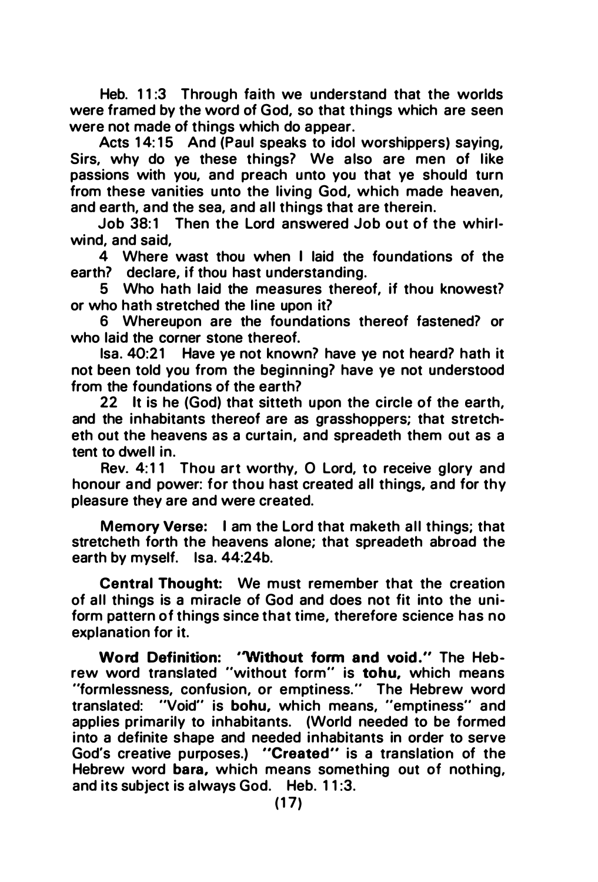Heb. 11:3 Through faith we understand that the worlds were framed by the word of God, so that things which are seen were not made of things which do appear.

Acts 14:15 And (Paul speaks to idol worshippers) saying, Sirs, why do ye these things? We also are men of like passions with you, and preach unto you that ye should turn from these vanities unto the living God, which made heaven, and earth, and the sea, and all things that are therein.

Job 38:1 Then the Lord answered Job out of the whirlwind, and said,

4 Where wast thou when I laid the foundations of the earth? declare, if thou hast understanding.

5 Who hath laid the measures thereof, if thou knowest? or who hath stretched the line upon it?

6 Whereupon are the foundations thereof fastened? or who laid the corner stone thereof.

Isa. 40:21 Have ye not known? have ye not heard? hath it not been told you from the beginning? have ye not understood from the foundations of the earth?

22 It is he (God) that sitteth upon the circle of the earth, and the inhabitants thereof are as grasshoppers; that stretcheth out the heavens as a curtain, and spreadeth them out as a tent to dwell in.

Rev. 4:11 Thou art worthy, O Lord, to receive glory and honour and power: for thou hast created all things, and for thy pleasure they are and were created.

**Memory Verse:** I am the Lord that maketh all things; that stretcheth forth the heavens alone; that spreadeth abroad the earth by myself. Isa. 44:24b.

**Central Thought:** We must remember that the creation of all things is a miracle of God and does not fit into the uniform pattern of things since that time, therefore science has no explanation for it.

**Word Definition: "Without form and void."** The Hebrew word translated "without form" is **tohu,** which means "formlessness, confusion, or emptiness." The Hebrew word translated: "Void" is **bohu,** which means, "emptiness" and applies primarily to inhabitants. (World needed to be formed into a definite shape and needed inhabitants in order to serve God's creative purposes.) **"Created"** is a translation of the Hebrew word **bara,** which means something out of nothing, and its subject is always God. Heb. 11:3.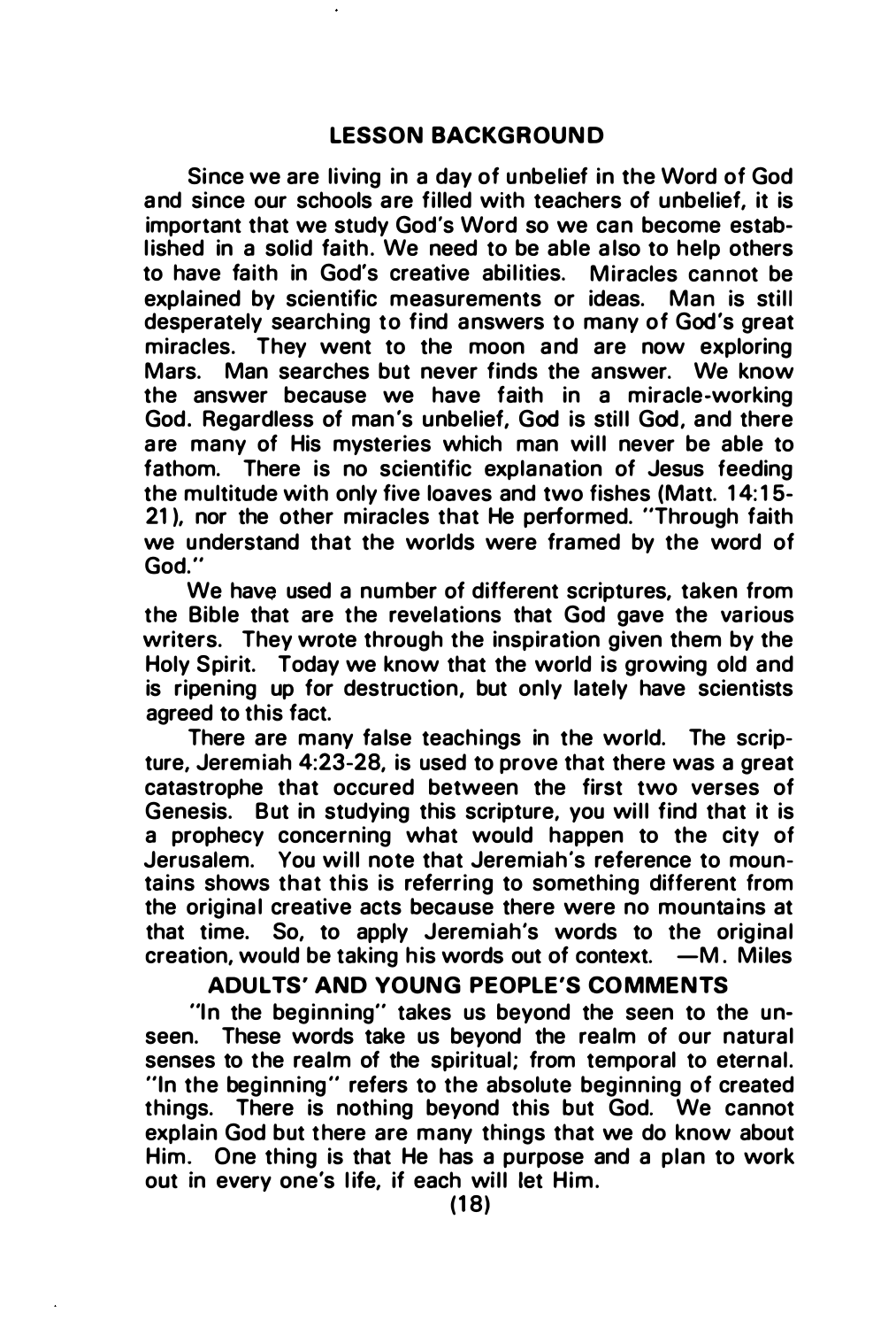## LESSON BACKGROUND

Since we are living in a day of unbelief in the Word of God and since our schools are filled with teachers of unbelief, it is important that we study God's Word so we can become established in a solid faith. We need to be able also to help others to have faith in God's creative abilities. Miracles cannot be explained by scientific measurements or ideas. Man is still desperately searching to find answers to many of God's great miracles. They went to the moon and are now exploring Mars. Man searches but never finds the answer. We know the answer because we have faith in a miracle-working God. Regardless of man's unbelief, God is still God, and there are many of His mysteries which man will never be able to fathom. There is no scientific explanation of Jesus feeding the multitude with only five loaves and two fishes (Matt. 14:15-21), nor the other miracles that He performed. "Through faith we understand that the worlds were framed by the word of God."

We have used a number of different scriptures, taken from the Bible that are the revelations that God gave the various writers. They wrote through the inspiration given them by the Holy Spirit. Today we know that the world is growing old and is ripening up for destruction, but only lately have scientists agreed to this fact.

There are many false teachings in the world. The scripture, Jeremiah 4:23-28, is used to prove that there was a great catastrophe that occured between the first two verses of Genesis. But in studying this scripture, you will find that it is a prophecy concerning what would happen to the city of Jerusalem. You will note that Jeremiah's reference to mountains shows that this is referring to something different from the original creative acts because there were no mountains at that time. So, to apply Jeremiah's words to the original creation, would be taking his words out of context. —M. Miles

## ADULTS' AND YOUNG PEOPLE'S COMMENTS

"In the beginning" takes us beyond the seen to the unseen. These words take us beyond the realm of our natural senses to the realm of the spiritual; from temporal to eternal. "In the beginning" refers to the absolute beginning of created things. There is nothing beyond this but God. We cannot explain God but there are many things that we do know about Him. One thing is that He has a purpose and a plan to work out in every one's life, if each will let Him.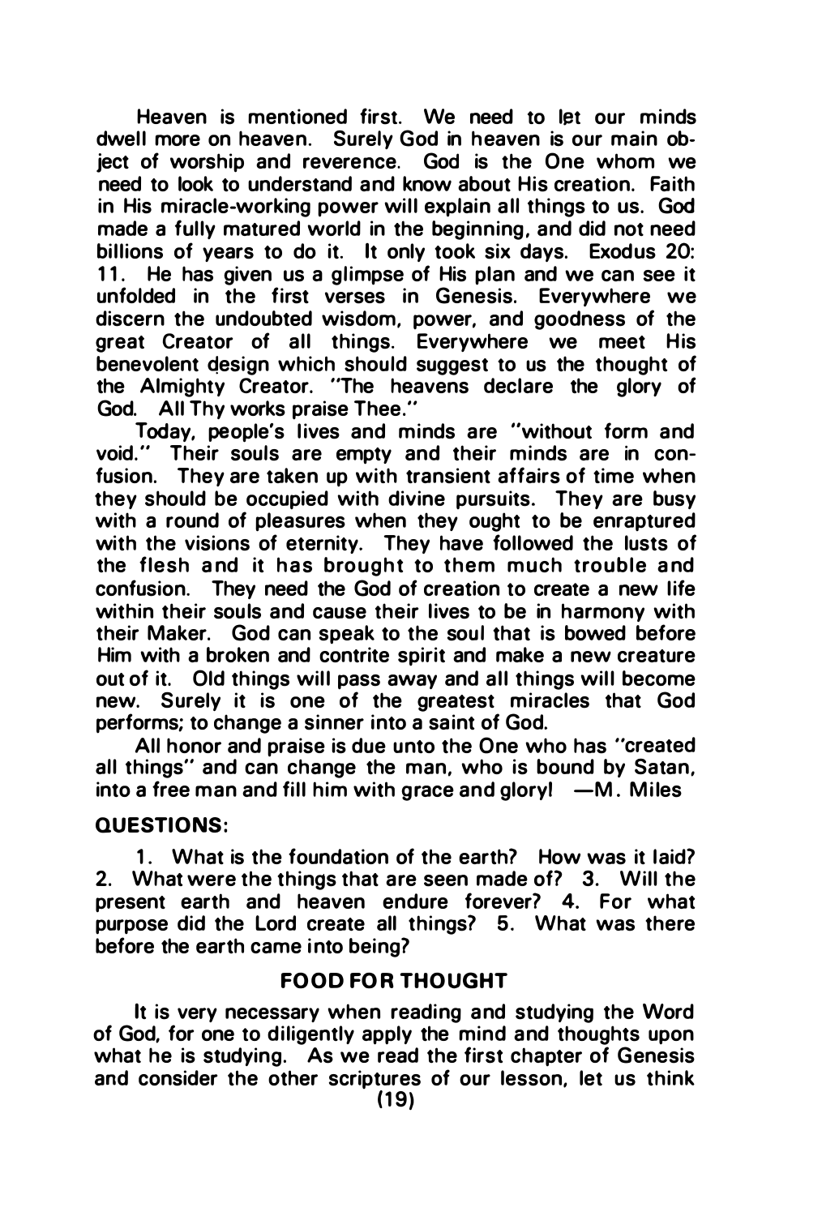Heaven is mentioned first. We need to let our minds dwell more on heaven. Surely God in heaven is our main object of worship and reverence. God is the One whom we need to look to understand and know about His creation. Faith in His miracle-working power will explain all things to us. God made a fully matured world in the beginning, and did not need billions of years to do it. It only took six days. Exodus 20: 11. He has given us a glimpse of His plan and we can see it unfolded in the first verses in Genesis. Everywhere we discern the undoubted wisdom, power, and goodness of the great Creator of all things. Everywhere we meet His benevolent design which should suggest to us the thought of the Almighty Creator. "The heavens declare the glory of God. All Thy works praise Thee."

Today, people's lives and minds are "without form and void." Their souls are empty and their minds are in confusion. They are taken up with transient affairs of time when they should be occupied with divine pursuits. They are busy with a round of pleasures when they ought to be enraptured with the visions of eternity. They have followed the lusts of the flesh and it has brought to them much trouble and confusion. They need the God of creation to create a new life within their souls and cause their lives to be in harmony with their Maker. God can speak to the soul that is bowed before Him with a broken and contrite spirit and make a new creature out of it. Old things will pass away and all things will become new. Surely it is one of the greatest miracles that God performs; to change a sinner into a saint of God.

All honor and praise is due unto the One who has "created all things" and can change the man, who is bound by Satan, into a free man and fill him with grace and glory! —M. Miles

**QUESTIONS:**

1. What is the foundation of the earth? How was it laid? 2. What were the things that are seen made of? 3. Will the present earth and heaven endure forever? 4. For what purpose did the Lord create all things? 5. What was there before the earth came into being?

**FOOD FOR THOUGHT**

It is very necessary when reading and studying the Word of God, for one to diligently apply the mind and thoughts upon what he is studying. As we read the first chapter of Genesis and consider the other scriptures of our lesson, let us think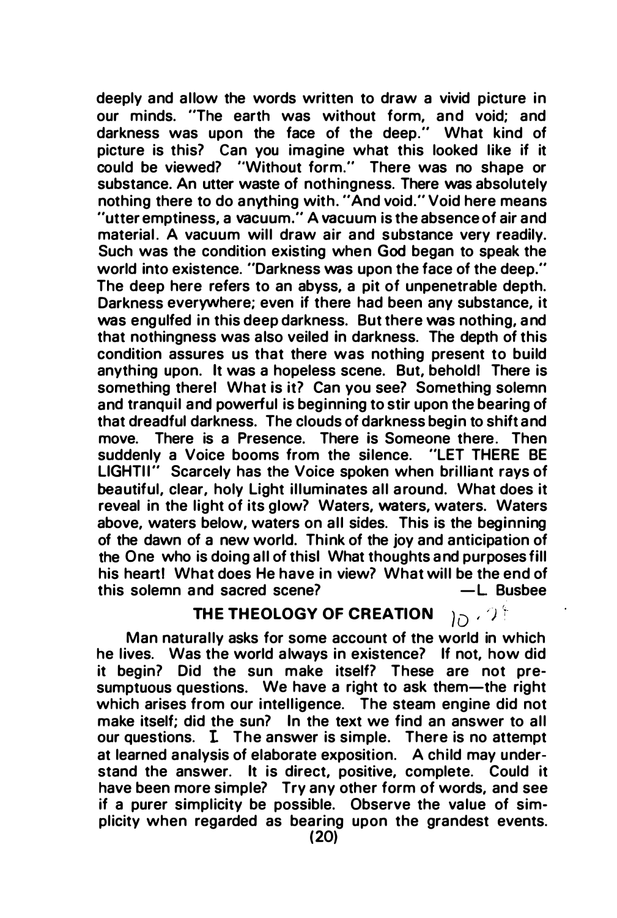deeply and allow the words written to draw a vivid picture in our minds. "The earth was without form, and void; and darkness was upon the face of the deep." What kind of picture is this? Can you imagine what this looked like if it could be viewed? "Without form." There was no shape or substance. An utter waste of nothingness. There was absolutely nothing there to do anything with. "And void." Void here means "utter emptiness, a vacuum." A vacuum is the absence of air and material. A vacuum will draw air and substance very readily. Such was the condition existing when God began to speak the world into existence. "Darkness was upon the face of the deep." The deep here refers to an abyss, a pit of unpenetrable depth. Darkness everywhere; even if there had been any substance, it was engulfed in this deep darkness. But there was nothing, and that nothingness was also veiled in darkness. The depth of this condition assures us that there was nothing present to build anything upon. It was a hopeless scene. But, behold! There is something there! What is it? Can you see? Something solemn and tranquil and powerful is beginning to stir upon the bearing of that dreadful darkness. The clouds of darkness begin to shift and move. There is a Presence. There is Someone there. Then suddenly a Voice booms from the silence. "LET THERE BE LIGHT!!" Scarcely has the Voice spoken when brilliant rays of beautiful, clear, holy Light illuminates all around. What does it reveal in the light of its glow? Waters, waters, waters. Waters above, waters below, waters on all sides. This is the beginning of the dawn of a new world. Think of the joy and anticipation of the One who is doing all of this! What thoughts and purposes fill his heart! What does He have in view? What will be the end of this solemn and sacred scene? —L. Busbee

## THE THEOLOGY OF CREATION

Man naturally asks for some account of the world in which he lives. Was the world always in existence? If not, how did it begin? Did the sun make itself? These are not presumptuous questions. We have a right to ask them—the right which arises from our intelligence. The steam engine did not make itself; did the sun? In the text we find an answer to all our questions. I. The answer is simple. There is no attempt at learned analysis of elaborate exposition. A child may understand the answer. It is direct, positive, complete. Could it have been more simple? Try any other form of words, and see if a purer simplicity be possible. Observe the value of simplicity when regarded as bearing upon the grandest events.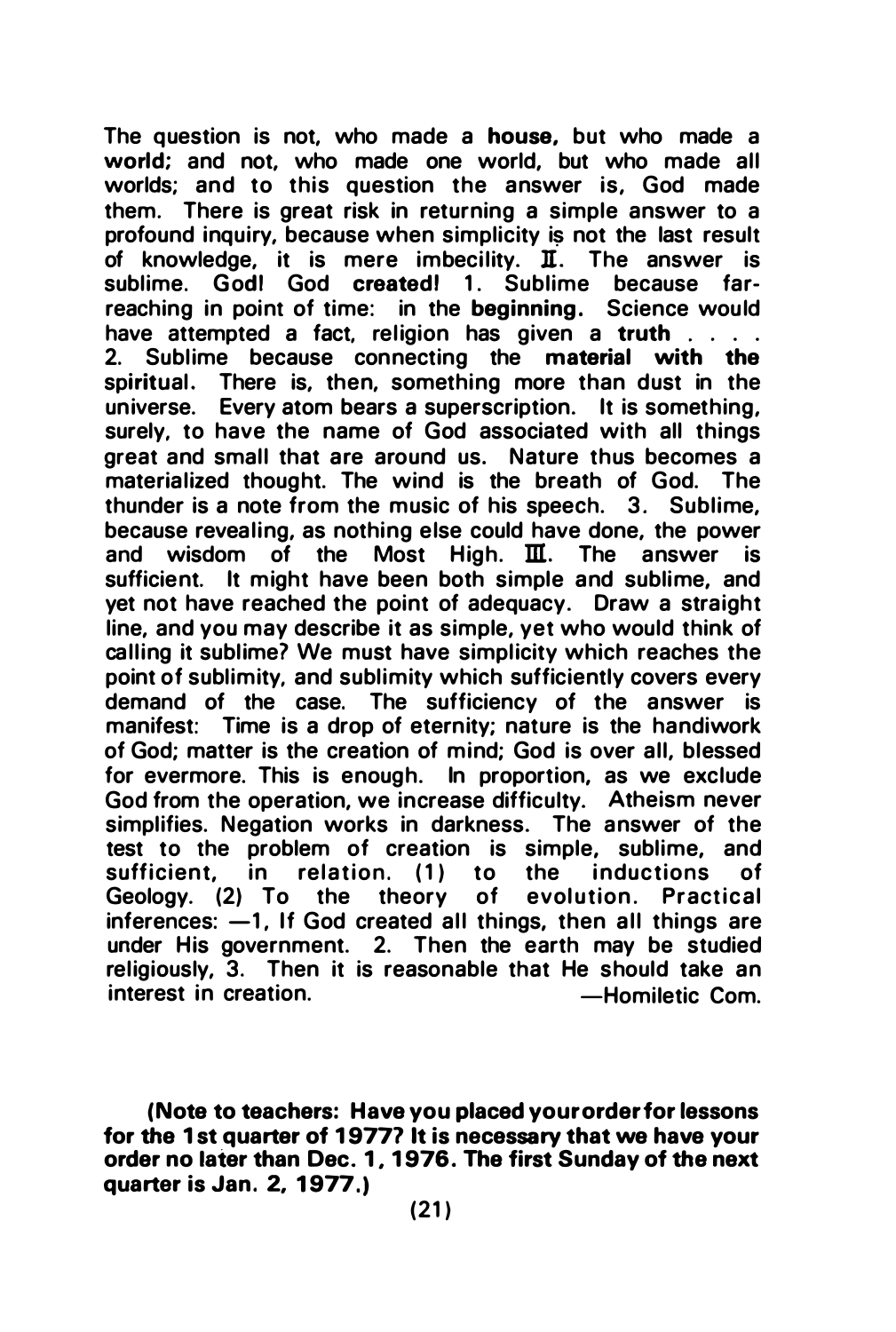The question is not, who made a **house**, but who made a **world**; and not, who made one world, but who made all worlds; and to this question the answer is, God made them. There is great risk in returning a simple answer to a profound inquiry, because when simplicity is not the last result of knowledge, it is mere imbecility. II. The answer is sublime. God! God **created**! 1. Sublime because far-reaching in point of time: in the **beginning**. Science would have attempted a fact, religion has given a **truth** . . . . 2. Sublime because connecting the **material with the spiritual**. There is, then, something more than dust in the universe. Every atom bears a superscription. It is something, surely, to have the name of God associated with all things great and small that are around us. Nature thus becomes a materialized thought. The wind is the breath of God. The thunder is a note from the music of his speech. 3. Sublime, because revealing, as nothing else could have done, the power and wisdom of the Most High. III. The answer is sufficient. It might have been both simple and sublime, and yet not have reached the point of adequacy. Draw a straight line, and you may describe it as simple, yet who would think of calling it sublime? We must have simplicity which reaches the point of sublimity, and sublimity which sufficiently covers every demand of the case. The sufficiency of the answer is manifest: Time is a drop of eternity; nature is the handiwork of God; matter is the creation of mind; God is over all, blessed for evermore. This is enough. In proportion, as we exclude God from the operation, we increase difficulty. Atheism never simplifies. Negation works in darkness. The answer of the test to the problem of creation is simple, sublime, and sufficient, in relation. (1) to the inductions of Geology. (2) To the theory of evolution. Practical inferences: —1, If God created all things, then all things are under His government. 2. Then the earth may be studied religiously, 3. Then it is reasonable that He should take an interest in creation. —Homiletic Com.

**(Note to teachers: Have you placed your order for lessons for the 1st quarter of 1977? It is necessary that we have your order no later than Dec. 1, 1976. The first Sunday of the next quarter is Jan. 2, 1977.)**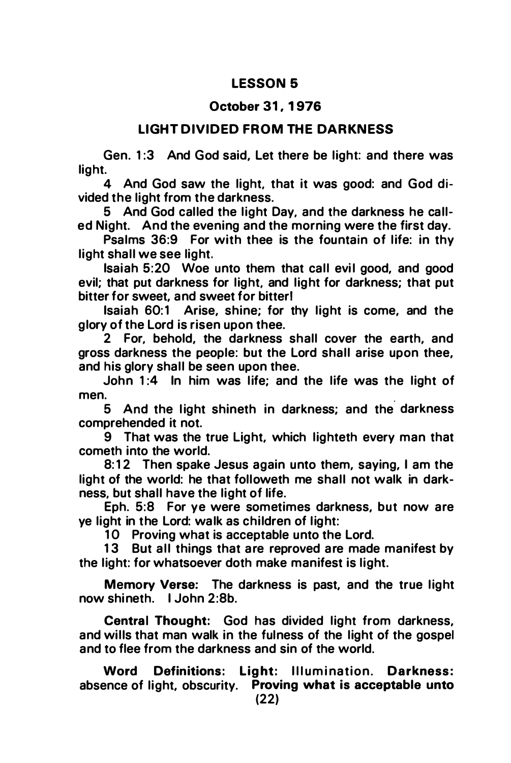## LESSON 5

### October 31, 1976

### LIGHT DIVIDED FROM THE DARKNESS

Gen. 1:3 And God said, Let there be light: and there was light.

4 And God saw the light, that it was good: and God divided the light from the darkness.

5 And God called the light Day, and the darkness he called Night. And the evening and the morning were the first day.

Psalms 36:9 For with thee is the fountain of life: in thy light shall we see light.

Isaiah 5:20 Woe unto them that call evil good, and good evil; that put darkness for light, and light for darkness; that put bitter for sweet, and sweet for bitter!

Isaiah 60:1 Arise, shine; for thy light is come, and the glory of the Lord is risen upon thee.

2 For, behold, the darkness shall cover the earth, and gross darkness the people: but the Lord shall arise upon thee, and his glory shall be seen upon thee.

John 1:4 In him was life; and the life was the light of men.

5 And the light shineth in darkness; and the darkness comprehended it not.

9 That was the true Light, which lighteth every man that cometh into the world.

8:12 Then spake Jesus again unto them, saying, I am the light of the world: he that followeth me shall not walk in darkness, but shall have the light of life.

Eph. 5:8 For ye were sometimes darkness, but now are ye light in the Lord: walk as children of light:

10 Proving what is acceptable unto the Lord.

13 But all things that are reproved are made manifest by the light: for whatsoever doth make manifest is light.

**Memory Verse:** The darkness is past, and the true light now shineth. I John 2:8b.

**Central Thought:** God has divided light from darkness, and wills that man walk in the fulness of the light of the gospel and to flee from the darkness and sin of the world.

**Word Definitions: Light:** Illumination. **Darkness:** absence of light, obscurity. **Proving what is acceptable unto**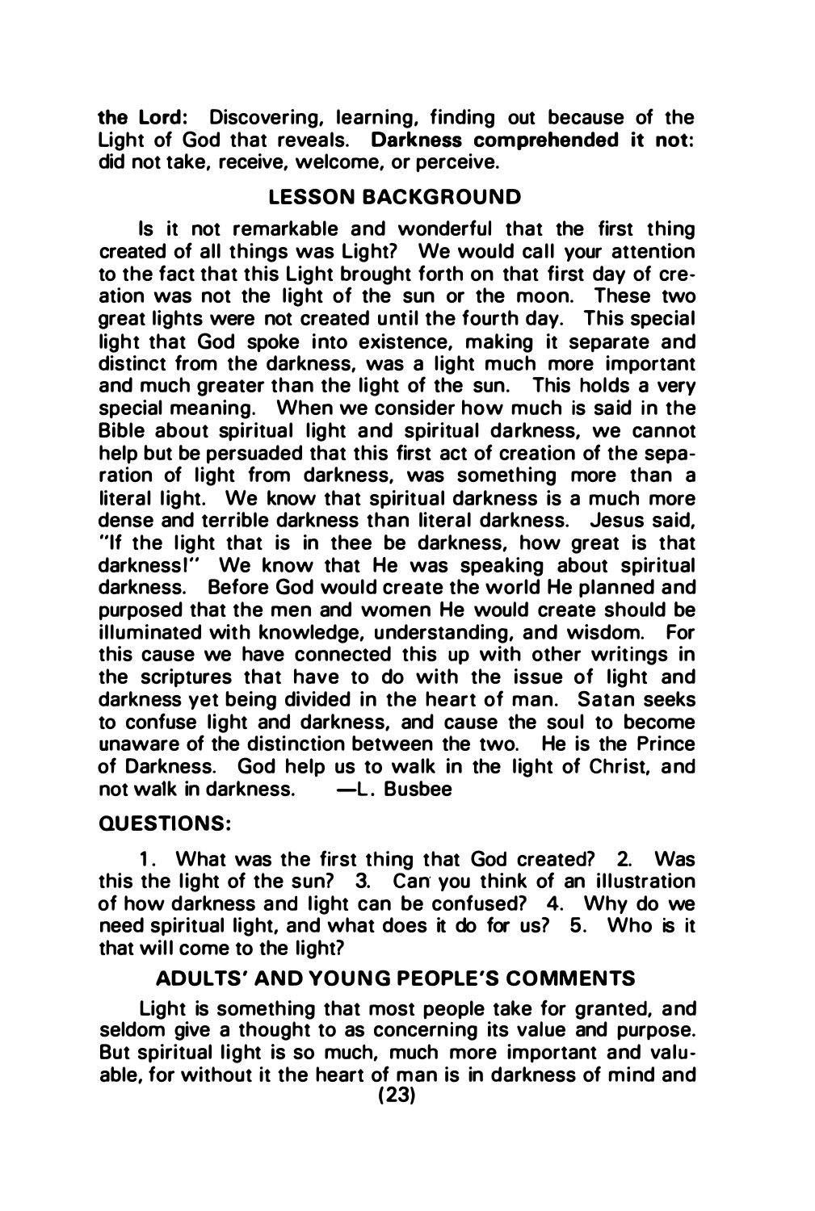**the Lord:** Discovering, learning, finding out because of the Light of God that reveals. **Darkness comprehended it not:** did not take, receive, welcome, or perceive.

## LESSON BACKGROUND

Is it not remarkable and wonderful that the first thing created of all things was Light? We would call your attention to the fact that this Light brought forth on that first day of creation was not the light of the sun or the moon. These two great lights were not created until the fourth day. This special light that God spoke into existence, making it separate and distinct from the darkness, was a light much more important and much greater than the light of the sun. This holds a very special meaning. When we consider how much is said in the Bible about spiritual light and spiritual darkness, we cannot help but be persuaded that this first act of creation of the separation of light from darkness, was something more than a literal light. We know that spiritual darkness is a much more dense and terrible darkness than literal darkness. Jesus said, "If the light that is in thee be darkness, how great is that darkness!" We know that He was speaking about spiritual darkness. Before God would create the world He planned and purposed that the men and women He would create should be illuminated with knowledge, understanding, and wisdom. For this cause we have connected this up with other writings in the scriptures that have to do with the issue of light and darkness yet being divided in the heart of man. Satan seeks to confuse light and darkness, and cause the soul to become unaware of the distinction between the two. He is the Prince of Darkness. God help us to walk in the light of Christ, and not walk in darkness. —L. Busbee

### QUESTIONS:

1. What was the first thing that God created? 2. Was this the light of the sun? 3. Can you think of an illustration of how darkness and light can be confused? 4. Why do we need spiritual light, and what does it do for us? 5. Who is it that will come to the light?

## ADULTS' AND YOUNG PEOPLE'S COMMENTS

Light is something that most people take for granted, and seldom give a thought to as concerning its value and purpose. But spiritual light is so much, much more important and valuable, for without it the heart of man is in darkness of mind and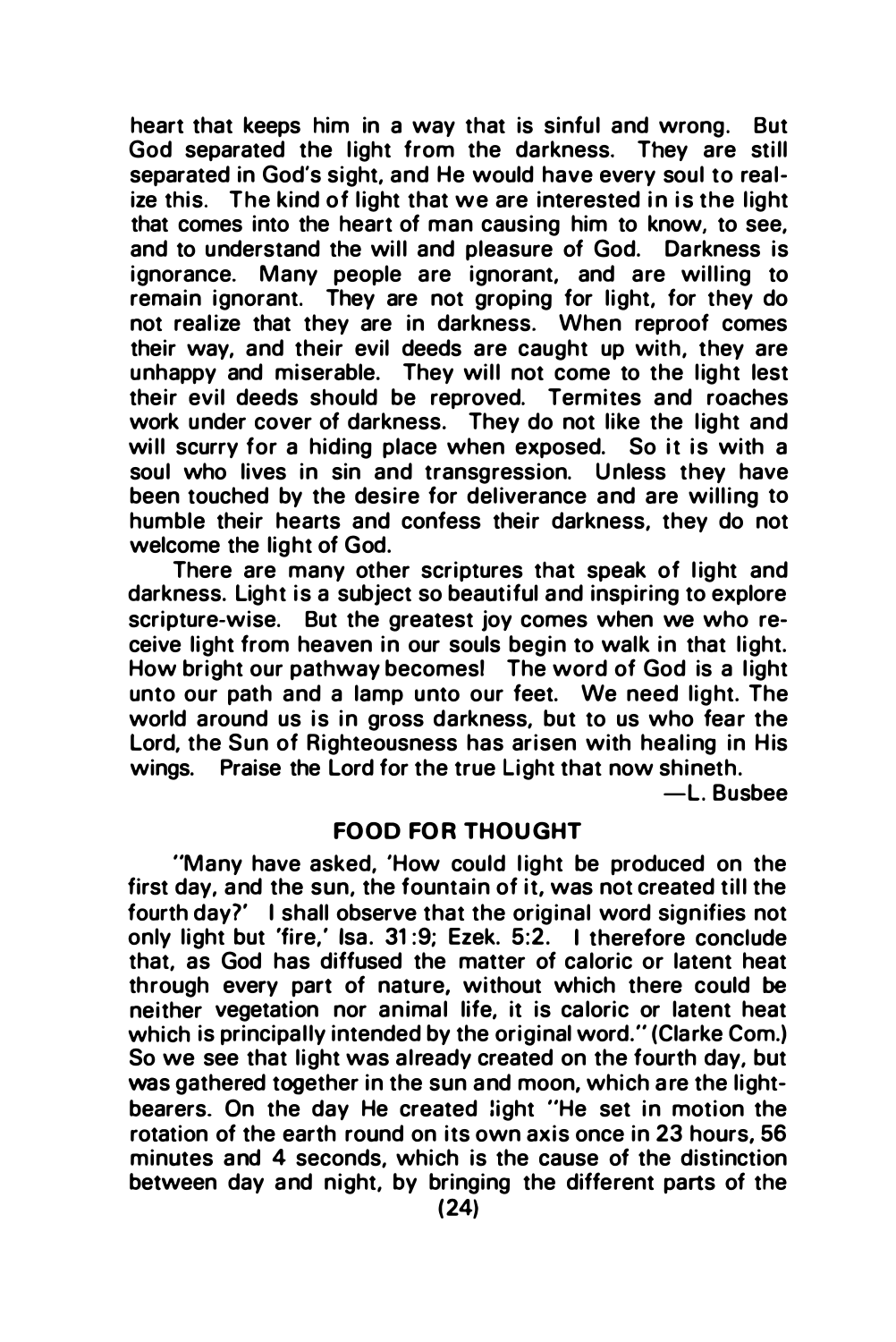heart that keeps him in a way that is sinful and wrong. But God separated the light from the darkness. They are still separated in God's sight, and He would have every soul to realize this. The kind of light that we are interested in is the light that comes into the heart of man causing him to know, to see, and to understand the will and pleasure of God. Darkness is ignorance. Many people are ignorant, and are willing to remain ignorant. They are not groping for light, for they do not realize that they are in darkness. When reproof comes their way, and their evil deeds are caught up with, they are unhappy and miserable. They will not come to the light lest their evil deeds should be reproved. Termites and roaches work under cover of darkness. They do not like the light and will scurry for a hiding place when exposed. So it is with a soul who lives in sin and transgression. Unless they have been touched by the desire for deliverance and are willing to humble their hearts and confess their darkness, they do not welcome the light of God.

There are many other scriptures that speak of light and darkness. Light is a subject so beautiful and inspiring to explore scripture-wise. But the greatest joy comes when we who receive light from heaven in our souls begin to walk in that light. How bright our pathway becomes! The word of God is a light unto our path and a lamp unto our feet. We need light. The world around us is in gross darkness, but to us who fear the Lord, the Sun of Righteousness has arisen with healing in His wings. Praise the Lord for the true Light that now shineth.

—L. Busbee

## FOOD FOR THOUGHT

"Many have asked, 'How could light be produced on the first day, and the sun, the fountain of it, was not created till the fourth day?' I shall observe that the original word signifies not only light but 'fire,' Isa. 31:9; Ezek. 5:2. I therefore conclude that, as God has diffused the matter of caloric or latent heat through every part of nature, without which there could be neither vegetation nor animal life, it is caloric or latent heat which is principally intended by the original word." (Clarke Com.) So we see that light was already created on the fourth day, but was gathered together in the sun and moon, which are the light-bearers. On the day He created light "He set in motion the rotation of the earth round on its own axis once in 23 hours, 56 minutes and 4 seconds, which is the cause of the distinction between day and night, by bringing the different parts of the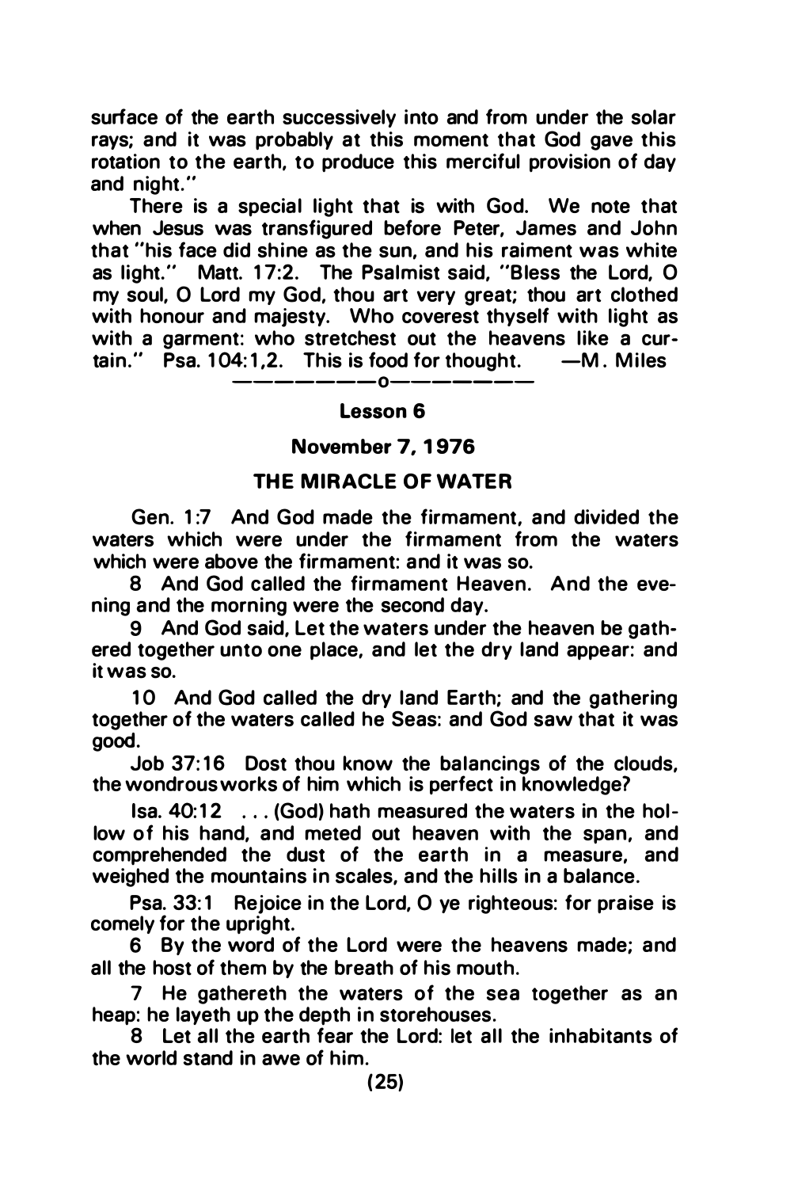surface of the earth successively into and from under the solar rays; and it was probably at this moment that God gave this rotation to the earth, to produce this merciful provision of day and night."

There is a special light that is with God. We note that when Jesus was transfigured before Peter, James and John that "his face did shine as the sun, and his raiment was white as light." Matt. 17:2. The Psalmist said, "Bless the Lord, O my soul, O Lord my God, thou art very great; thou art clothed with honour and majesty. Who coverest thyself with light as with a garment: who stretchest out the heavens like a curtain." Psa. 104:1,2. This is food for thought. —M. Miles

————————o————————

## Lesson 6

### November 7, 1976

### THE MIRACLE OF WATER

Gen. 1:7 And God made the firmament, and divided the waters which were under the firmament from the waters which were above the firmament: and it was so.

8 And God called the firmament Heaven. And the evening and the morning were the second day.

9 And God said, Let the waters under the heaven be gathered together unto one place, and let the dry land appear: and it was so.

10 And God called the dry land Earth; and the gathering together of the waters called he Seas: and God saw that it was good.

Job 37:16 Dost thou know the balancings of the clouds, the wondrous works of him which is perfect in knowledge?

Isa. 40:12 . . . (God) hath measured the waters in the hollow of his hand, and meted out heaven with the span, and comprehended the dust of the earth in a measure, and weighed the mountains in scales, and the hills in a balance.

Psa. 33:1 Rejoice in the Lord, O ye righteous: for praise is comely for the upright.

6 By the word of the Lord were the heavens made; and all the host of them by the breath of his mouth.

7 He gathereth the waters of the sea together as an heap: he layeth up the depth in storehouses.

8 Let all the earth fear the Lord: let all the inhabitants of the world stand in awe of him.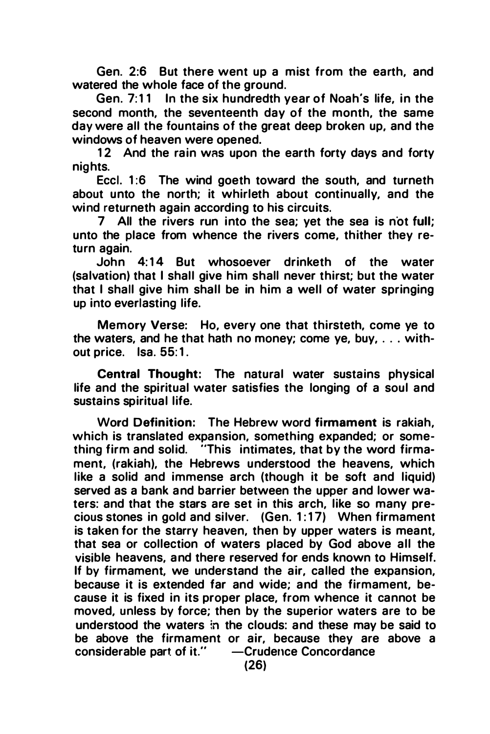Gen. 2:6 But there went up a mist from the earth, and watered the whole face of the ground.

Gen. 7:11 In the six hundredth year of Noah's life, in the second month, the seventeenth day of the month, the same day were all the fountains of the great deep broken up, and the windows of heaven were opened.

12 And the rain was upon the earth forty days and forty nights.

Eccl. 1:6 The wind goeth toward the south, and turneth about unto the north; it whirleth about continually, and the wind returneth again according to his circuits.

7 All the rivers run into the sea; yet the sea is not full; unto the place from whence the rivers come, thither they return again.

John 4:14 But whosoever drinketh of the water (salvation) that I shall give him shall never thirst; but the water that I shall give him shall be in him a well of water springing up into everlasting life.

Memory Verse: Ho, every one that thirsteth, come ye to the waters, and he that hath no money; come ye, buy, . . . without price. Isa. 55:1.

**Central Thought:** The natural water sustains physical life and the spiritual water satisfies the longing of a soul and sustains spiritual life.

Word Definition: The Hebrew word **firmament** is rakiah, which is translated expansion, something expanded; or something firm and solid. "This intimates, that by the word firmament, (rakiah), the Hebrews understood the heavens, which like a solid and immense arch (though it be soft and liquid) served as a bank and barrier between the upper and lower waters: and that the stars are set in this arch, like so many precious stones in gold and silver. (Gen. 1:17) When firmament is taken for the starry heaven, then by upper waters is meant, that sea or collection of waters placed by God above all the visible heavens, and there reserved for ends known to Himself. If by firmament, we understand the air, called the expansion, because it is extended far and wide; and the firmament, because it is fixed in its proper place, from whence it cannot be moved, unless by force; then by the superior waters are to be understood the waters in the clouds: and these may be said to be above the firmament or air, because they are above a considerable part of it." —Crudence Concordance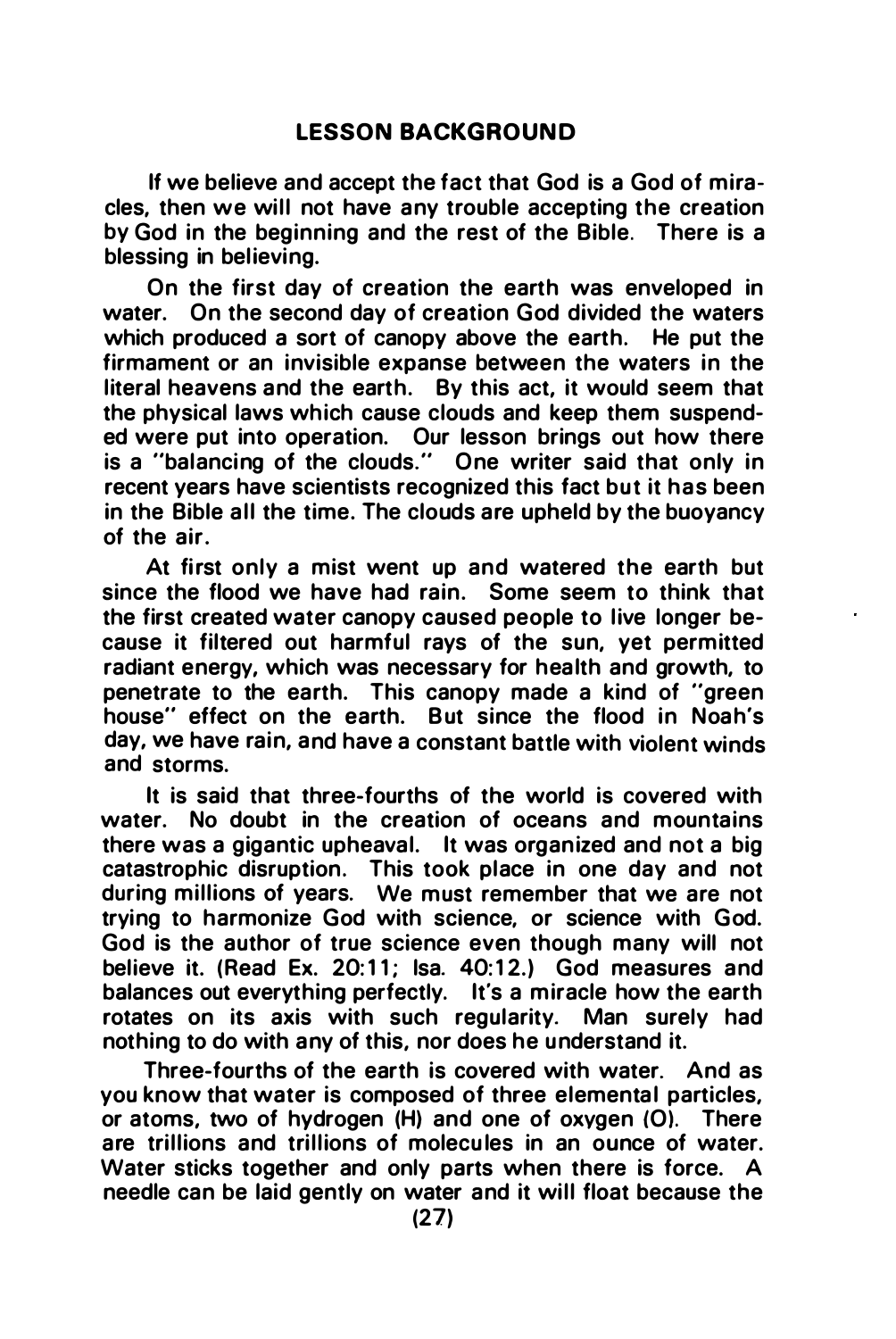## LESSON BACKGROUND

If we believe and accept the fact that God is a God of miracles, then we will not have any trouble accepting the creation by God in the beginning and the rest of the Bible. There is a blessing in believing.

On the first day of creation the earth was enveloped in water. On the second day of creation God divided the waters which produced a sort of canopy above the earth. He put the firmament or an invisible expanse between the waters in the literal heavens and the earth. By this act, it would seem that the physical laws which cause clouds and keep them suspended were put into operation. Our lesson brings out how there is a "balancing of the clouds." One writer said that only in recent years have scientists recognized this fact but it has been in the Bible all the time. The clouds are upheld by the buoyancy of the air.

At first only a mist went up and watered the earth but since the flood we have had rain. Some seem to think that the first created water canopy caused people to live longer because it filtered out harmful rays of the sun, yet permitted radiant energy, which was necessary for health and growth, to penetrate to the earth. This canopy made a kind of "green house" effect on the earth. But since the flood in Noah's day, we have rain, and have a constant battle with violent winds and storms.

It is said that three-fourths of the world is covered with water. No doubt in the creation of oceans and mountains there was a gigantic upheaval. It was organized and not a big catastrophic disruption. This took place in one day and not during millions of years. We must remember that we are not trying to harmonize God with science, or science with God. God is the author of true science even though many will not believe it. (Read Ex. 20:11; Isa. 40:12.) God measures and balances out everything perfectly. It's a miracle how the earth rotates on its axis with such regularity. Man surely had nothing to do with any of this, nor does he understand it.

Three-fourths of the earth is covered with water. And as you know that water is composed of three elemental particles, or atoms, two of hydrogen (H) and one of oxygen (O). There are trillions and trillions of molecules in an ounce of water. Water sticks together and only parts when there is force. A needle can be laid gently on water and it will float because the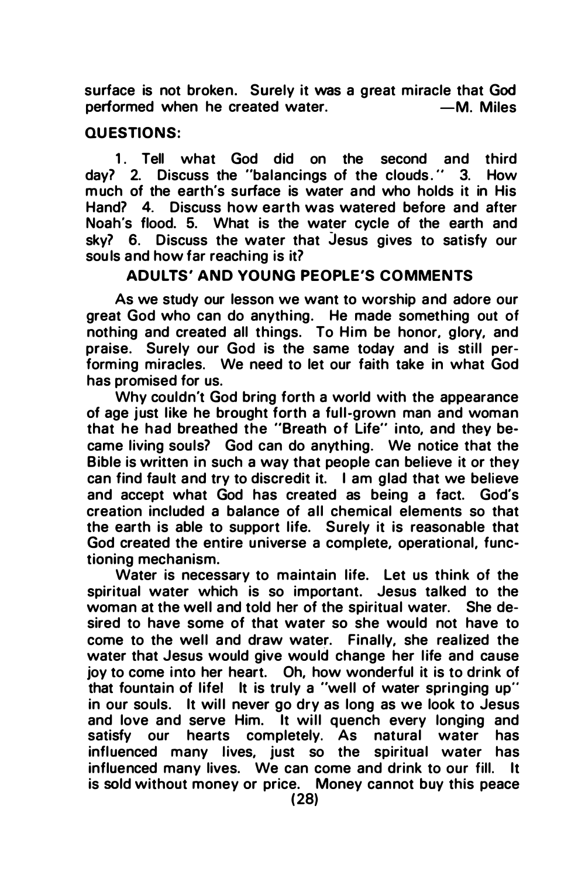surface is not broken. Surely it was a great miracle that God performed when he created water. —M. Miles

**QUESTIONS:**

1. Tell what God did on the second and third day? 2. Discuss the "balancings of the clouds." 3. How much of the earth's surface is water and who holds it in His Hand? 4. Discuss how earth was watered before and after Noah's flood. 5. What is the water cycle of the earth and sky? 6. Discuss the water that Jesus gives to satisfy our souls and how far reaching is it?

**ADULTS' AND YOUNG PEOPLE'S COMMENTS**

As we study our lesson we want to worship and adore our great God who can do anything. He made something out of nothing and created all things. To Him be honor, glory, and praise. Surely our God is the same today and is still performing miracles. We need to let our faith take in what God has promised for us.

Why couldn't God bring forth a world with the appearance of age just like he brought forth a full-grown man and woman that he had breathed the "Breath of Life" into, and they became living souls? God can do anything. We notice that the Bible is written in such a way that people can believe it or they can find fault and try to discredit it. I am glad that we believe and accept what God has created as being a fact. God's creation included a balance of all chemical elements so that the earth is able to support life. Surely it is reasonable that God created the entire universe a complete, operational, functioning mechanism.

Water is necessary to maintain life. Let us think of the spiritual water which is so important. Jesus talked to the woman at the well and told her of the spiritual water. She desired to have some of that water so she would not have to come to the well and draw water. Finally, she realized the water that Jesus would give would change her life and cause joy to come into her heart. Oh, how wonderful it is to drink of that fountain of life! It is truly a "well of water springing up" in our souls. It will never go dry as long as we look to Jesus and love and serve Him. It will quench every longing and satisfy our hearts completely. As natural water has influenced many lives, just so the spiritual water has influenced many lives. We can come and drink to our fill. It is sold without money or price. Money cannot buy this peace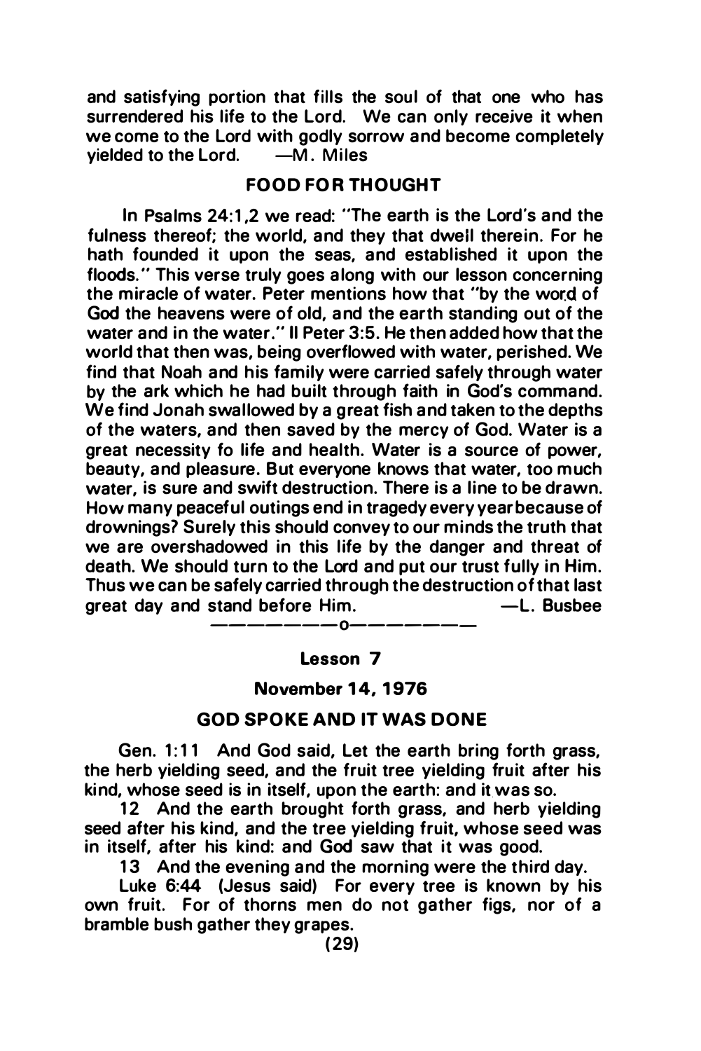and satisfying portion that fills the soul of that one who has surrendered his life to the Lord. We can only receive it when we come to the Lord with godly sorrow and become completely yielded to the Lord. —M. Miles

## FOOD FOR THOUGHT

In Psalms 24:1,2 we read: "The earth is the Lord's and the fulness thereof; the world, and they that dwell therein. For he hath founded it upon the seas, and established it upon the floods." This verse truly goes along with our lesson concerning the miracle of water. Peter mentions how that "by the word of God the heavens were of old, and the earth standing out of the water and in the water." II Peter 3:5. He then added how that the world that then was, being overflowed with water, perished. We find that Noah and his family were carried safely through water by the ark which he had built through faith in God's command. We find Jonah swallowed by a great fish and taken to the depths of the waters, and then saved by the mercy of God. Water is a great necessity fo life and health. Water is a source of power, beauty, and pleasure. But everyone knows that water, too much water, is sure and swift destruction. There is a line to be drawn. How many peaceful outings end in tragedy every year because of drownings? Surely this should convey to our minds the truth that we are overshadowed in this life by the danger and threat of death. We should turn to the Lord and put our trust fully in Him. Thus we can be safely carried through the destruction of that last great day and stand before Him. —L. Busbee

————————o————————

## Lesson 7

### November 14, 1976

### GOD SPOKE AND IT WAS DONE

Gen. 1:11 And God said, Let the earth bring forth grass, the herb yielding seed, and the fruit tree yielding fruit after his kind, whose seed is in itself, upon the earth: and it was so.

12 And the earth brought forth grass, and herb yielding seed after his kind, and the tree yielding fruit, whose seed was in itself, after his kind: and God saw that it was good.

13 And the evening and the morning were the third day.

Luke 6:44 (Jesus said) For every tree is known by his own fruit. For of thorns men do not gather figs, nor of a bramble bush gather they grapes.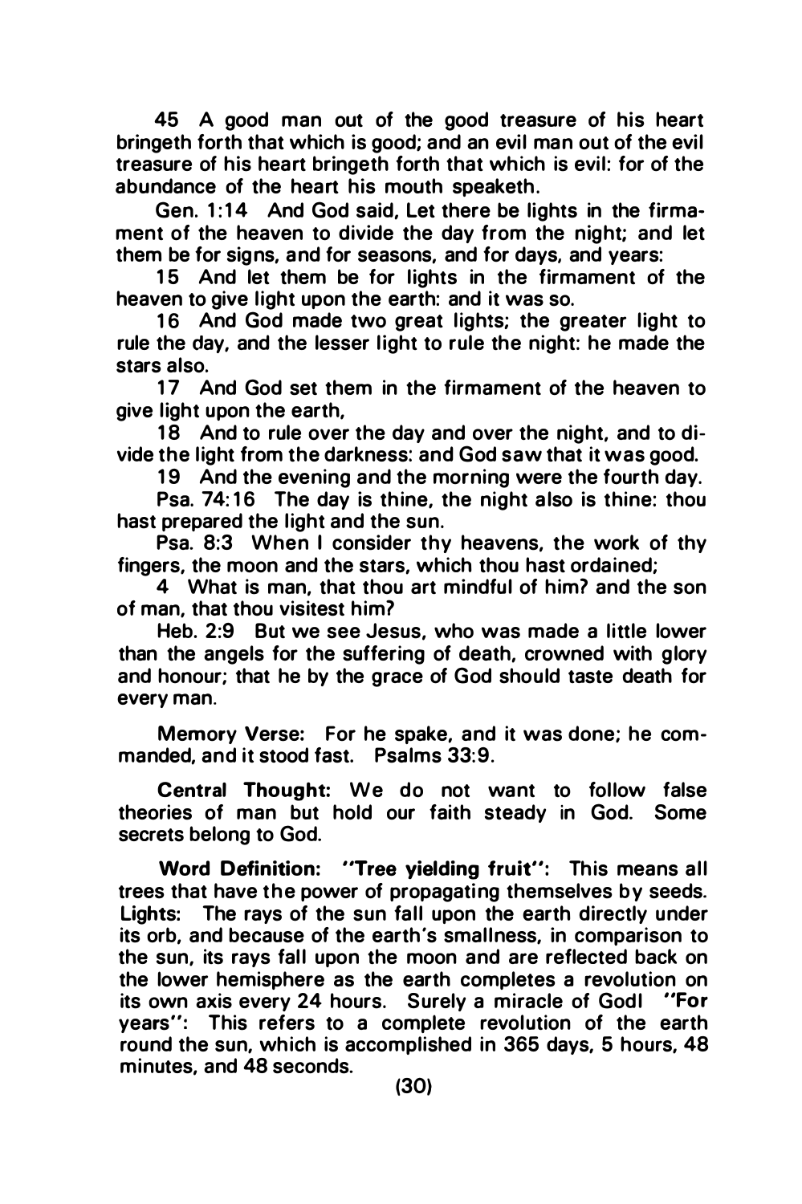45 A good man out of the good treasure of his heart bringeth forth that which is good; and an evil man out of the evil treasure of his heart bringeth forth that which is evil: for of the abundance of the heart his mouth speaketh.

Gen. 1:14 And God said, Let there be lights in the firmament of the heaven to divide the day from the night; and let them be for signs, and for seasons, and for days, and years:

15 And let them be for lights in the firmament of the heaven to give light upon the earth: and it was so.

16 And God made two great lights; the greater light to rule the day, and the lesser light to rule the night: he made the stars also.

17 And God set them in the firmament of the heaven to give light upon the earth,

18 And to rule over the day and over the night, and to divide the light from the darkness: and God saw that it was good.

19 And the evening and the morning were the fourth day.

Psa. 74:16 The day is thine, the night also is thine: thou hast prepared the light and the sun.

Psa. 8:3 When I consider thy heavens, the work of thy fingers, the moon and the stars, which thou hast ordained;

4 What is man, that thou art mindful of him? and the son of man, that thou visitest him?

Heb. 2:9 But we see Jesus, who was made a little lower than the angels for the suffering of death, crowned with glory and honour; that he by the grace of God should taste death for every man.

**Memory Verse:** For he spake, and it was done; he commanded, and it stood fast. Psalms 33:9.

**Central Thought:** We do not want to follow false theories of man but hold our faith steady in God. Some secrets belong to God.

**Word Definition: "Tree yielding fruit":** This means all trees that have the power of propagating themselves by seeds. Lights: The rays of the sun fall upon the earth directly under its orb, and because of the earth's smallness, in comparison to the sun, its rays fall upon the moon and are reflected back on the lower hemisphere as the earth completes a revolution on its own axis every 24 hours. Surely a miracle of God! **"For years":** This refers to a complete revolution of the earth round the sun, which is accomplished in 365 days, 5 hours, 48 minutes, and 48 seconds.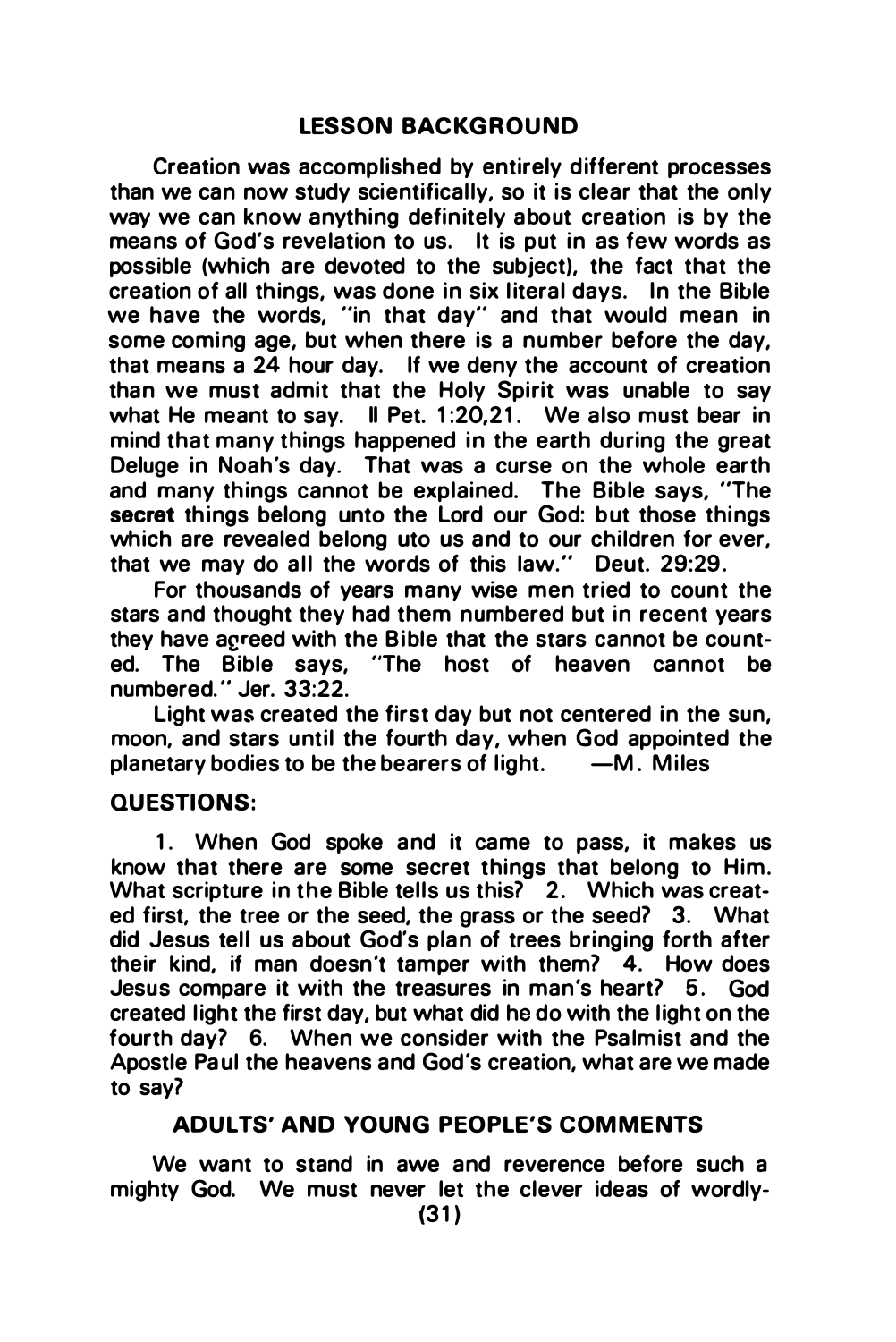## LESSON BACKGROUND

Creation was accomplished by entirely different processes than we can now study scientifically, so it is clear that the only way we can know anything definitely about creation is by the means of God's revelation to us. It is put in as few words as possible (which are devoted to the subject), the fact that the creation of all things, was done in six literal days. In the Bible we have the words, "in that day" and that would mean in some coming age, but when there is a number before the day, that means a 24 hour day. If we deny the account of creation than we must admit that the Holy Spirit was unable to say what He meant to say. II Pet. 1:20,21. We also must bear in mind that many things happened in the earth during the great Deluge in Noah's day. That was a curse on the whole earth and many things cannot be explained. The Bible says, "The **secret** things belong unto the Lord our God: but those things which are revealed belong uto us and to our children for ever, that we may do all the words of this law." Deut. 29:29.

For thousands of years many wise men tried to count the stars and thought they had them numbered but in recent years they have agreed with the Bible that the stars cannot be counted. The Bible says, "The host of heaven cannot be numbered." Jer. 33:22.

Light was created the first day but not centered in the sun, moon, and stars until the fourth day, when God appointed the planetary bodies to be the bearers of light. —M. Miles

## QUESTIONS:

1. When God spoke and it came to pass, it makes us know that there are some secret things that belong to Him. What scripture in the Bible tells us this? 2. Which was created first, the tree or the seed, the grass or the seed? 3. What did Jesus tell us about God's plan of trees bringing forth after their kind, if man doesn't tamper with them? 4. How does Jesus compare it with the treasures in man's heart? 5. God created light the first day, but what did he do with the light on the fourth day? 6. When we consider with the Psalmist and the Apostle Paul the heavens and God's creation, what are we made to say?

## ADULTS' AND YOUNG PEOPLE'S COMMENTS

We want to stand in awe and reverence before such a mighty God. We must never let the clever ideas of wordly-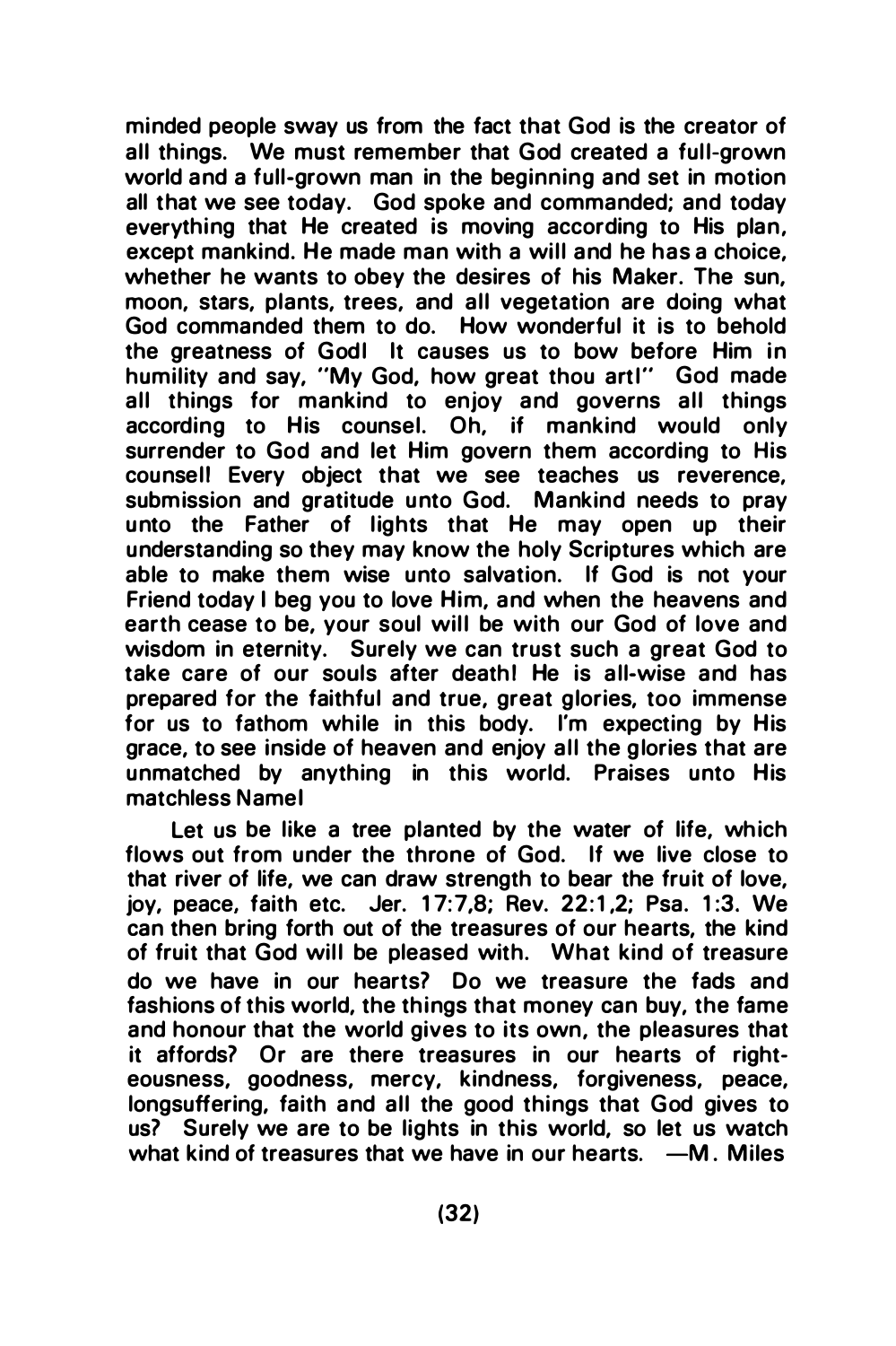minded people sway us from the fact that God is the creator of all things. We must remember that God created a full-grown world and a full-grown man in the beginning and set in motion all that we see today. God spoke and commanded; and today everything that He created is moving according to His plan, except mankind. He made man with a will and he has a choice, whether he wants to obey the desires of his Maker. The sun, moon, stars, plants, trees, and all vegetation are doing what God commanded them to do. How wonderful it is to behold the greatness of God! It causes us to bow before Him in humility and say, "My God, how great thou art!" God made all things for mankind to enjoy and governs all things according to His counsel. Oh, if mankind would only surrender to God and let Him govern them according to His counsel! Every object that we see teaches us reverence, submission and gratitude unto God. Mankind needs to pray unto the Father of lights that He may open up their understanding so they may know the holy Scriptures which are able to make them wise unto salvation. If God is not your Friend today I beg you to love Him, and when the heavens and earth cease to be, your soul will be with our God of love and wisdom in eternity. Surely we can trust such a great God to take care of our souls after death! He is all-wise and has prepared for the faithful and true, great glories, too immense for us to fathom while in this body. I'm expecting by His grace, to see inside of heaven and enjoy all the glories that are unmatched by anything in this world. Praises unto His matchless Name!

Let us be like a tree planted by the water of life, which flows out from under the throne of God. If we live close to that river of life, we can draw strength to bear the fruit of love, joy, peace, faith etc. Jer. 17:7,8; Rev. 22:1,2; Psa. 1:3. We can then bring forth out of the treasures of our hearts, the kind of fruit that God will be pleased with. What kind of treasure do we have in our hearts? Do we treasure the fads and fashions of this world, the things that money can buy, the fame and honour that the world gives to its own, the pleasures that it affords? Or are there treasures in our hearts of righteousness, goodness, mercy, kindness, forgiveness, peace, longsuffering, faith and all the good things that God gives to us? Surely we are to be lights in this world, so let us watch what kind of treasures that we have in our hearts. —M. Miles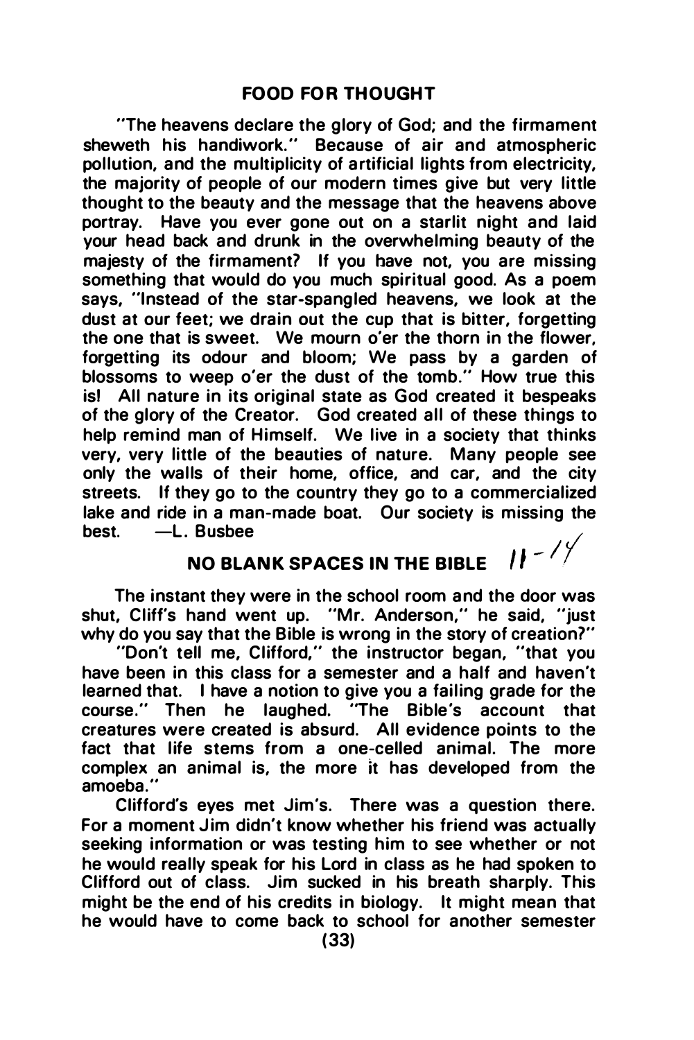## FOOD FOR THOUGHT

"The heavens declare the glory of God; and the firmament sheweth his handiwork." Because of air and atmospheric pollution, and the multiplicity of artificial lights from electricity, the majority of people of our modern times give but very little thought to the beauty and the message that the heavens above portray. Have you ever gone out on a starlit night and laid your head back and drunk in the overwhelming beauty of the majesty of the firmament? If you have not, you are missing something that would do you much spiritual good. As a poem says, "Instead of the star-spangled heavens, we look at the dust at our feet; we drain out the cup that is bitter, forgetting the one that is sweet. We mourn o'er the thorn in the flower, forgetting its odour and bloom; We pass by a garden of blossoms to weep o'er the dust of the tomb." How true this is! All nature in its original state as God created it bespeaks of the glory of the Creator. God created all of these things to help remind man of Himself. We live in a society that thinks very, very little of the beauties of nature. Many people see only the walls of their home, office, and car, and the city streets. If they go to the country they go to a commercialized lake and ride in a man-made boat. Our society is missing the best. —L. Busbee

## NO BLANK SPACES IN THE BIBLE 11-14

The instant they were in the school room and the door was shut, Cliff's hand went up. "Mr. Anderson," he said, "just why do you say that the Bible is wrong in the story of creation?"

"Don't tell me, Clifford," the instructor began, "that you have been in this class for a semester and a half and haven't learned that. I have a notion to give you a failing grade for the course." Then he laughed. "The Bible's account that creatures were created is absurd. All evidence points to the fact that life stems from a one-celled animal. The more complex an animal is, the more it has developed from the amoeba."

Clifford's eyes met Jim's. There was a question there. For a moment Jim didn't know whether his friend was actually seeking information or was testing him to see whether or not he would really speak for his Lord in class as he had spoken to Clifford out of class. Jim sucked in his breath sharply. This might be the end of his credits in biology. It might mean that he would have to come back to school for another semester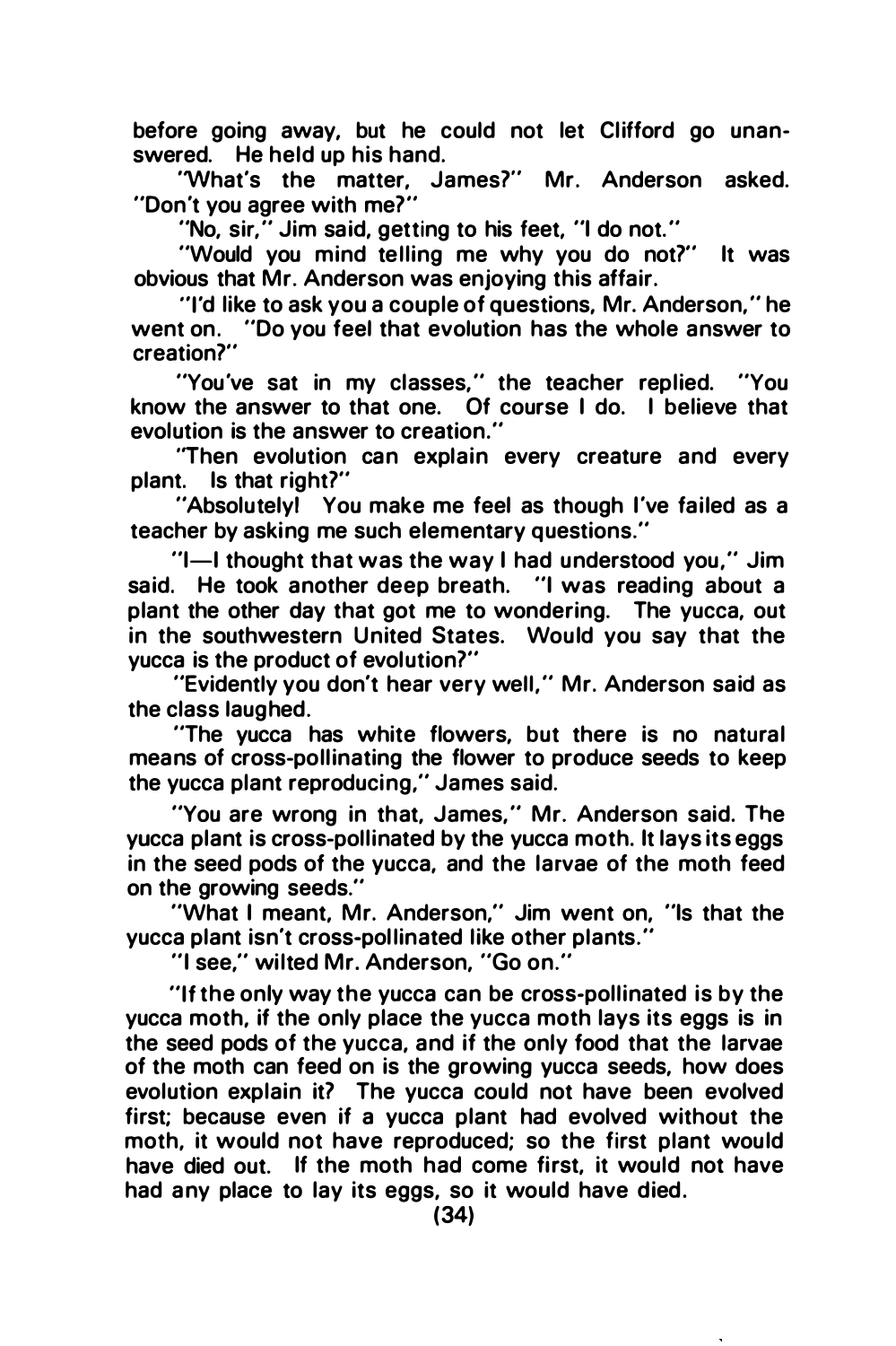before going away, but he could not let Clifford go unanswered. He held up his hand.

"What's the matter, James?" Mr. Anderson asked. "Don't you agree with me?"

"No, sir," Jim said, getting to his feet, "I do not."

"Would you mind telling me why you do not?" It was obvious that Mr. Anderson was enjoying this affair.

"I'd like to ask you a couple of questions, Mr. Anderson," he went on. "Do you feel that evolution has the whole answer to creation?"

"You've sat in my classes," the teacher replied. "You know the answer to that one. Of course I do. I believe that evolution is the answer to creation."

"Then evolution can explain every creature and every plant. Is that right?"

"Absolutely! You make me feel as though I've failed as a teacher by asking me such elementary questions."

"I—I thought that was the way I had understood you," Jim said. He took another deep breath. "I was reading about a plant the other day that got me to wondering. The yucca, out in the southwestern United States. Would you say that the yucca is the product of evolution?"

"Evidently you don't hear very well," Mr. Anderson said as the class laughed.

"The yucca has white flowers, but there is no natural means of cross-pollinating the flower to produce seeds to keep the yucca plant reproducing," James said.

"You are wrong in that, James," Mr. Anderson said. The yucca plant is cross-pollinated by the yucca moth. It lays its eggs in the seed pods of the yucca, and the larvae of the moth feed on the growing seeds."

"What I meant, Mr. Anderson," Jim went on, "Is that the yucca plant isn't cross-pollinated like other plants."

"I see," wilted Mr. Anderson, "Go on."

"If the only way the yucca can be cross-pollinated is by the yucca moth, if the only place the yucca moth lays its eggs is in the seed pods of the yucca, and if the only food that the larvae of the moth can feed on is the growing yucca seeds, how does evolution explain it? The yucca could not have been evolved first; because even if a yucca plant had evolved without the moth, it would not have reproduced; so the first plant would have died out. If the moth had come first, it would not have had any place to lay its eggs, so it would have died.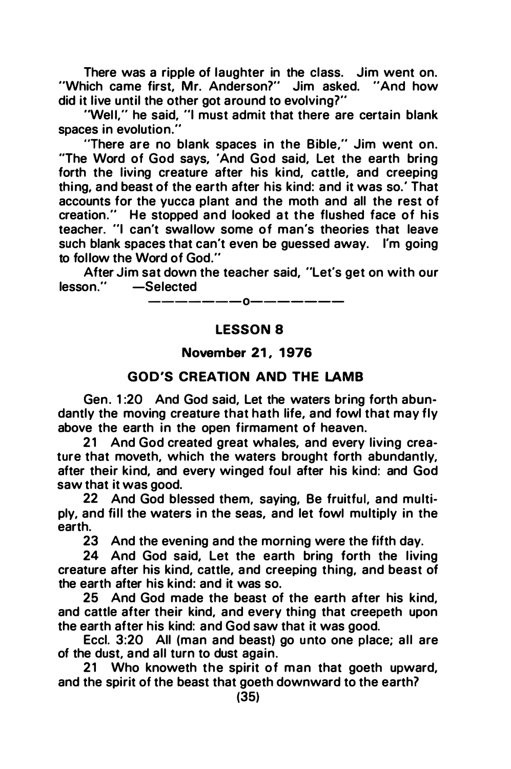There was a ripple of laughter in the class. Jim went on. "Which came first, Mr. Anderson?" Jim asked. "And how did it live until the other got around to evolving?"

"Well," he said, "I must admit that there are certain blank spaces in evolution."

"There are no blank spaces in the Bible," Jim went on. "The Word of God says, 'And God said, Let the earth bring forth the living creature after his kind, cattle, and creeping thing, and beast of the earth after his kind: and it was so.' That accounts for the yucca plant and the moth and all the rest of creation." He stopped and looked at the flushed face of his teacher. "I can't swallow some of man's theories that leave such blank spaces that can't even be guessed away. I'm going to follow the Word of God."

After Jim sat down the teacher said, "Let's get on with our lesson." —Selected

————————o————————

## LESSON 8

### November 21, 1976

### GOD'S CREATION AND THE LAMB

Gen. 1:20 And God said, Let the waters bring forth abundantly the moving creature that hath life, and fowl that may fly above the earth in the open firmament of heaven.

21 And God created great whales, and every living creature that moveth, which the waters brought forth abundantly, after their kind, and every winged foul after his kind: and God saw that it was good.

22 And God blessed them, saying, Be fruitful, and multiply, and fill the waters in the seas, and let fowl multiply in the earth.

23 And the evening and the morning were the fifth day.

24 And God said, Let the earth bring forth the living creature after his kind, cattle, and creeping thing, and beast of the earth after his kind: and it was so.

25 And God made the beast of the earth after his kind, and cattle after their kind, and every thing that creepeth upon the earth after his kind: and God saw that it was good.

Eccl. 3:20 All (man and beast) go unto one place; all are of the dust, and all turn to dust again.

21 Who knoweth the spirit of man that goeth upward, and the spirit of the beast that goeth downward to the earth?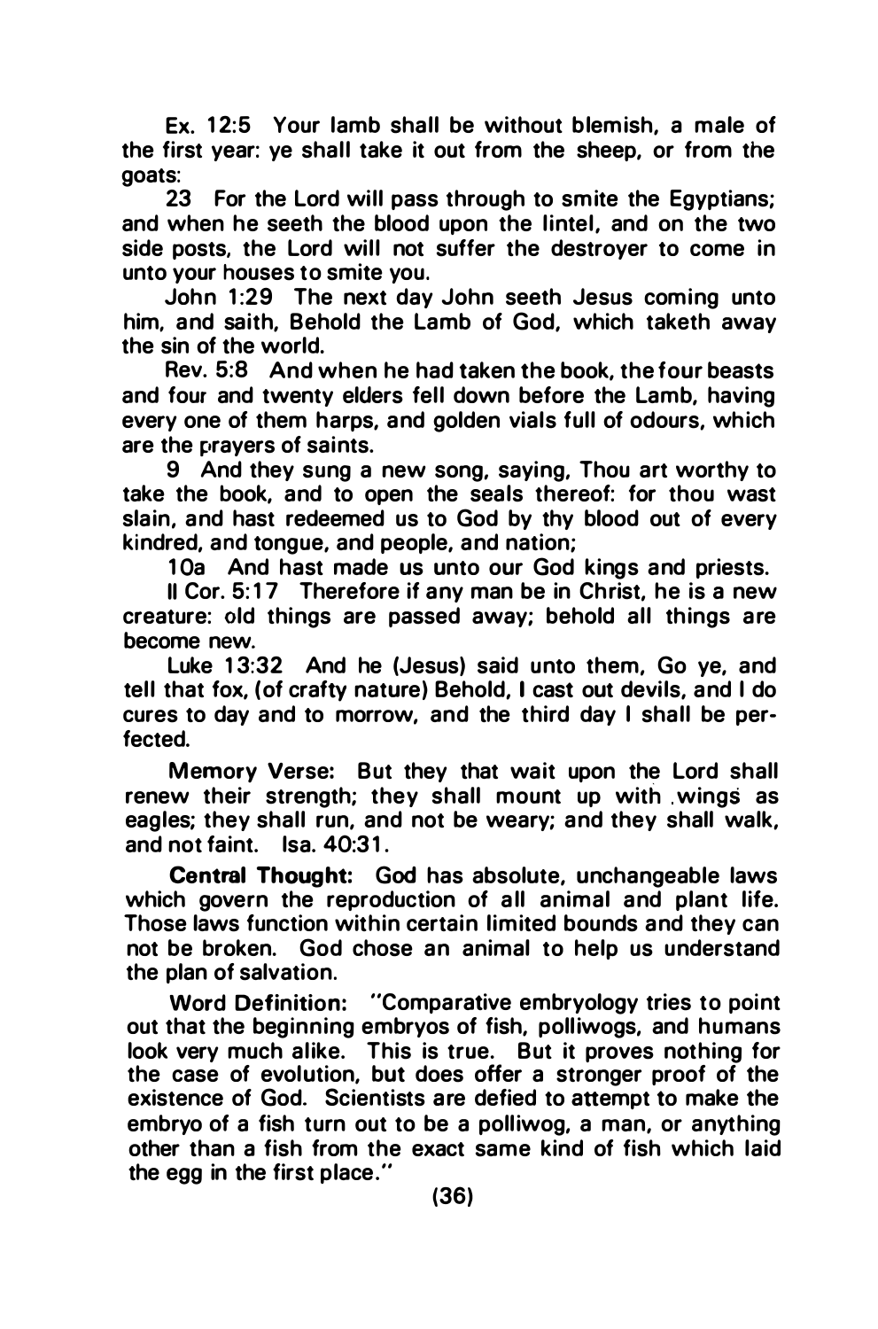Ex. 12:5 Your lamb shall be without blemish, a male of the first year: ye shall take it out from the sheep, or from the goats:

23 For the Lord will pass through to smite the Egyptians; and when he seeth the blood upon the lintel, and on the two side posts, the Lord will not suffer the destroyer to come in unto your houses to smite you.

John 1:29 The next day John seeth Jesus coming unto him, and saith, Behold the Lamb of God, which taketh away the sin of the world.

Rev. 5:8 And when he had taken the book, the four beasts and four and twenty elders fell down before the Lamb, having every one of them harps, and golden vials full of odours, which are the prayers of saints.

9 And they sung a new song, saying, Thou art worthy to take the book, and to open the seals thereof: for thou wast slain, and hast redeemed us to God by thy blood out of every kindred, and tongue, and people, and nation;

10a And hast made us unto our God kings and priests.

II Cor. 5:17 Therefore if any man be in Christ, he is a new creature: old things are passed away; behold all things are become new.

Luke 13:32 And he (Jesus) said unto them, Go ye, and tell that fox, (of crafty nature) Behold, I cast out devils, and I do cures to day and to morrow, and the third day I shall be perfected.

Memory Verse: But they that wait upon the Lord shall renew their strength; they shall mount up with wings as eagles; they shall run, and not be weary; and they shall walk, and not faint. Isa. 40:31.

**Central Thought:** God has absolute, unchangeable laws which govern the reproduction of all animal and plant life. Those laws function within certain limited bounds and they can not be broken. God chose an animal to help us understand the plan of salvation.

Word Definition: "Comparative embryology tries to point out that the beginning embryos of fish, polliwogs, and humans look very much alike. This is true. But it proves nothing for the case of evolution, but does offer a stronger proof of the existence of God. Scientists are defied to attempt to make the embryo of a fish turn out to be a polliwog, a man, or anything other than a fish from the exact same kind of fish which laid the egg in the first place."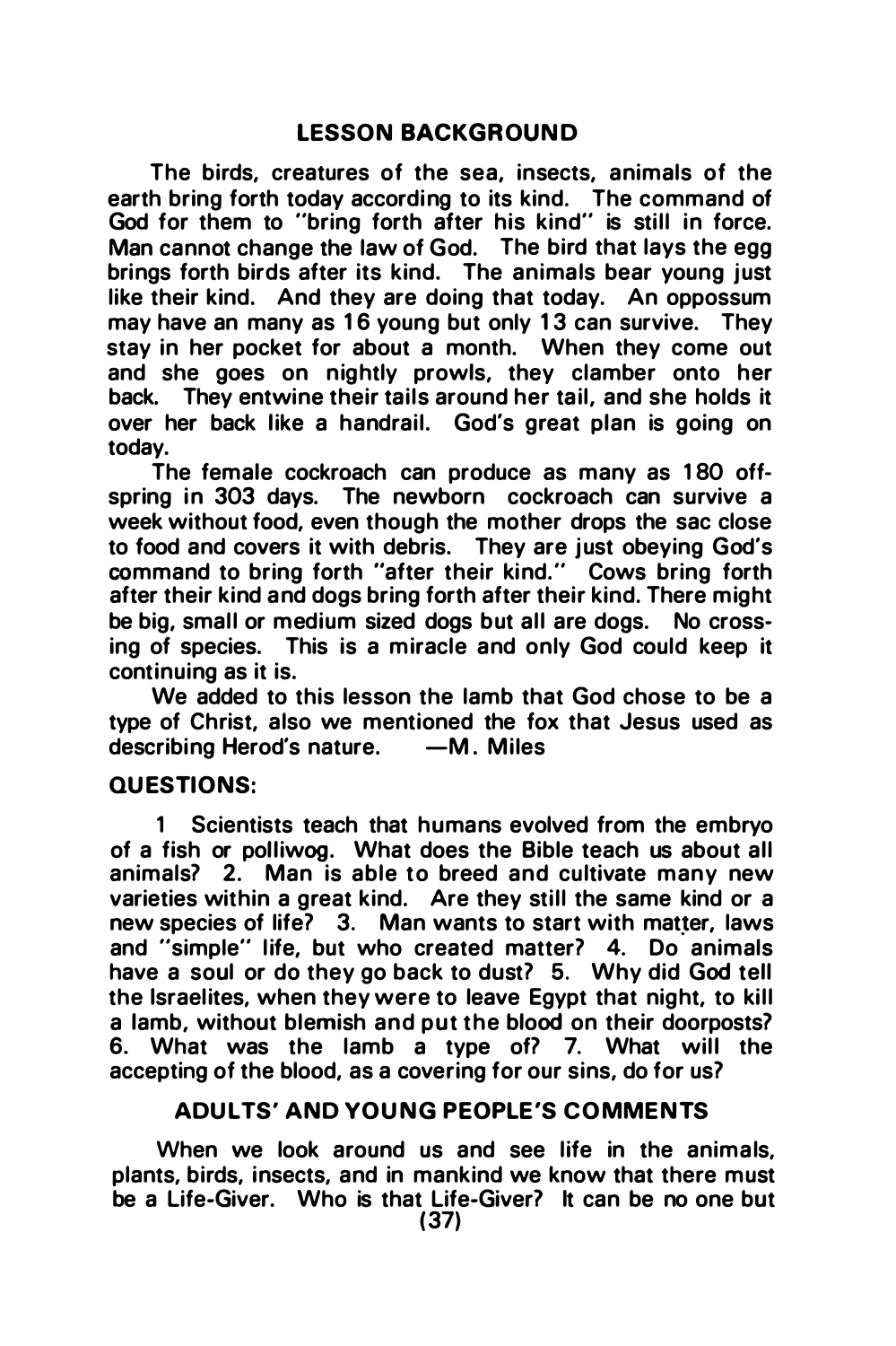## LESSON BACKGROUND

The birds, creatures of the sea, insects, animals of the earth bring forth today according to its kind. The command of God for them to "bring forth after his kind" is still in force. Man cannot change the law of God. The bird that lays the egg brings forth birds after its kind. The animals bear young just like their kind. And they are doing that today. An oppossum may have an many as 16 young but only 13 can survive. They stay in her pocket for about a month. When they come out and she goes on nightly prowls, they clamber onto her back. They entwine their tails around her tail, and she holds it over her back like a handrail. God's great plan is going on today.

The female cockroach can produce as many as 180 off-spring in 303 days. The newborn cockroach can survive a week without food, even though the mother drops the sac close to food and covers it with debris. They are just obeying God's command to bring forth "after their kind." Cows bring forth after their kind and dogs bring forth after their kind. There might be big, small or medium sized dogs but all are dogs. No crossing of species. This is a miracle and only God could keep it continuing as it is.

We added to this lesson the lamb that God chose to be a type of Christ, also we mentioned the fox that Jesus used as describing Herod's nature. —M. Miles

## QUESTIONS:

1 Scientists teach that humans evolved from the embryo of a fish or polliwog. What does the Bible teach us about all animals? 2. Man is able to breed and cultivate many new varieties within a great kind. Are they still the same kind or a new species of life? 3. Man wants to start with matter, laws and "simple" life, but who created matter? 4. Do animals have a soul or do they go back to dust? 5. Why did God tell the Israelites, when they were to leave Egypt that night, to kill a lamb, without blemish and put the blood on their doorposts? 6. What was the lamb a type of? 7. What will the accepting of the blood, as a covering for our sins, do for us?

## ADULTS' AND YOUNG PEOPLE'S COMMENTS

When we look around us and see life in the animals, plants, birds, insects, and in mankind we know that there must be a Life-Giver. Who is that Life-Giver? It can be no one but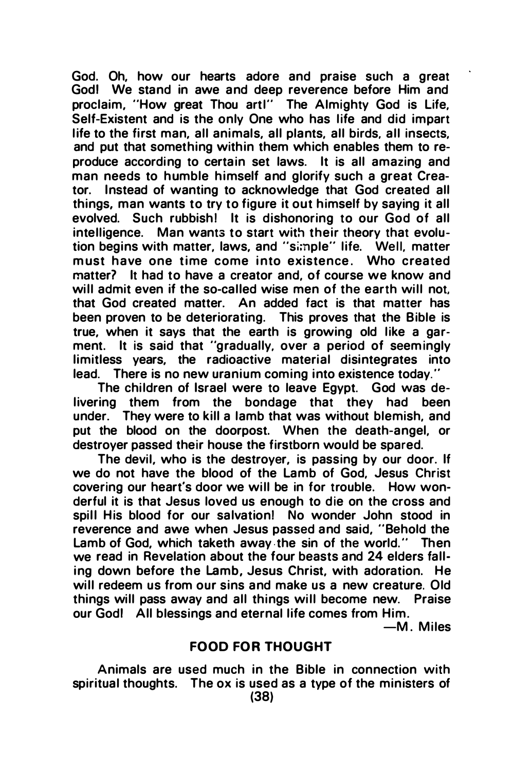God. Oh, how our hearts adore and praise such a great God! We stand in awe and deep reverence before Him and proclaim, "How great Thou art!" The Almighty God is Life, Self-Existent and is the only One who has life and did impart life to the first man, all animals, all plants, all birds, all insects, and put that something within them which enables them to reproduce according to certain set laws. It is all amazing and man needs to humble himself and glorify such a great Creator. Instead of wanting to acknowledge that God created all things, man wants to try to figure it out himself by saying it all evolved. Such rubbish! It is dishonoring to our God of all intelligence. Man wants to start with their theory that evolution begins with matter, laws, and "simple" life. Well, matter must have one time come into existence. Who created matter? It had to have a creator and, of course we know and will admit even if the so-called wise men of the earth will not, that God created matter. An added fact is that matter has been proven to be deteriorating. This proves that the Bible is true, when it says that the earth is growing old like a garment. It is said that "gradually, over a period of seemingly limitless years, the radioactive material disintegrates into lead. There is no new uranium coming into existence today."

The children of Israel were to leave Egypt. God was delivering them from the bondage that they had been under. They were to kill a lamb that was without blemish, and put the blood on the doorpost. When the death-angel, or destroyer passed their house the firstborn would be spared.

The devil, who is the destroyer, is passing by our door. If we do not have the blood of the Lamb of God, Jesus Christ covering our heart's door we will be in for trouble. How wonderful it is that Jesus loved us enough to die on the cross and spill His blood for our salvation! No wonder John stood in reverence and awe when Jesus passed and said, "Behold the Lamb of God, which taketh away the sin of the world." Then we read in Revelation about the four beasts and 24 elders falling down before the Lamb, Jesus Christ, with adoration. He will redeem us from our sins and make us a new creature. Old things will pass away and all things will become new. Praise our God! All blessings and eternal life comes from Him.

—M. Miles

## FOOD FOR THOUGHT

Animals are used much in the Bible in connection with spiritual thoughts. The ox is used as a type of the ministers of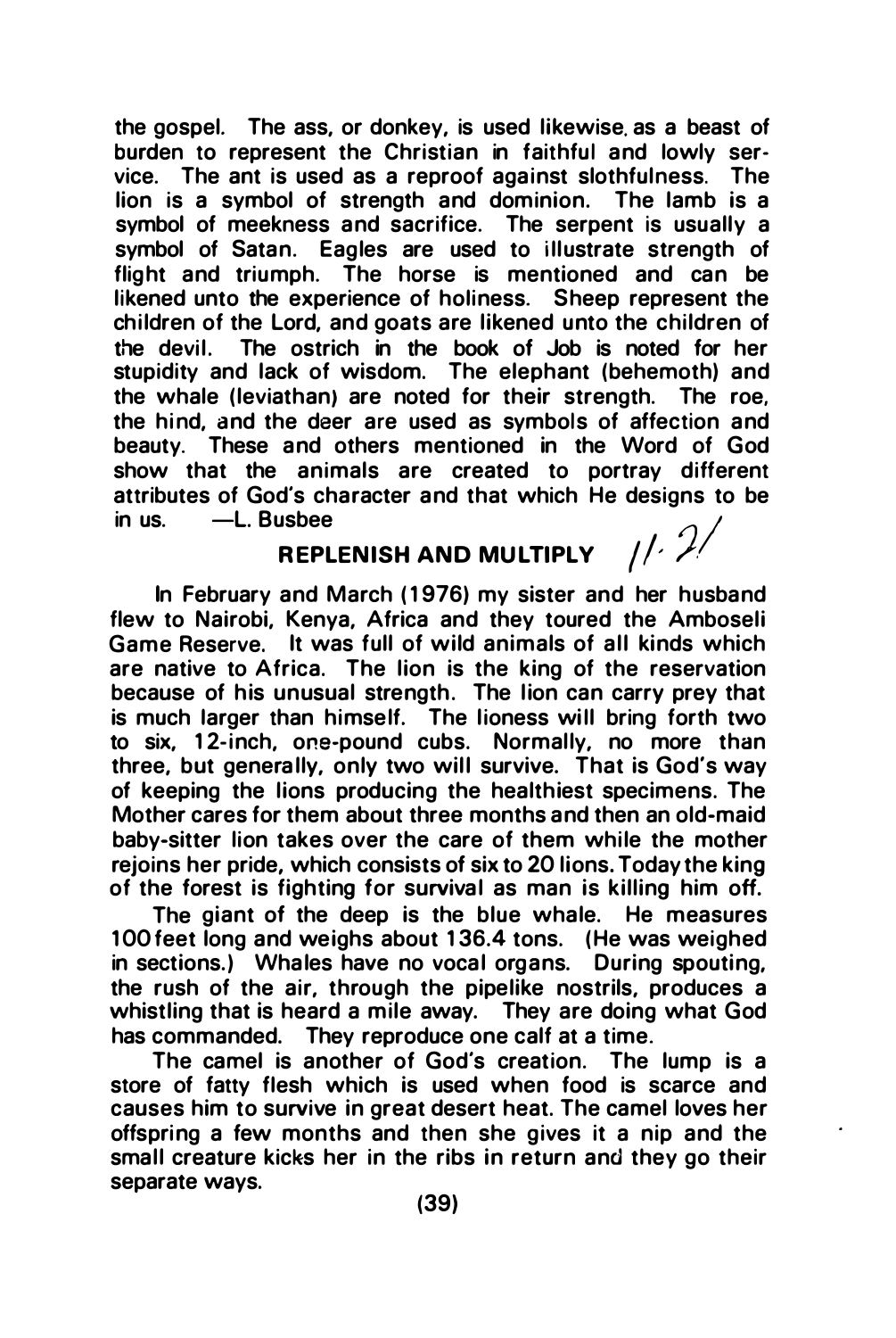the gospel. The ass, or donkey, is used likewise as a beast of burden to represent the Christian in faithful and lowly service. The ant is used as a reproof against slothfulness. The lion is a symbol of strength and dominion. The lamb is a symbol of meekness and sacrifice. The serpent is usually a symbol of Satan. Eagles are used to illustrate strength of flight and triumph. The horse is mentioned and can be likened unto the experience of holiness. Sheep represent the children of the Lord, and goats are likened unto the children of the devil. The ostrich in the book of Job is noted for her stupidity and lack of wisdom. The elephant (behemoth) and the whale (leviathan) are noted for their strength. The roe, the hind, and the deer are used as symbols of affection and beauty. These and others mentioned in the Word of God show that the animals are created to portray different attributes of God's character and that which He designs to be in us. —L. Busbee

## REPLENISH AND MULTIPLY

In February and March (1976) my sister and her husband flew to Nairobi, Kenya, Africa and they toured the Amboseli Game Reserve. It was full of wild animals of all kinds which are native to Africa. The lion is the king of the reservation because of his unusual strength. The lion can carry prey that is much larger than himself. The lioness will bring forth two to six, 12-inch, one-pound cubs. Normally, no more than three, but generally, only two will survive. That is God's way of keeping the lions producing the healthiest specimens. The Mother cares for them about three months and then an old-maid baby-sitter lion takes over the care of them while the mother rejoins her pride, which consists of six to 20 lions. Today the king of the forest is fighting for survival as man is killing him off.

The giant of the deep is the blue whale. He measures 100 feet long and weighs about 136.4 tons. (He was weighed in sections.) Whales have no vocal organs. During spouting, the rush of the air, through the pipelike nostrils, produces a whistling that is heard a mile away. They are doing what God has commanded. They reproduce one calf at a time.

The camel is another of God's creation. The lump is a store of fatty flesh which is used when food is scarce and causes him to survive in great desert heat. The camel loves her offspring a few months and then she gives it a nip and the small creature kicks her in the ribs in return and they go their separate ways.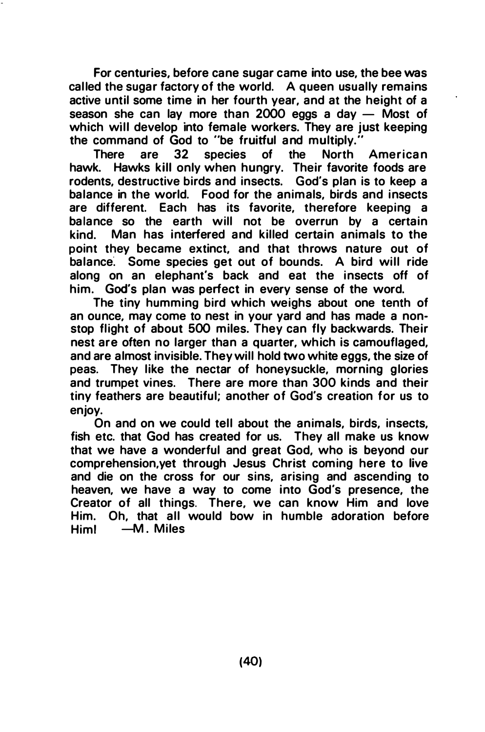For centuries, before cane sugar came into use, the bee was called the sugar factory of the world. A queen usually remains active until some time in her fourth year, and at the height of a season she can lay more than 2000 eggs a day — Most of which will develop into female workers. They are just keeping the command of God to "be fruitful and multiply."

There are 32 species of the North American hawk. Hawks kill only when hungry. Their favorite foods are rodents, destructive birds and insects. God's plan is to keep a balance in the world. Food for the animals, birds and insects are different. Each has its favorite, therefore keeping a balance so the earth will not be overrun by a certain kind. Man has interfered and killed certain animals to the point they became extinct, and that throws nature out of balance. Some species get out of bounds. A bird will ride along on an elephant's back and eat the insects off of him. God's plan was perfect in every sense of the word.

The tiny humming bird which weighs about one tenth of an ounce, may come to nest in your yard and has made a non-stop flight of about 500 miles. They can fly backwards. Their nest are often no larger than a quarter, which is camouflaged, and are almost invisible. They will hold two white eggs, the size of peas. They like the nectar of honeysuckle, morning glories and trumpet vines. There are more than 300 kinds and their tiny feathers are beautiful; another of God's creation for us to enjoy.

On and on we could tell about the animals, birds, insects, fish etc. that God has created for us. They all make us know that we have a wonderful and great God, who is beyond our comprehension,yet through Jesus Christ coming here to live and die on the cross for our sins, arising and ascending to heaven, we have a way to come into God's presence, the Creator of all things. There, we can know Him and love Him. Oh, that all would bow in humble adoration before Him! —M. Miles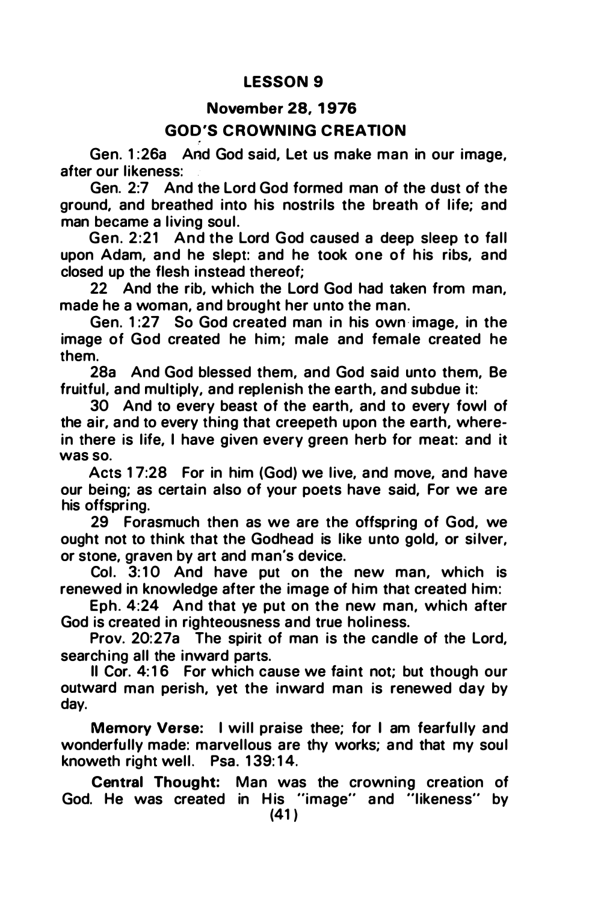## LESSON 9

### November 28, 1976

### GOD'S CROWNING CREATION

Gen. 1:26a And God said, Let us make man in our image, after our likeness:

Gen. 2:7 And the Lord God formed man of the dust of the ground, and breathed into his nostrils the breath of life; and man became a living soul.

Gen. 2:21 And the Lord God caused a deep sleep to fall upon Adam, and he slept: and he took one of his ribs, and closed up the flesh instead thereof;

22 And the rib, which the Lord God had taken from man, made he a woman, and brought her unto the man.

Gen. 1:27 So God created man in his own image, in the image of God created he him; male and female created he them.

28a And God blessed them, and God said unto them, Be fruitful, and multiply, and replenish the earth, and subdue it:

30 And to every beast of the earth, and to every fowl of the air, and to every thing that creepeth upon the earth, wherein there is life, I have given every green herb for meat: and it was so.

Acts 17:28 For in him (God) we live, and move, and have our being; as certain also of your poets have said, For we are his offspring.

29 Forasmuch then as we are the offspring of God, we ought not to think that the Godhead is like unto gold, or silver, or stone, graven by art and man's device.

Col. 3:10 And have put on the new man, which is renewed in knowledge after the image of him that created him:

Eph. 4:24 And that ye put on the new man, which after God is created in righteousness and true holiness.

Prov. 20:27a The spirit of man is the candle of the Lord, searching all the inward parts.

II Cor. 4:16 For which cause we faint not; but though our outward man perish, yet the inward man is renewed day by day.

**Memory Verse:** I will praise thee; for I am fearfully and wonderfully made: marvellous are thy works; and that my soul knoweth right well. Psa. 139:14.

**Central Thought:** Man was the crowning creation of God. He was created in His "image" and "likeness" by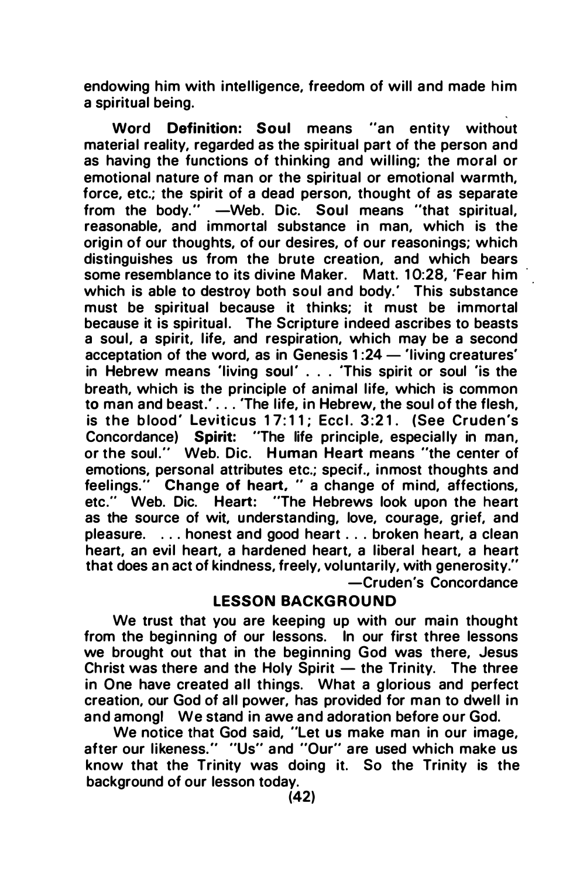endowing him with intelligence, freedom of will and made him a spiritual being.

Word **Definition: Soul** means "an entity without material reality, regarded as the spiritual part of the person and as having the functions of thinking and willing; the moral or emotional nature of man or the spiritual or emotional warmth, force, etc.; the spirit of a dead person, thought of as separate from the body." —Web. Dic. Soul means "that spiritual, reasonable, and immortal substance in man, which is the origin of our thoughts, of our desires, of our reasonings; which distinguishes us from the brute creation, and which bears some resemblance to its divine Maker. Matt. 10:28, 'Fear him which is able to destroy both soul and body.' This substance must be spiritual because it thinks; it must be immortal because it is spiritual. The Scripture indeed ascribes to beasts a soul, a spirit, life, and respiration, which may be a second acceptation of the word, as in Genesis 1:24 — 'living creatures' in Hebrew means 'living soul' . . . 'This spirit or soul 'is the breath, which is the principle of animal life, which is common to man and beast.' . . . 'The life, in Hebrew, the soul of the flesh, is the blood' Leviticus 17:11; Eccl. 3:21. (See Cruden's Concordance) **Spirit:** "The life principle, especially in man, or the soul." Web. Dic. **Human Heart** means "the center of emotions, personal attributes etc.; specif., inmost thoughts and feelings." **Change of heart,** " a change of mind, affections, etc." Web. Dic. **Heart:** "The Hebrews look upon the heart as the source of wit, understanding, love, courage, grief, and pleasure. . . . honest and good heart . . . broken heart, a clean heart, an evil heart, a hardened heart, a liberal heart, a heart that does an act of kindness, freely, voluntarily, with generosity."
—Cruden's Concordance

## LESSON BACKGROUND

We trust that you are keeping up with our main thought from the beginning of our lessons. In our first three lessons we brought out that in the beginning God was there, Jesus Christ was there and the Holy Spirit — the Trinity. The three in One have created all things. What a glorious and perfect creation, our God of all power, has provided for man to dwell in and among! We stand in awe and adoration before our God.

We notice that God said, "Let us make man in our image, after our likeness." "Us" and "Our" are used which make us know that the Trinity was doing it. So the Trinity is the background of our lesson today.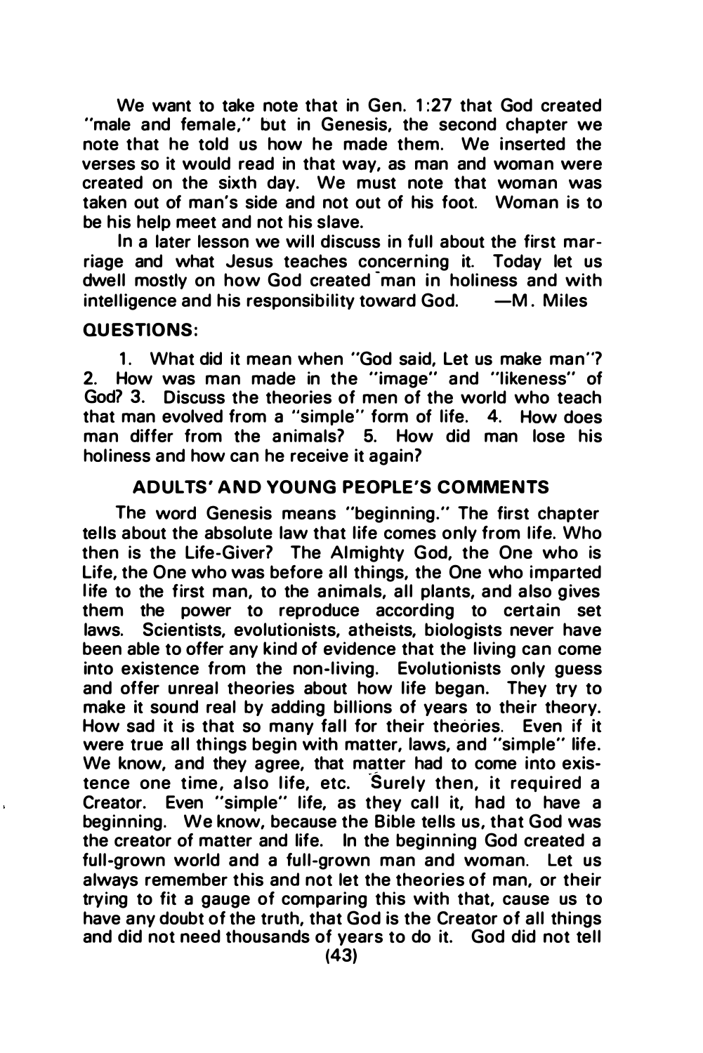We want to take note that in Gen. 1:27 that God created "male and female," but in Genesis, the second chapter we note that he told us how he made them. We inserted the verses so it would read in that way, as man and woman were created on the sixth day. We must note that woman was taken out of man's side and not out of his foot. Woman is to be his help meet and not his slave.

In a later lesson we will discuss in full about the first marriage and what Jesus teaches concerning it. Today let us dwell mostly on how God created man in holiness and with intelligence and his responsibility toward God. —M. Miles

**QUESTIONS:**

1. What did it mean when "God said, Let us make man"? 2. How was man made in the "image" and "likeness" of God? 3. Discuss the theories of men of the world who teach that man evolved from a "simple" form of life. 4. How does man differ from the animals? 5. How did man lose his holiness and how can he receive it again?

## ADULTS' AND YOUNG PEOPLE'S COMMENTS

The word Genesis means "beginning." The first chapter tells about the absolute law that life comes only from life. Who then is the Life-Giver? The Almighty God, the One who is Life, the One who was before all things, the One who imparted life to the first man, to the animals, all plants, and also gives them the power to reproduce according to certain set laws. Scientists, evolutionists, atheists, biologists never have been able to offer any kind of evidence that the living can come into existence from the non-living. Evolutionists only guess and offer unreal theories about how life began. They try to make it sound real by adding billions of years to their theory. How sad it is that so many fall for their theories. Even if it were true all things begin with matter, laws, and "simple" life. We know, and they agree, that matter had to come into existence one time, also life, etc. Surely then, it required a Creator. Even "simple" life, as they call it, had to have a beginning. We know, because the Bible tells us, that God was the creator of matter and life. In the beginning God created a full-grown world and a full-grown man and woman. Let us always remember this and not let the theories of man, or their trying to fit a gauge of comparing this with that, cause us to have any doubt of the truth, that God is the Creator of all things and did not need thousands of years to do it. God did not tell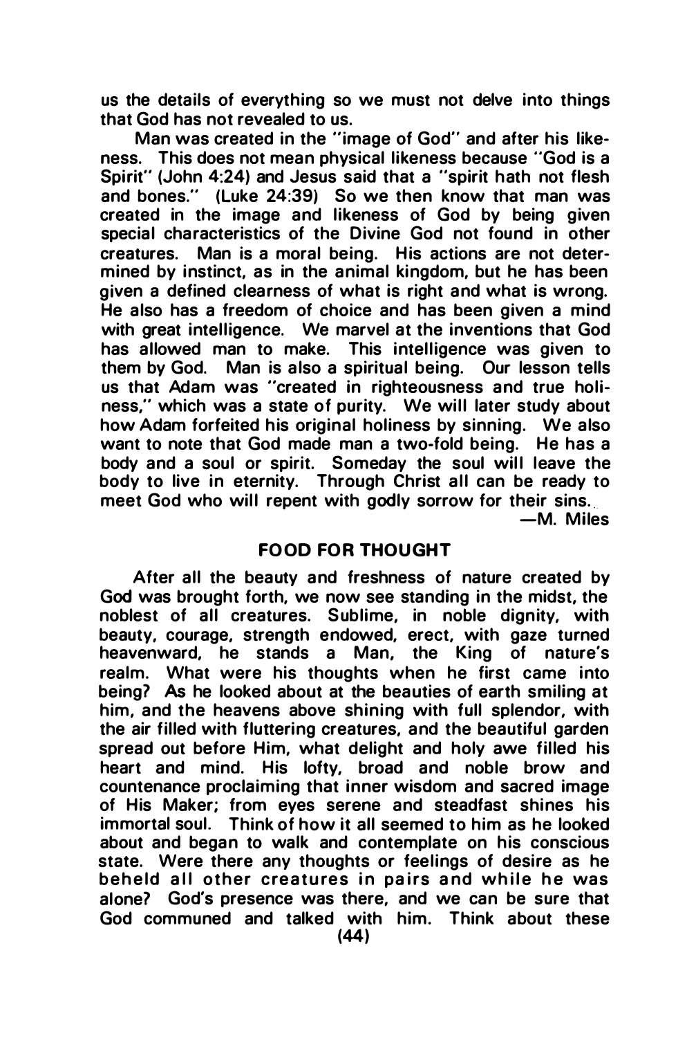us the details of everything so we must not delve into things that God has not revealed to us.

Man was created in the "image of God" and after his likeness. This does not mean physical likeness because "God is a Spirit" (John 4:24) and Jesus said that a "spirit hath not flesh and bones." (Luke 24:39) So we then know that man was created in the image and likeness of God by being given special characteristics of the Divine God not found in other creatures. Man is a moral being. His actions are not determined by instinct, as in the animal kingdom, but he has been given a defined clearness of what is right and what is wrong. He also has a freedom of choice and has been given a mind with great intelligence. We marvel at the inventions that God has allowed man to make. This intelligence was given to them by God. Man is also a spiritual being. Our lesson tells us that Adam was "created in righteousness and true holiness," which was a state of purity. We will later study about how Adam forfeited his original holiness by sinning. We also want to note that God made man a two-fold being. He has a body and a soul or spirit. Someday the soul will leave the body to live in eternity. Through Christ all can be ready to meet God who will repent with godly sorrow for their sins.

—M. Miles

## FOOD FOR THOUGHT

After all the beauty and freshness of nature created by God was brought forth, we now see standing in the midst, the noblest of all creatures. Sublime, in noble dignity, with beauty, courage, strength endowed, erect, with gaze turned heavenward, he stands a Man, the King of nature's realm. What were his thoughts when he first came into being? As he looked about at the beauties of earth smiling at him, and the heavens above shining with full splendor, with the air filled with fluttering creatures, and the beautiful garden spread out before Him, what delight and holy awe filled his heart and mind. His lofty, broad and noble brow and countenance proclaiming that inner wisdom and sacred image of His Maker; from eyes serene and steadfast shines his immortal soul. Think of how it all seemed to him as he looked about and began to walk and contemplate on his conscious state. Were there any thoughts or feelings of desire as he beheld all other creatures in pairs and while he was alone? God's presence was there, and we can be sure that God communed and talked with him. Think about these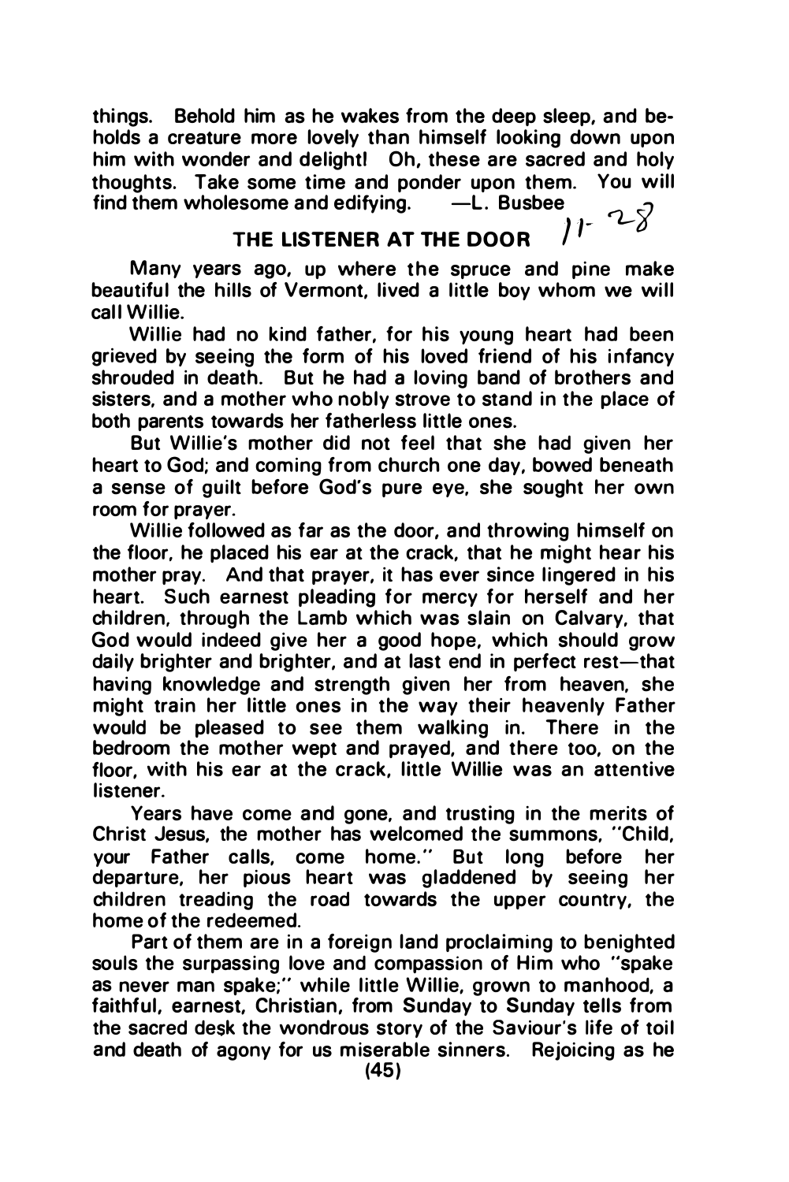things. Behold him as he wakes from the deep sleep, and beholds a creature more lovely than himself looking down upon him with wonder and delight! Oh, these are sacred and holy thoughts. Take some time and ponder upon them. You will find them wholesome and edifying. —L. Busbee

## THE LISTENER AT THE DOOR

11-28

Many years ago, up where the spruce and pine make beautiful the hills of Vermont, lived a little boy whom we will call Willie.

Willie had no kind father, for his young heart had been grieved by seeing the form of his loved friend of his infancy shrouded in death. But he had a loving band of brothers and sisters, and a mother who nobly strove to stand in the place of both parents towards her fatherless little ones.

But Willie's mother did not feel that she had given her heart to God; and coming from church one day, bowed beneath a sense of guilt before God's pure eye, she sought her own room for prayer.

Willie followed as far as the door, and throwing himself on the floor, he placed his ear at the crack, that he might hear his mother pray. And that prayer, it has ever since lingered in his heart. Such earnest pleading for mercy for herself and her children, through the Lamb which was slain on Calvary, that God would indeed give her a good hope, which should grow daily brighter and brighter, and at last end in perfect rest—that having knowledge and strength given her from heaven, she might train her little ones in the way their heavenly Father would be pleased to see them walking in. There in the bedroom the mother wept and prayed, and there too, on the floor, with his ear at the crack, little Willie was an attentive listener.

Years have come and gone, and trusting in the merits of Christ Jesus, the mother has welcomed the summons, "Child, your Father calls, come home." But long before her departure, her pious heart was gladdened by seeing her children treading the road towards the upper country, the home of the redeemed.

Part of them are in a foreign land proclaiming to benighted souls the surpassing love and compassion of Him who "spake as never man spake;" while little Willie, grown to manhood, a faithful, earnest, Christian, from Sunday to Sunday tells from the sacred desk the wondrous story of the Saviour's life of toil and death of agony for us miserable sinners. Rejoicing as he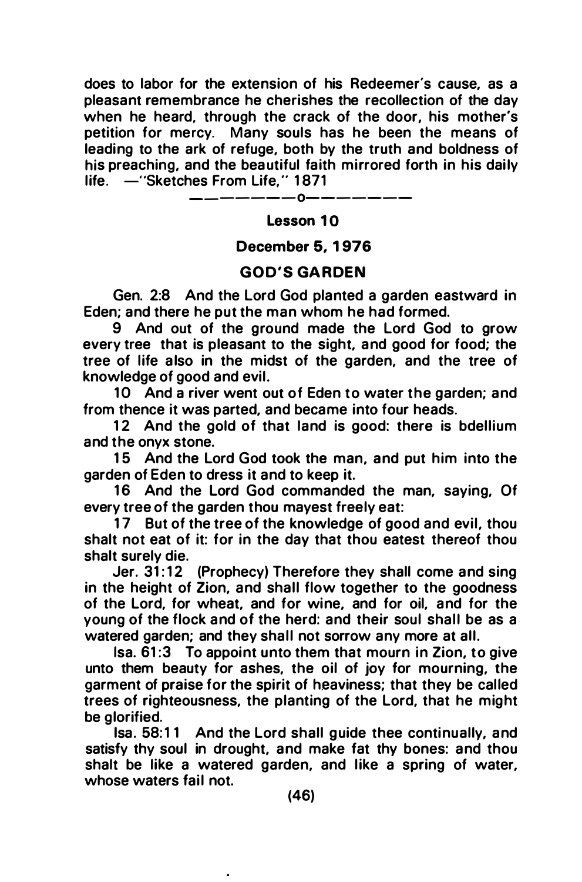does to labor for the extension of his Redeemer's cause, as a pleasant remembrance he cherishes the recollection of the day when he heard, through the crack of the door, his mother's petition for mercy. Many souls has he been the means of leading to the ark of refuge, both by the truth and boldness of his preaching, and the beautiful faith mirrored forth in his daily life. —"Sketches From Life," 1871

———————o————————

**Lesson 10**

**December 5, 1976**

**GOD'S GARDEN**

Gen. 2:8 And the Lord God planted a garden eastward in Eden; and there he put the man whom he had formed.

9 And out of the ground made the Lord God to grow every tree that is pleasant to the sight, and good for food; the tree of life also in the midst of the garden, and the tree of knowledge of good and evil.

10 And a river went out of Eden to water the garden; and from thence it was parted, and became into four heads.

12 And the gold of that land is good: there is bdellium and the onyx stone.

15 And the Lord God took the man, and put him into the garden of Eden to dress it and to keep it.

16 And the Lord God commanded the man, saying, Of every tree of the garden thou mayest freely eat:

17 But of the tree of the knowledge of good and evil, thou shalt not eat of it: for in the day that thou eatest thereof thou shalt surely die.

Jer. 31:12 (Prophecy) Therefore they shall come and sing in the height of Zion, and shall flow together to the goodness of the Lord, for wheat, and for wine, and for oil, and for the young of the flock and of the herd: and their soul shall be as a watered garden; and they shall not sorrow any more at all.

Isa. 61:3 To appoint unto them that mourn in Zion, to give unto them beauty for ashes, the oil of joy for mourning, the garment of praise for the spirit of heaviness; that they be called trees of righteousness, the planting of the Lord, that he might be glorified.

Isa. 58:11 And the Lord shall guide thee continually, and satisfy thy soul in drought, and make fat thy bones: and thou shalt be like a watered garden, and like a spring of water, whose waters fail not.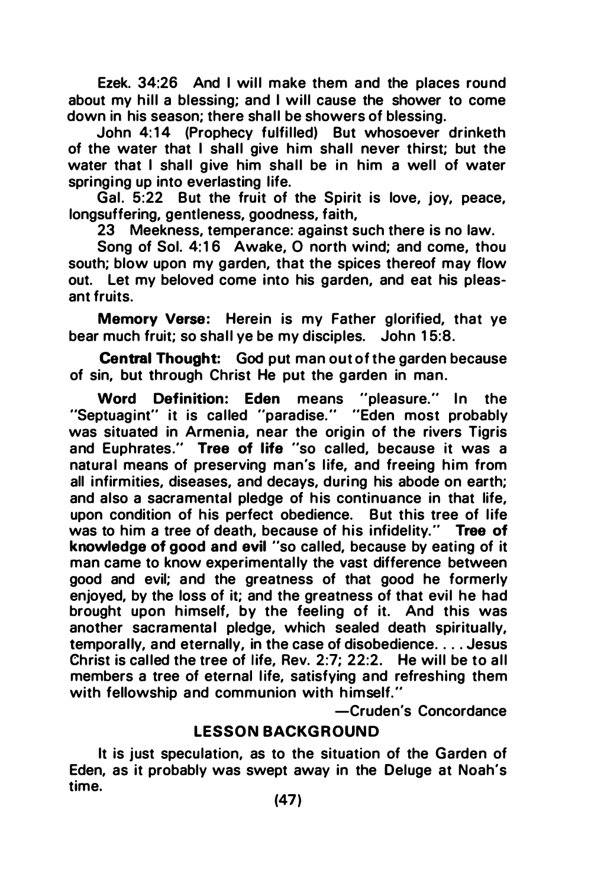Ezek. 34:26 And I will make them and the places round about my hill a blessing; and I will cause the shower to come down in his season; there shall be showers of blessing.

John 4:14 (Prophecy fulfilled) But whosoever drinketh of the water that I shall give him shall never thirst; but the water that I shall give him shall be in him a well of water springing up into everlasting life.

Gal. 5:22 But the fruit of the Spirit is love, joy, peace, longsuffering, gentleness, goodness, faith,

23 Meekness, temperance: against such there is no law.

Song of Sol. 4:16 Awake, O north wind; and come, thou south; blow upon my garden, that the spices thereof may flow out. Let my beloved come into his garden, and eat his pleasant fruits.

**Memory Verse:** Herein is my Father glorified, that ye bear much fruit; so shall ye be my disciples. John 15:8.

**Central Thought:** God put man out of the garden because of sin, but through Christ He put the garden in man.

**Word Definition: Eden** means "pleasure." In the "Septuagint" it is called "paradise." "Eden most probably was situated in Armenia, near the origin of the rivers Tigris and Euphrates." **Tree of life** "so called, because it was a natural means of preserving man's life, and freeing him from all infirmities, diseases, and decays, during his abode on earth; and also a sacramental pledge of his continuance in that life, upon condition of his perfect obedience. But this tree of life was to him a tree of death, because of his infidelity." **Tree of knowledge of good and evil** "so called, because by eating of it man came to know experimentally the vast difference between good and evil; and the greatness of that good he formerly enjoyed, by the loss of it; and the greatness of that evil he had brought upon himself, by the feeling of it. And this was another sacramental pledge, which sealed death spiritually, temporally, and eternally, in the case of disobedience. . . . Jesus Christ is called the tree of life, Rev. 2:7; 22:2. He will be to all members a tree of eternal life, satisfying and refreshing them with fellowship and communion with himself."

—Cruden's Concordance

## LESSON BACKGROUND

It is just speculation, as to the situation of the Garden of Eden, as it probably was swept away in the Deluge at Noah's time.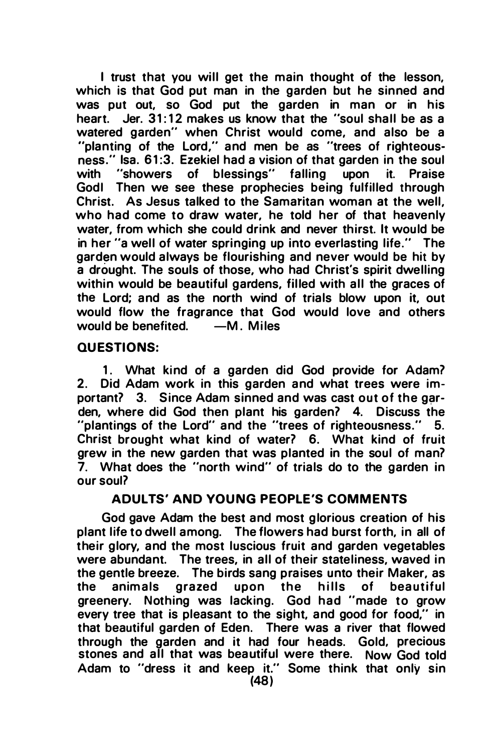I trust that you will get the main thought of the lesson, which is that God put man in the garden but he sinned and was put out, so God put the garden in man or in his heart. Jer. 31:12 makes us know that the "soul shall be as a watered garden" when Christ would come, and also be a "planting of the Lord," and men be as "trees of righteousness." Isa. 61:3. Ezekiel had a vision of that garden in the soul with "showers of blessings" falling upon it. Praise God! Then we see these prophecies being fulfilled through Christ. As Jesus talked to the Samaritan woman at the well, who had come to draw water, he told her of that heavenly water, from which she could drink and never thirst. It would be in her "a well of water springing up into everlasting life." The garden would always be flourishing and never would be hit by a drought. The souls of those, who had Christ's spirit dwelling within would be beautiful gardens, filled with all the graces of the Lord; and as the north wind of trials blow upon it, out would flow the fragrance that God would love and others would be benefited. —M. Miles

**QUESTIONS:**

1. What kind of a garden did God provide for Adam? 2. Did Adam work in this garden and what trees were important? 3. Since Adam sinned and was cast out of the garden, where did God then plant his garden? 4. Discuss the "plantings of the Lord" and the "trees of righteousness." 5. Christ brought what kind of water? 6. What kind of fruit grew in the new garden that was planted in the soul of man? 7. What does the "north wind" of trials do to the garden in our soul?

**ADULTS' AND YOUNG PEOPLE'S COMMENTS**

God gave Adam the best and most glorious creation of his plant life to dwell among. The flowers had burst forth, in all of their glory, and the most luscious fruit and garden vegetables were abundant. The trees, in all of their stateliness, waved in the gentle breeze. The birds sang praises unto their Maker, as the animals grazed upon the hills of beautiful greenery. Nothing was lacking. God had "made to grow every tree that is pleasant to the sight, and good for food," in that beautiful garden of Eden. There was a river that flowed through the garden and it had four heads. Gold, precious stones and all that was beautiful were there. Now God told Adam to "dress it and keep it." Some think that only sin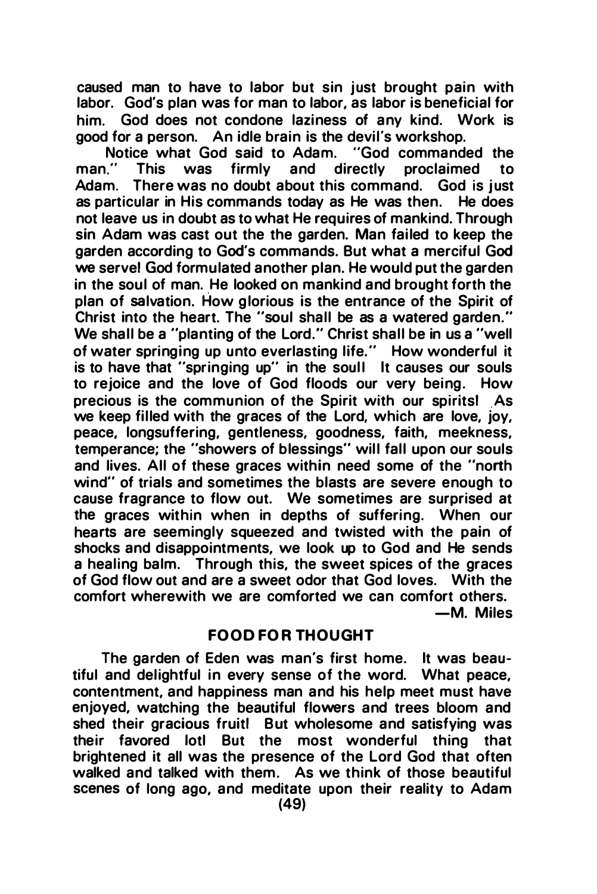caused man to have to labor but sin just brought pain with labor. God's plan was for man to labor, as labor is beneficial for him. God does not condone laziness of any kind. Work is good for a person. An idle brain is the devil's workshop.

Notice what God said to Adam. "God commanded the man." This was firmly and directly proclaimed to Adam. There was no doubt about this command. God is just as particular in His commands today as He was then. He does not leave us in doubt as to what He requires of mankind. Through sin Adam was cast out the the garden. Man failed to keep the garden according to God's commands. But what a merciful God we serve! God formulated another plan. He would put the garden in the soul of man. He looked on mankind and brought forth the plan of salvation. How glorious is the entrance of the Spirit of Christ into the heart. The "soul shall be as a watered garden." We shall be a "planting of the Lord." Christ shall be in us a "well of water springing up unto everlasting life." How wonderful it is to have that "springing up" in the soul! It causes our souls to rejoice and the love of God floods our very being. How precious is the communion of the Spirit with our spirits! As we keep filled with the graces of the Lord, which are love, joy, peace, longsuffering, gentleness, goodness, faith, meekness, temperance; the "showers of blessings" will fall upon our souls and lives. All of these graces within need some of the "north wind" of trials and sometimes the blasts are severe enough to cause fragrance to flow out. We sometimes are surprised at the graces within when in depths of suffering. When our hearts are seemingly squeezed and twisted with the pain of shocks and disappointments, we look up to God and He sends a healing balm. Through this, the sweet spices of the graces of God flow out and are a sweet odor that God loves. With the comfort wherewith we are comforted we can comfort others.

—M. Miles

## FOOD FOR THOUGHT

The garden of Eden was man's first home. It was beautiful and delightful in every sense of the word. What peace, contentment, and happiness man and his help meet must have enjoyed, watching the beautiful flowers and trees bloom and shed their gracious fruit! But wholesome and satisfying was their favored lot! But the most wonderful thing that brightened it all was the presence of the Lord God that often walked and talked with them. As we think of those beautiful scenes of long ago, and meditate upon their reality to Adam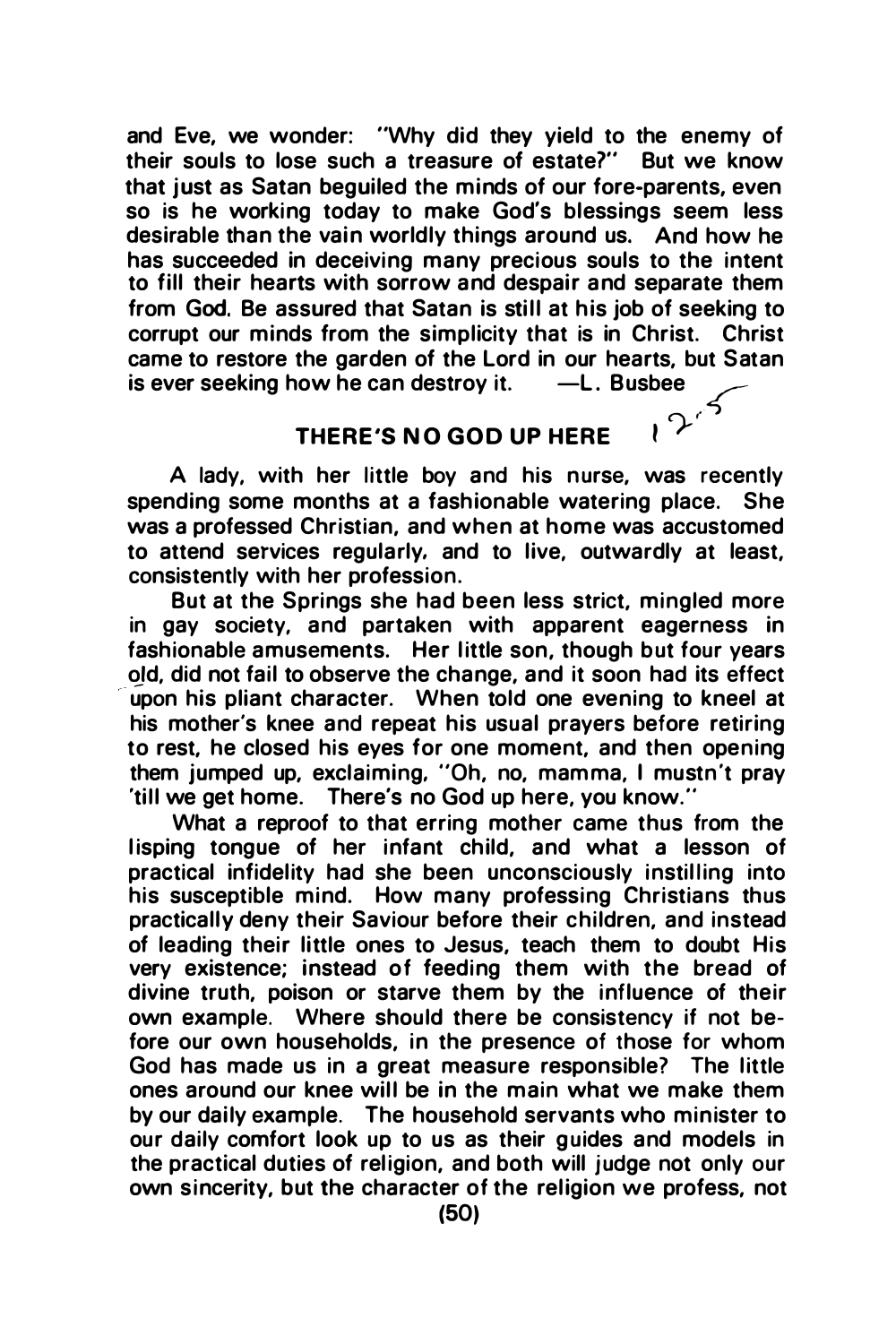and Eve, we wonder: "Why did they yield to the enemy of their souls to lose such a treasure of estate?" But we know that just as Satan beguiled the minds of our fore-parents, even so is he working today to make God's blessings seem less desirable than the vain worldly things around us. And how he has succeeded in deceiving many precious souls to the intent to fill their hearts with sorrow and despair and separate them from God. Be assured that Satan is still at his job of seeking to corrupt our minds from the simplicity that is in Christ. Christ came to restore the garden of the Lord in our hearts, but Satan is ever seeking how he can destroy it. —L. Busbee

## THERE'S NO GOD UP HERE

A lady, with her little boy and his nurse, was recently spending some months at a fashionable watering place. She was a professed Christian, and when at home was accustomed to attend services regularly, and to live, outwardly at least, consistently with her profession.

But at the Springs she had been less strict, mingled more in gay society, and partaken with apparent eagerness in fashionable amusements. Her little son, though but four years old, did not fail to observe the change, and it soon had its effect upon his pliant character. When told one evening to kneel at his mother's knee and repeat his usual prayers before retiring to rest, he closed his eyes for one moment, and then opening them jumped up, exclaiming, "Oh, no, mamma, I mustn't pray 'till we get home. There's no God up here, you know."

What a reproof to that erring mother came thus from the lisping tongue of her infant child, and what a lesson of practical infidelity had she been unconsciously instilling into his susceptible mind. How many professing Christians thus practically deny their Saviour before their children, and instead of leading their little ones to Jesus, teach them to doubt His very existence; instead of feeding them with the bread of divine truth, poison or starve them by the influence of their own example. Where should there be consistency if not before our own households, in the presence of those for whom God has made us in a great measure responsible? The little ones around our knee will be in the main what we make them by our daily example. The household servants who minister to our daily comfort look up to us as their guides and models in the practical duties of religion, and both will judge not only our own sincerity, but the character of the religion we profess, not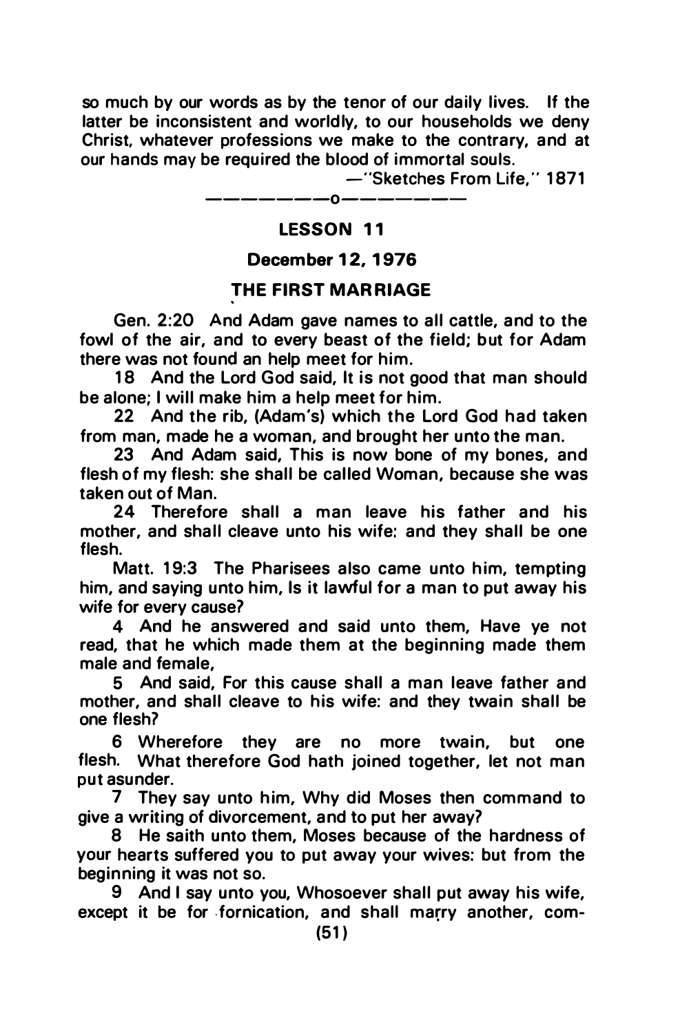so much by our words as by the tenor of our daily lives. If the latter be inconsistent and worldly, to our households we deny Christ, whatever professions we make to the contrary, and at our hands may be required the blood of immortal souls.

—"Sketches From Life," 1871

———————o———————

## LESSON 11

### December 12, 1976

### THE FIRST MARRIAGE

Gen. 2:20 And Adam gave names to all cattle, and to the fowl of the air, and to every beast of the field; but for Adam there was not found an help meet for him.

18 And the Lord God said, It is not good that man should be alone; I will make him a help meet for him.

22 And the rib, (Adam's) which the Lord God had taken from man, made he a woman, and brought her unto the man.

23 And Adam said, This is now bone of my bones, and flesh of my flesh: she shall be called Woman, because she was taken out of Man.

24 Therefore shall a man leave his father and his mother, and shall cleave unto his wife: and they shall be one flesh.

Matt. 19:3 The Pharisees also came unto him, tempting him, and saying unto him, Is it lawful for a man to put away his wife for every cause?

4 And he answered and said unto them, Have ye not read, that he which made them at the beginning made them male and female,

5 And said, For this cause shall a man leave father and mother, and shall cleave to his wife: and they twain shall be one flesh?

6 Wherefore they are no more twain, but one flesh. What therefore God hath joined together, let not man put asunder.

7 They say unto him, Why did Moses then command to give a writing of divorcement, and to put her away?

8 He saith unto them, Moses because of the hardness of your hearts suffered you to put away your wives: but from the beginning it was not so.

9 And I say unto you, Whosoever shall put away his wife, except it be for fornication, and shall marry another, com-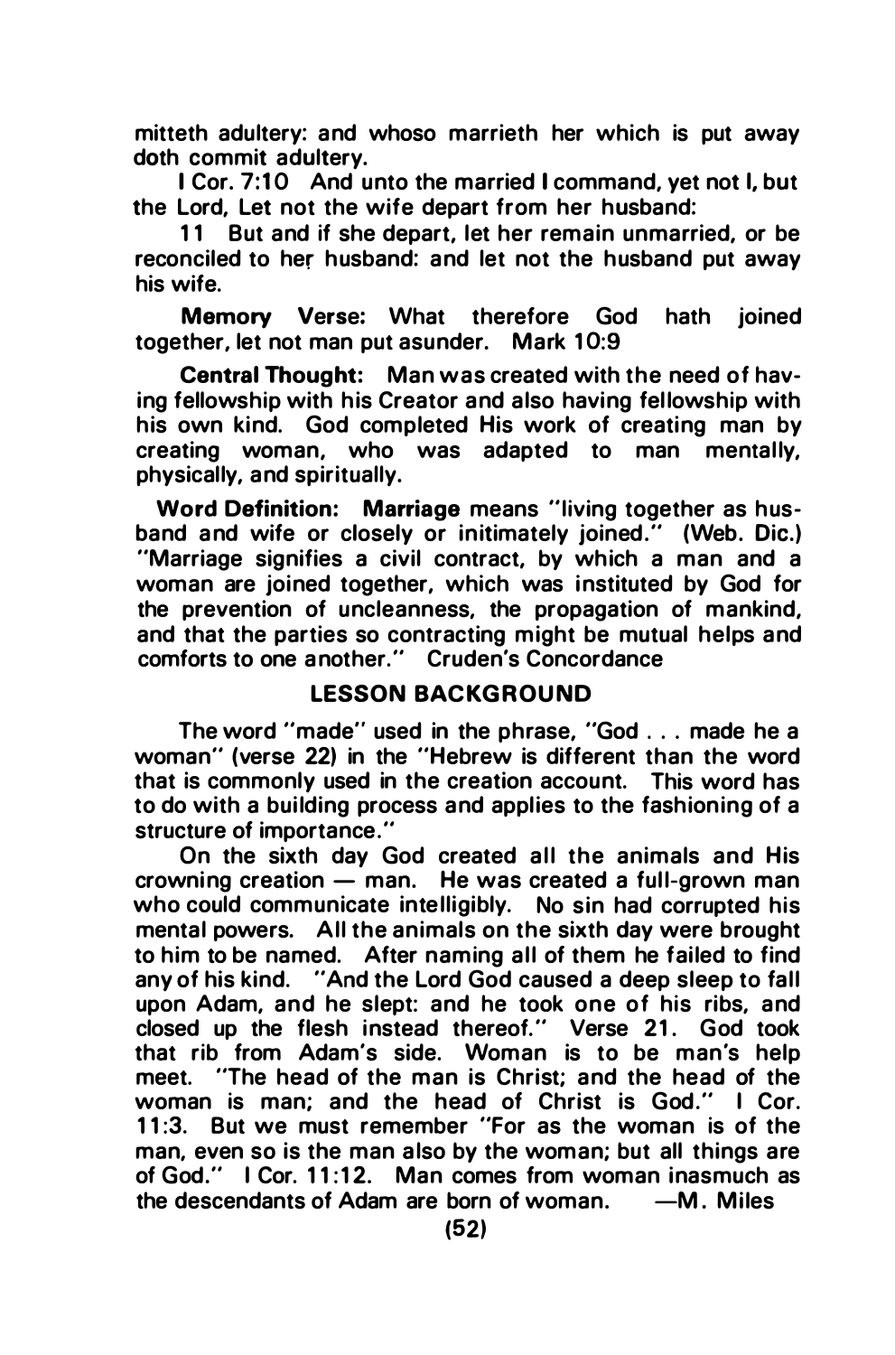mitteth adultery: and whoso marrieth her which is put away doth commit adultery.

I Cor. 7:10 And unto the married I command, yet not I, but the Lord, Let not the wife depart from her husband:

11 But and if she depart, let her remain unmarried, or be reconciled to her husband: and let not the husband put away his wife.

**Memory Verse:** What therefore God hath joined together, let not man put asunder. Mark 10:9

**Central Thought:** Man was created with the need of having fellowship with his Creator and also having fellowship with his own kind. God completed His work of creating man by creating woman, who was adapted to man mentally, physically, and spiritually.

**Word Definition:** **Marriage** means "living together as husband and wife or closely or initimately joined." (Web. Dic.) "Marriage signifies a civil contract, by which a man and a woman are joined together, which was instituted by God for the prevention of uncleanness, the propagation of mankind, and that the parties so contracting might be mutual helps and comforts to one another." Cruden's Concordance

## LESSON BACKGROUND

The word "made" used in the phrase, "God . . . made he a woman" (verse 22) in the "Hebrew is different than the word that is commonly used in the creation account. This word has to do with a building process and applies to the fashioning of a structure of importance."

On the sixth day God created all the animals and His crowning creation — man. He was created a full-grown man who could communicate intelligibly. No sin had corrupted his mental powers. All the animals on the sixth day were brought to him to be named. After naming all of them he failed to find any of his kind. "And the Lord God caused a deep sleep to fall upon Adam, and he slept: and he took one of his ribs, and closed up the flesh instead thereof." Verse 21. God took that rib from Adam's side. Woman is to be man's help meet. "The head of the man is Christ; and the head of the woman is man; and the head of Christ is God." I Cor. 11:3. But we must remember "For as the woman is of the man, even so is the man also by the woman; but all things are of God." I Cor. 11:12. Man comes from woman inasmuch as the descendants of Adam are born of woman. —M. Miles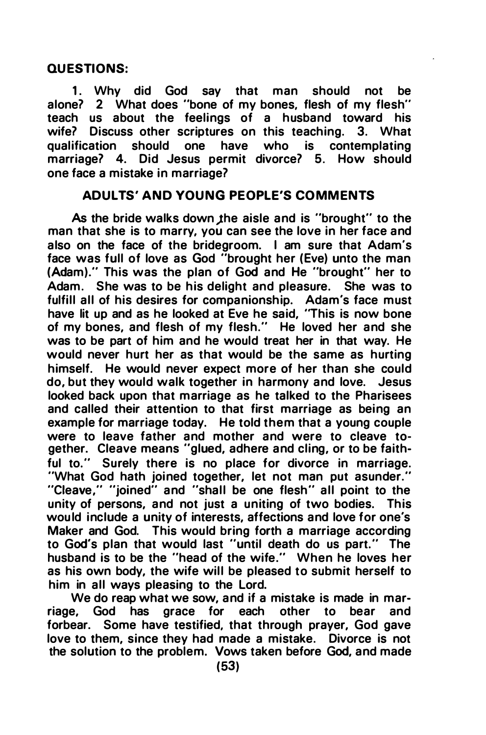**QUESTIONS:**

1. Why did God say that man should not be alone? 2 What does "bone of my bones, flesh of my flesh" teach us about the feelings of a husband toward his wife? Discuss other scriptures on this teaching. 3. What qualification should one have who is contemplating marriage? 4. Did Jesus permit divorce? 5. How should one face a mistake in marriage?

## ADULTS' AND YOUNG PEOPLE'S COMMENTS

As the bride walks down the aisle and is "brought" to the man that she is to marry, you can see the love in her face and also on the face of the bridegroom. I am sure that Adam's face was full of love as God "brought her (Eve) unto the man (Adam)." This was the plan of God and He "brought" her to Adam. She was to be his delight and pleasure. She was to fulfill all of his desires for companionship. Adam's face must have lit up and as he looked at Eve he said, "This is now bone of my bones, and flesh of my flesh." He loved her and she was to be part of him and he would treat her in that way. He would never hurt her as that would be the same as hurting himself. He would never expect more of her than she could do, but they would walk together in harmony and love. Jesus looked back upon that marriage as he talked to the Pharisees and called their attention to that first marriage as being an example for marriage today. He told them that a young couple were to leave father and mother and were to cleave together. Cleave means "glued, adhere and cling, or to be faithful to." Surely there is no place for divorce in marriage. "What God hath joined together, let not man put asunder." "Cleave," "joined" and "shall be one flesh" all point to the unity of persons, and not just a uniting of two bodies. This would include a unity of interests, affections and love for one's Maker and God. This would bring forth a marriage according to God's plan that would last "until death do us part." The husband is to be the "head of the wife." When he loves her as his own body, the wife will be pleased to submit herself to him in all ways pleasing to the Lord.

We do reap what we sow, and if a mistake is made in marriage, God has grace for each other to bear and forbear. Some have testified, that through prayer, God gave love to them, since they had made a mistake. Divorce is not the solution to the problem. Vows taken before God, and made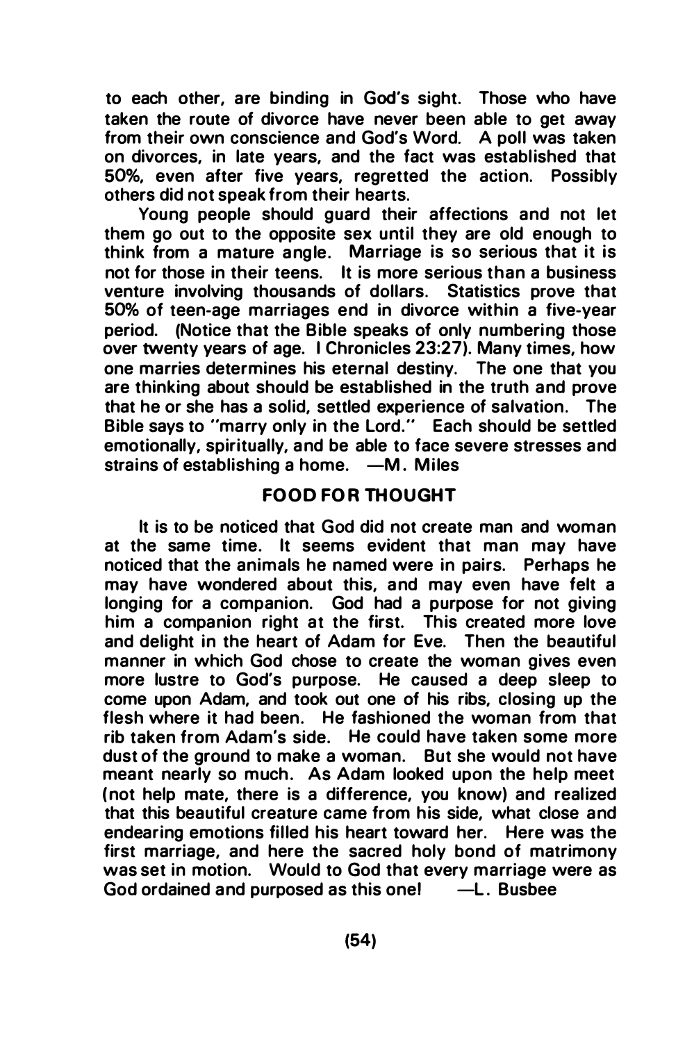to each other, are binding in God's sight. Those who have taken the route of divorce have never been able to get away from their own conscience and God's Word. A poll was taken on divorces, in late years, and the fact was established that 50%, even after five years, regretted the action. Possibly others did not speak from their hearts.

Young people should guard their affections and not let them go out to the opposite sex until they are old enough to think from a mature angle. Marriage is so serious that it is not for those in their teens. It is more serious than a business venture involving thousands of dollars. Statistics prove that 50% of teen-age marriages end in divorce within a five-year period. (Notice that the Bible speaks of only numbering those over twenty years of age. I Chronicles 23:27). Many times, how one marries determines his eternal destiny. The one that you are thinking about should be established in the truth and prove that he or she has a solid, settled experience of salvation. The Bible says to "marry only in the Lord." Each should be settled emotionally, spiritually, and be able to face severe stresses and strains of establishing a home. —M. Miles

## FOOD FOR THOUGHT

It is to be noticed that God did not create man and woman at the same time. It seems evident that man may have noticed that the animals he named were in pairs. Perhaps he may have wondered about this, and may even have felt a longing for a companion. God had a purpose for not giving him a companion right at the first. This created more love and delight in the heart of Adam for Eve. Then the beautiful manner in which God chose to create the woman gives even more lustre to God's purpose. He caused a deep sleep to come upon Adam, and took out one of his ribs, closing up the flesh where it had been. He fashioned the woman from that rib taken from Adam's side. He could have taken some more dust of the ground to make a woman. But she would not have meant nearly so much. As Adam looked upon the help meet (not help mate, there is a difference, you know) and realized that this beautiful creature came from his side, what close and endearing emotions filled his heart toward her. Here was the first marriage, and here the sacred holy bond of matrimony was set in motion. Would to God that every marriage were as God ordained and purposed as this one! —L. Busbee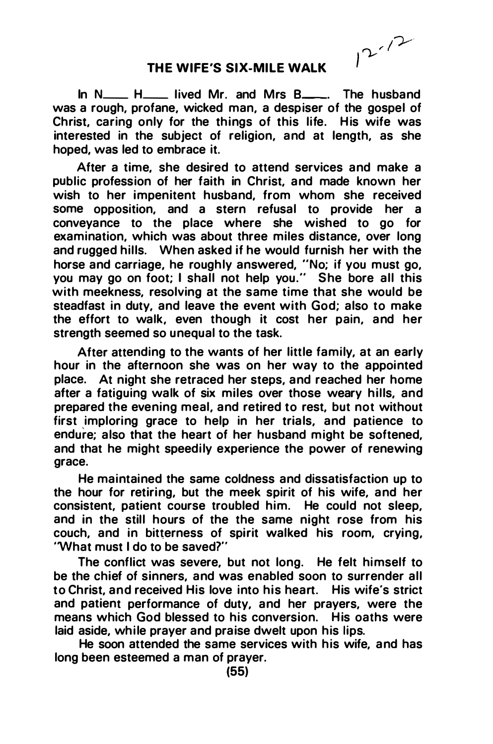# THE WIFE'S SIX-MILE WALK

In N\_\_\_\_ H\_\_\_\_ lived Mr. and Mrs B\_\_\_\_. The husband was a rough, profane, wicked man, a despiser of the gospel of Christ, caring only for the things of this life. His wife was interested in the subject of religion, and at length, as she hoped, was led to embrace it.

After a time, she desired to attend services and make a public profession of her faith in Christ, and made known her wish to her impenitent husband, from whom she received some opposition, and a stern refusal to provide her a conveyance to the place where she wished to go for examination, which was about three miles distance, over long and rugged hills. When asked if he would furnish her with the horse and carriage, he roughly answered, "No; if you must go, you may go on foot; I shall not help you." She bore all this with meekness, resolving at the same time that she would be steadfast in duty, and leave the event with God; also to make the effort to walk, even though it cost her pain, and her strength seemed so unequal to the task.

After attending to the wants of her little family, at an early hour in the afternoon she was on her way to the appointed place. At night she retraced her steps, and reached her home after a fatiguing walk of six miles over those weary hills, and prepared the evening meal, and retired to rest, but not without first imploring grace to help in her trials, and patience to endure; also that the heart of her husband might be softened, and that he might speedily experience the power of renewing grace.

He maintained the same coldness and dissatisfaction up to the hour for retiring, but the meek spirit of his wife, and her consistent, patient course troubled him. He could not sleep, and in the still hours of the the same night rose from his couch, and in bitterness of spirit walked his room, crying, "What must I do to be saved?"

The conflict was severe, but not long. He felt himself to be the chief of sinners, and was enabled soon to surrender all to Christ, and received His love into his heart. His wife's strict and patient performance of duty, and her prayers, were the means which God blessed to his conversion. His oaths were laid aside, while prayer and praise dwelt upon his lips.

He soon attended the same services with his wife, and has long been esteemed a man of prayer.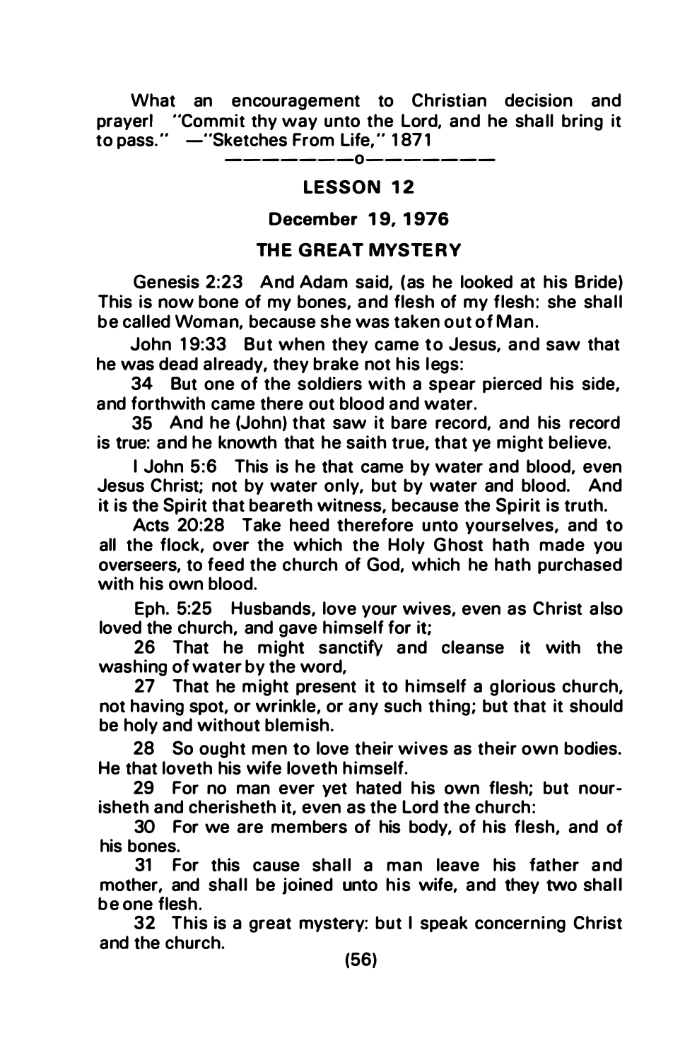What an encouragement to Christian decision and prayer! "Commit thy way unto the Lord, and he shall bring it to pass." —"Sketches From Life," 1871

—————o—————

## LESSON 12

### December 19, 1976

### THE GREAT MYSTERY

Genesis 2:23 And Adam said, (as he looked at his Bride) This is now bone of my bones, and flesh of my flesh: she shall be called Woman, because she was taken out of Man.

John 19:33 But when they came to Jesus, and saw that he was dead already, they brake not his legs:

34 But one of the soldiers with a spear pierced his side, and forthwith came there out blood and water.

35 And he (John) that saw it bare record, and his record is true: and he knowth that he saith true, that ye might believe.

I John 5:6 This is he that came by water and blood, even Jesus Christ; not by water only, but by water and blood. And it is the Spirit that beareth witness, because the Spirit is truth.

Acts 20:28 Take heed therefore unto yourselves, and to all the flock, over the which the Holy Ghost hath made you overseers, to feed the church of God, which he hath purchased with his own blood.

Eph. 5:25 Husbands, love your wives, even as Christ also loved the church, and gave himself for it;

26 That he might sanctify and cleanse it with the washing of water by the word,

27 That he might present it to himself a glorious church, not having spot, or wrinkle, or any such thing; but that it should be holy and without blemish.

28 So ought men to love their wives as their own bodies. He that loveth his wife loveth himself.

29 For no man ever yet hated his own flesh; but nourisheth and cherisheth it, even as the Lord the church:

30 For we are members of his body, of his flesh, and of his bones.

31 For this cause shall a man leave his father and mother, and shall be joined unto his wife, and they two shall be one flesh.

32 This is a great mystery: but I speak concerning Christ and the church.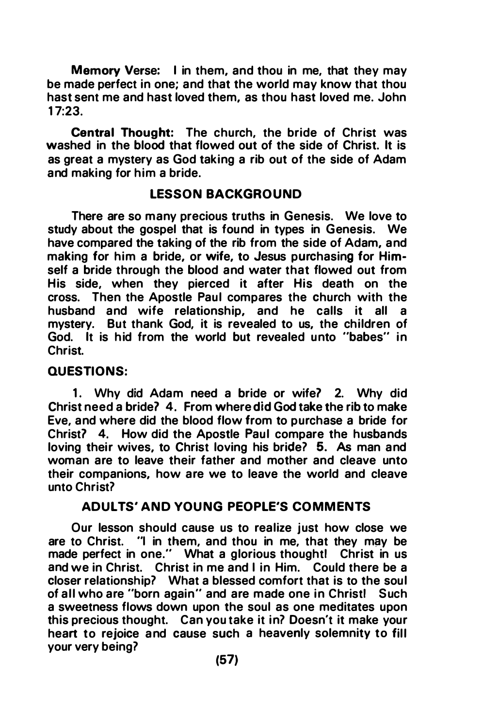**Memory Verse:** I in them, and thou in me, that they may be made perfect in one; and that the world may know that thou hast sent me and hast loved them, as thou hast loved me. John 17:23.

**Central Thought:** The church, the bride of Christ was washed in the blood that flowed out of the side of Christ. It is as great a mystery as God taking a rib out of the side of Adam and making for him a bride.

## LESSON BACKGROUND

There are so many precious truths in Genesis. We love to study about the gospel that is found in types in Genesis. We have compared the taking of the rib from the side of Adam, and making for him a bride, or wife, to Jesus purchasing for Himself a bride through the blood and water that flowed out from His side, when they pierced it after His death on the cross. Then the Apostle Paul compares the church with the husband and wife relationship, and he calls it all a mystery. But thank God, it is revealed to us, the children of God. It is hid from the world but revealed unto "babes" in Christ.

## QUESTIONS:

1. Why did Adam need a bride or wife? 2. Why did Christ need a bride? 4. From where did God take the rib to make Eve, and where did the blood flow from to purchase a bride for Christ? 4. How did the Apostle Paul compare the husbands loving their wives, to Christ loving his bride? 5. As man and woman are to leave their father and mother and cleave unto their companions, how are we to leave the world and cleave unto Christ?

## ADULTS' AND YOUNG PEOPLE'S COMMENTS

Our lesson should cause us to realize just how close we are to Christ. "I in them, and thou in me, that they may be made perfect in one." What a glorious thought! Christ in us and we in Christ. Christ in me and I in Him. Could there be a closer relationship? What a blessed comfort that is to the soul of all who are "born again" and are made one in Christ! Such a sweetness flows down upon the soul as one meditates upon this precious thought. Can you take it in? Doesn't it make your heart to rejoice and cause such a heavenly solemnity to fill your very being?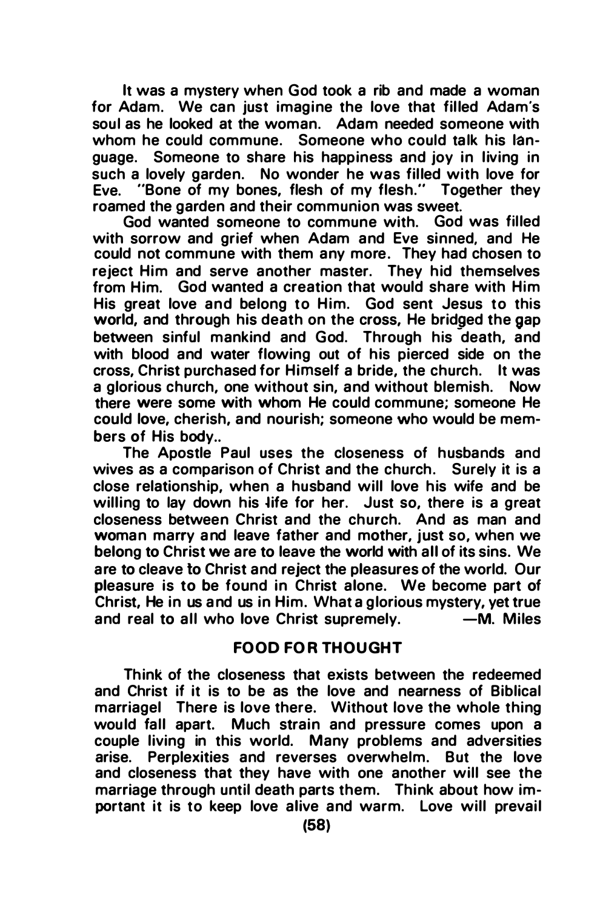It was a mystery when God took a rib and made a woman for Adam. We can just imagine the love that filled Adam's soul as he looked at the woman. Adam needed someone with whom he could commune. Someone who could talk his language. Someone to share his happiness and joy in living in such a lovely garden. No wonder he was filled with love for Eve. "Bone of my bones, flesh of my flesh." Together they roamed the garden and their communion was sweet.

God wanted someone to commune with. God was filled with sorrow and grief when Adam and Eve sinned, and He could not commune with them any more. They had chosen to reject Him and serve another master. They hid themselves from Him. God wanted a creation that would share with Him His great love and belong to Him. God sent Jesus to this world, and through his death on the cross, He bridged the gap between sinful mankind and God. Through his death, and with blood and water flowing out of his pierced side on the cross, Christ purchased for Himself a bride, the church. It was a glorious church, one without sin, and without blemish. Now there were some with whom He could commune; someone He could love, cherish, and nourish; someone who would be members of His body..

The Apostle Paul uses the closeness of husbands and wives as a comparison of Christ and the church. Surely it is a close relationship, when a husband will love his wife and be willing to lay down his life for her. Just so, there is a great closeness between Christ and the church. And as man and woman marry and leave father and mother, just so, when we belong to Christ we are to leave the world with all of its sins. We are to cleave to Christ and reject the pleasures of the world. Our pleasure is to be found in Christ alone. We become part of Christ, He in us and us in Him. What a glorious mystery, yet true and real to all who love Christ supremely. —M. Miles

## FOOD FOR THOUGHT

Think of the closeness that exists between the redeemed and Christ if it is to be as the love and nearness of Biblical marriage! There is love there. Without love the whole thing would fall apart. Much strain and pressure comes upon a couple living in this world. Many problems and adversities arise. Perplexities and reverses overwhelm. But the love and closeness that they have with one another will see the marriage through until death parts them. Think about how important it is to keep love alive and warm. Love will prevail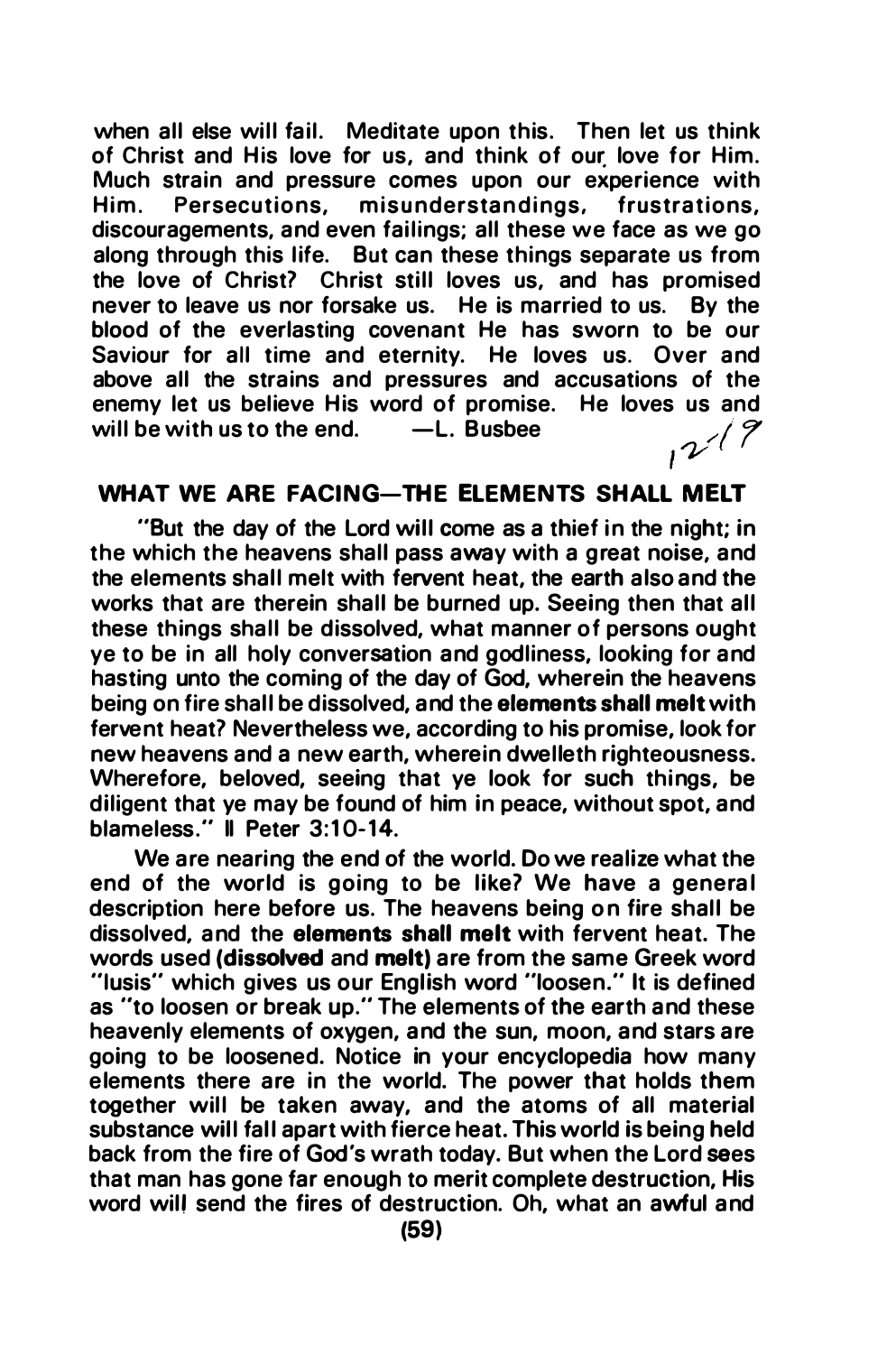when all else will fail. Meditate upon this. Then let us think of Christ and His love for us, and think of our love for Him. Much strain and pressure comes upon our experience with Him. Persecutions, misunderstandings, frustrations, discouragements, and even failings; all these we face as we go along through this life. But can these things separate us from the love of Christ? Christ still loves us, and has promised never to leave us nor forsake us. He is married to us. By the blood of the everlasting covenant He has sworn to be our Saviour for all time and eternity. He loves us. Over and above all the strains and pressures and accusations of the enemy let us believe His word of promise. He loves us and will be with us to the end. —L. Busbee

12/19

## WHAT WE ARE FACING—THE ELEMENTS SHALL MELT

"But the day of the Lord will come as a thief in the night; in the which the heavens shall pass away with a great noise, and the elements shall melt with fervent heat, the earth also and the works that are therein shall be burned up. Seeing then that all these things shall be dissolved, what manner of persons ought ye to be in all holy conversation and godliness, looking for and hasting unto the coming of the day of God, wherein the heavens being on fire shall be dissolved, and the **elements shall melt** with fervent heat? Nevertheless we, according to his promise, look for new heavens and a new earth, wherein dwelleth righteousness. Wherefore, beloved, seeing that ye look for such things, be diligent that ye may be found of him in peace, without spot, and blameless." II Peter 3:10-14.

We are nearing the end of the world. Do we realize what the end of the world is going to be like? We have a general description here before us. The heavens being on fire shall be dissolved, and the **elements shall melt** with fervent heat. The words used **(dissolved** and **melt)** are from the same Greek word "lusis" which gives us our English word "loosen." It is defined as "to loosen or break up." The elements of the earth and these heavenly elements of oxygen, and the sun, moon, and stars are going to be loosened. Notice in your encyclopedia how many elements there are in the world. The power that holds them together will be taken away, and the atoms of all material substance will fall apart with fierce heat. This world is being held back from the fire of God's wrath today. But when the Lord sees that man has gone far enough to merit complete destruction, His word will send the fires of destruction. Oh, what an awful and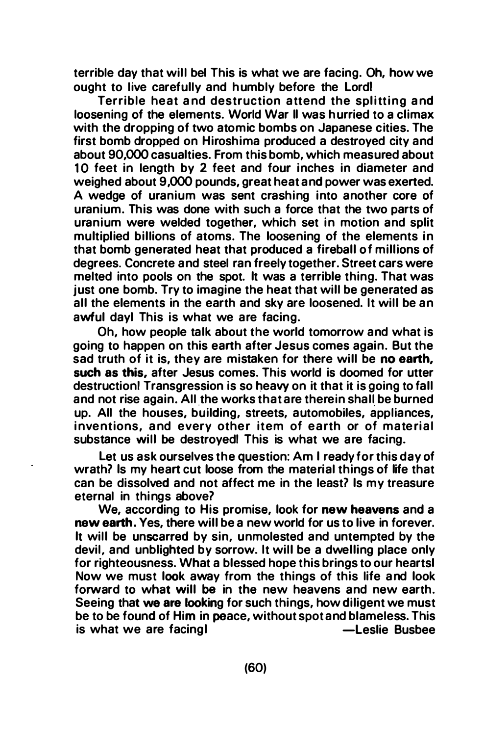terrible day that will be! This is what we are facing. Oh, how we ought to live carefully and humbly before the Lord!

Terrible heat and destruction attend the splitting and loosening of the elements. World War II was hurried to a climax with the dropping of two atomic bombs on Japanese cities. The first bomb dropped on Hiroshima produced a destroyed city and about 90,000 casualties. From this bomb, which measured about 10 feet in length by 2 feet and four inches in diameter and weighed about 9,000 pounds, great heat and power was exerted. A wedge of uranium was sent crashing into another core of uranium. This was done with such a force that the two parts of uranium were welded together, which set in motion and split multiplied billions of atoms. The loosening of the elements in that bomb generated heat that produced a fireball of millions of degrees. Concrete and steel ran freely together. Street cars were melted into pools on the spot. It was a terrible thing. That was just one bomb. Try to imagine the heat that will be generated as all the elements in the earth and sky are loosened. It will be an awful day! This is what we are facing.

Oh, how people talk about the world tomorrow and what is going to happen on this earth after Jesus comes again. But the sad truth of it is, they are mistaken for there will be **no earth, such as this,** after Jesus comes. This world is doomed for utter destruction! Transgression is so heavy on it that it is going to fall and not rise again. All the works that are therein shall be burned up. All the houses, building, streets, automobiles, appliances, inventions, and every other item of earth or of material substance will be destroyed! This is what we are facing.

Let us ask ourselves the question: Am I ready for this day of wrath? Is my heart cut loose from the material things of life that can be dissolved and not affect me in the least? Is my treasure eternal in things above?

We, according to His promise, look for **new heavens** and a **new earth.** Yes, there will be a new world for us to live in forever. It will be unscarred by sin, unmolested and untempted by the devil, and unblighted by sorrow. It will be a dwelling place only for righteousness. What a blessed hope this brings to our hearts! Now we must look away from the things of this life and look forward to what will be in the new heavens and new earth. Seeing that we are looking for such things, how diligent we must be to be found of Him in peace, without spot and blameless. This is what we are facing!

—Leslie Busbee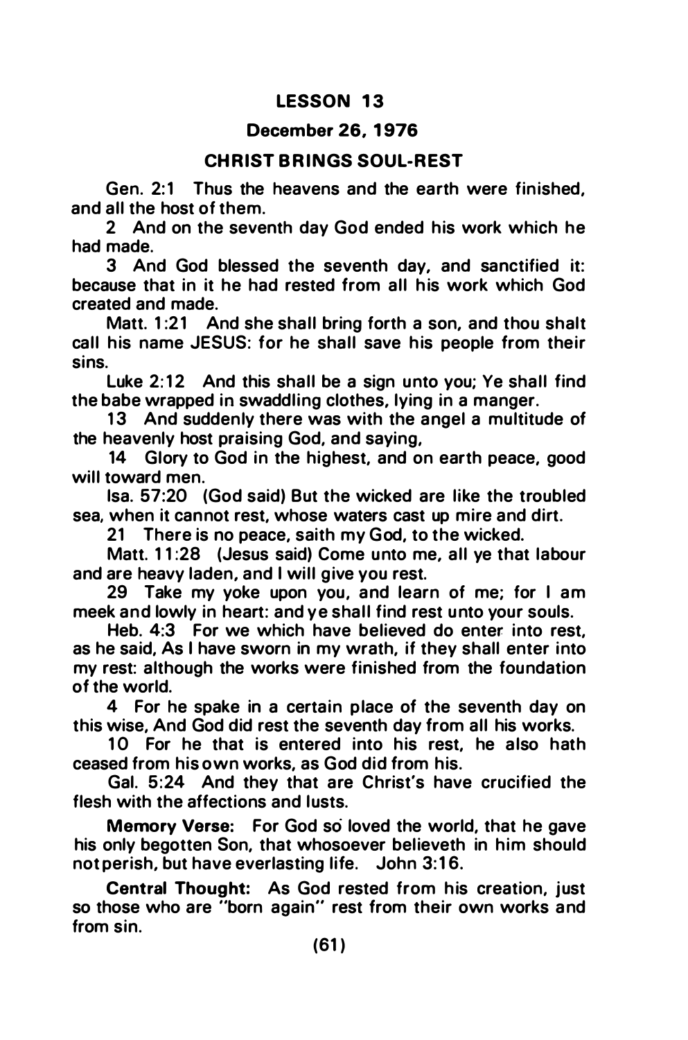## LESSON 13

### December 26, 1976

### CHRIST BRINGS SOUL-REST

Gen. 2:1 Thus the heavens and the earth were finished, and all the host of them.

2 And on the seventh day God ended his work which he had made.

3 And God blessed the seventh day, and sanctified it: because that in it he had rested from all his work which God created and made.

Matt. 1:21 And she shall bring forth a son, and thou shalt call his name JESUS: for he shall save his people from their sins.

Luke 2:12 And this shall be a sign unto you; Ye shall find the babe wrapped in swaddling clothes, lying in a manger.

13 And suddenly there was with the angel a multitude of the heavenly host praising God, and saying,

14 Glory to God in the highest, and on earth peace, good will toward men.

Isa. 57:20 (God said) But the wicked are like the troubled sea, when it cannot rest, whose waters cast up mire and dirt.

21 There is no peace, saith my God, to the wicked.

Matt. 11:28 (Jesus said) Come unto me, all ye that labour and are heavy laden, and I will give you rest.

29 Take my yoke upon you, and learn of me; for I am meek and lowly in heart: and ye shall find rest unto your souls.

Heb. 4:3 For we which have believed do enter into rest, as he said, As I have sworn in my wrath, if they shall enter into my rest: although the works were finished from the foundation of the world.

4 For he spake in a certain place of the seventh day on this wise, And God did rest the seventh day from all his works.

10 For he that is entered into his rest, he also hath ceased from his own works, as God did from his.

Gal. 5:24 And they that are Christ's have crucified the flesh with the affections and lusts.

**Memory Verse:** For God so loved the world, that he gave his only begotten Son, that whosoever believeth in him should not perish, but have everlasting life. John 3:16.

**Central Thought:** As God rested from his creation, just so those who are "born again" rest from their own works and from sin.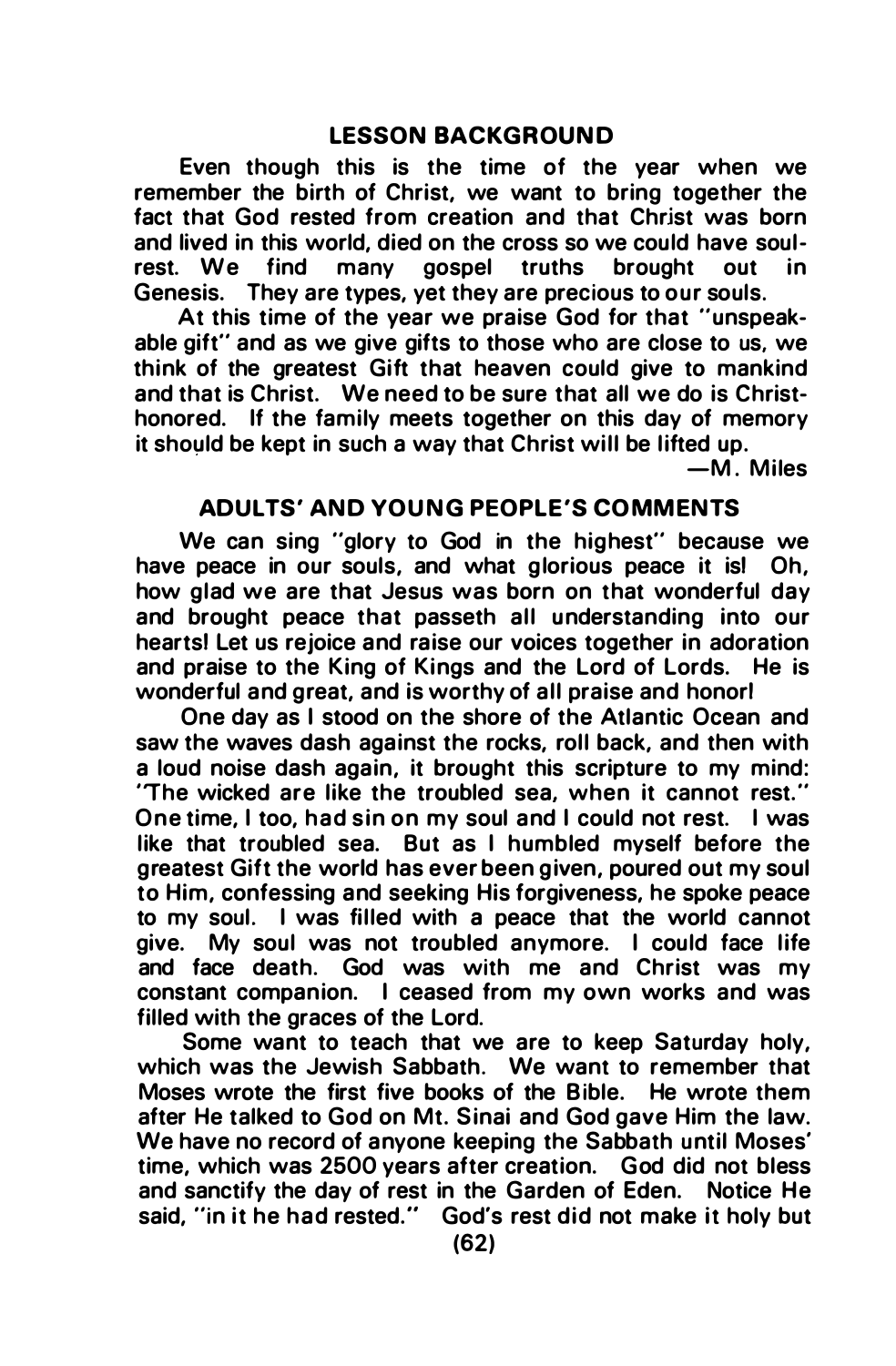## LESSON BACKGROUND

Even though this is the time of the year when we remember the birth of Christ, we want to bring together the fact that God rested from creation and that Christ was born and lived in this world, died on the cross so we could have soul-rest. We find many gospel truths brought out in Genesis. They are types, yet they are precious to our souls.

At this time of the year we praise God for that "unspeakable gift" and as we give gifts to those who are close to us, we think of the greatest Gift that heaven could give to mankind and that is Christ. We need to be sure that all we do is Christ-honored. If the family meets together on this day of memory it should be kept in such a way that Christ will be lifted up.

—M. Miles

## ADULTS' AND YOUNG PEOPLE'S COMMENTS

We can sing "glory to God in the highest" because we have peace in our souls, and what glorious peace it is! Oh, how glad we are that Jesus was born on that wonderful day and brought peace that passeth all understanding into our hearts! Let us rejoice and raise our voices together in adoration and praise to the King of Kings and the Lord of Lords. He is wonderful and great, and is worthy of all praise and honor!

One day as I stood on the shore of the Atlantic Ocean and saw the waves dash against the rocks, roll back, and then with a loud noise dash again, it brought this scripture to my mind: "The wicked are like the troubled sea, when it cannot rest." One time, I too, had sin on my soul and I could not rest. I was like that troubled sea. But as I humbled myself before the greatest Gift the world has ever been given, poured out my soul to Him, confessing and seeking His forgiveness, he spoke peace to my soul. I was filled with a peace that the world cannot give. My soul was not troubled anymore. I could face life and face death. God was with me and Christ was my constant companion. I ceased from my own works and was filled with the graces of the Lord.

Some want to teach that we are to keep Saturday holy, which was the Jewish Sabbath. We want to remember that Moses wrote the first five books of the Bible. He wrote them after He talked to God on Mt. Sinai and God gave Him the law. We have no record of anyone keeping the Sabbath until Moses' time, which was 2500 years after creation. God did not bless and sanctify the day of rest in the Garden of Eden. Notice He said, "in it he had rested." God's rest did not make it holy but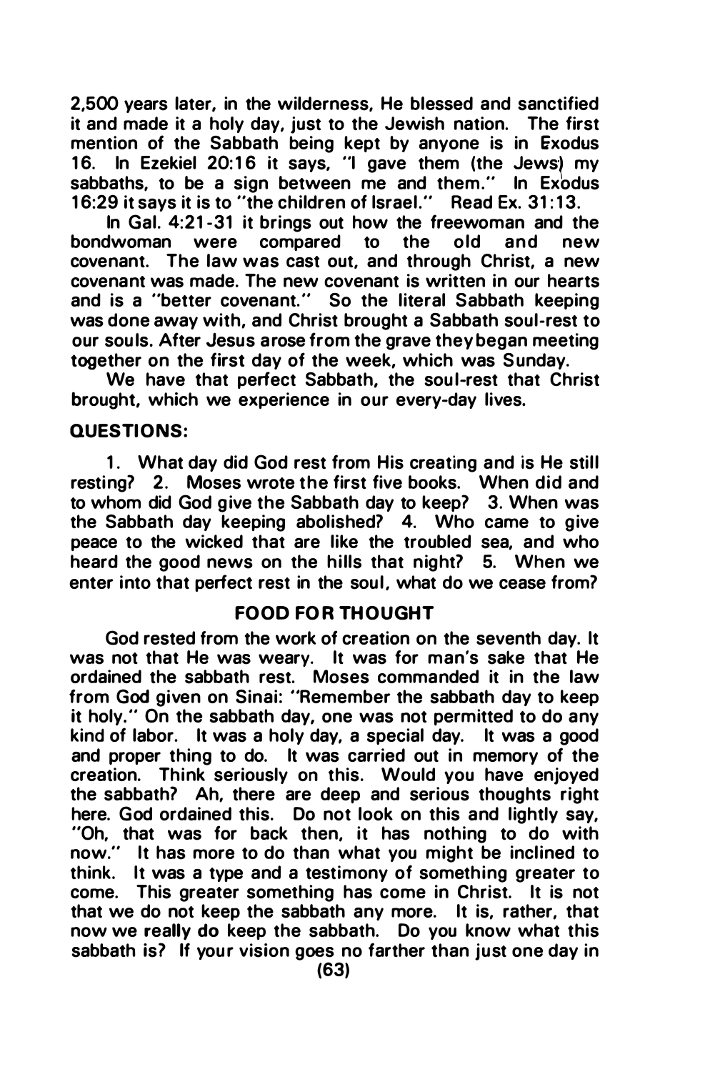2,500 years later, in the wilderness, He blessed and sanctified it and made it a holy day, just to the Jewish nation. The first mention of the Sabbath being kept by anyone is in Exodus 16. In Ezekiel 20:16 it says, "I gave them (the Jews) my sabbaths, to be a sign between me and them." In Exodus 16:29 it says it is to "the children of Israel." Read Ex. 31:13.

In Gal. 4:21-31 it brings out how the freewoman and the bondwoman were compared to the old and new covenant. The law was cast out, and through Christ, a new covenant was made. The new covenant is written in our hearts and is a "better covenant." So the literal Sabbath keeping was done away with, and Christ brought a Sabbath soul-rest to our souls. After Jesus arose from the grave they began meeting together on the first day of the week, which was Sunday.

We have that perfect Sabbath, the soul-rest that Christ brought, which we experience in our every-day lives.

**QUESTIONS:**

1. What day did God rest from His creating and is He still resting? 2. Moses wrote the first five books. When did and to whom did God give the Sabbath day to keep? 3. When was the Sabbath day keeping abolished? 4. Who came to give peace to the wicked that are like the troubled sea, and who heard the good news on the hills that night? 5. When we enter into that perfect rest in the soul, what do we cease from?

## FOOD FOR THOUGHT

God rested from the work of creation on the seventh day. It was not that He was weary. It was for man's sake that He ordained the sabbath rest. Moses commanded it in the law from God given on Sinai: "Remember the sabbath day to keep it holy." On the sabbath day, one was not permitted to do any kind of labor. It was a holy day, a special day. It was a good and proper thing to do. It was carried out in memory of the creation. Think seriously on this. Would you have enjoyed the sabbath? Ah, there are deep and serious thoughts right here. God ordained this. Do not look on this and lightly say, "Oh, that was for back then, it has nothing to do with now." It has more to do than what you might be inclined to think. It was a type and a testimony of something greater to come. This greater something has come in Christ. It is not that we do not keep the sabbath any more. It is, rather, that now we really do keep the sabbath. Do you know what this sabbath is? If your vision goes no farther than just one day in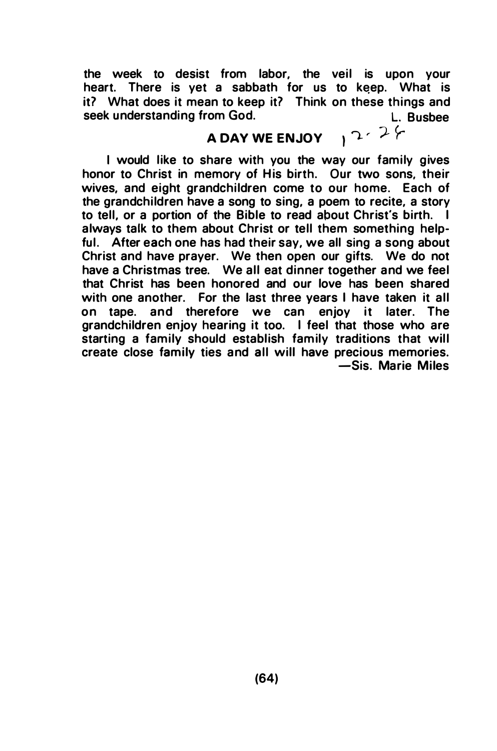the week to desist from labor, the veil is upon your heart. There is yet a sabbath for us to keep. What is it? What does it mean to keep it? Think on these things and seek understanding from God.

L. Busbee

## A DAY WE ENJOY 12-24

I would like to share with you the way our family gives honor to Christ in memory of His birth. Our two sons, their wives, and eight grandchildren come to our home. Each of the grandchildren have a song to sing, a poem to recite, a story to tell, or a portion of the Bible to read about Christ's birth. I always talk to them about Christ or tell them something helpful. After each one has had their say, we all sing a song about Christ and have prayer. We then open our gifts. We do not have a Christmas tree. We all eat dinner together and we feel that Christ has been honored and our love has been shared with one another. For the last three years I have taken it all on tape. and therefore we can enjoy it later. The grandchildren enjoy hearing it too. I feel that those who are starting a family should establish family traditions that will create close family ties and all will have precious memories.

—Sis. Marie Miles